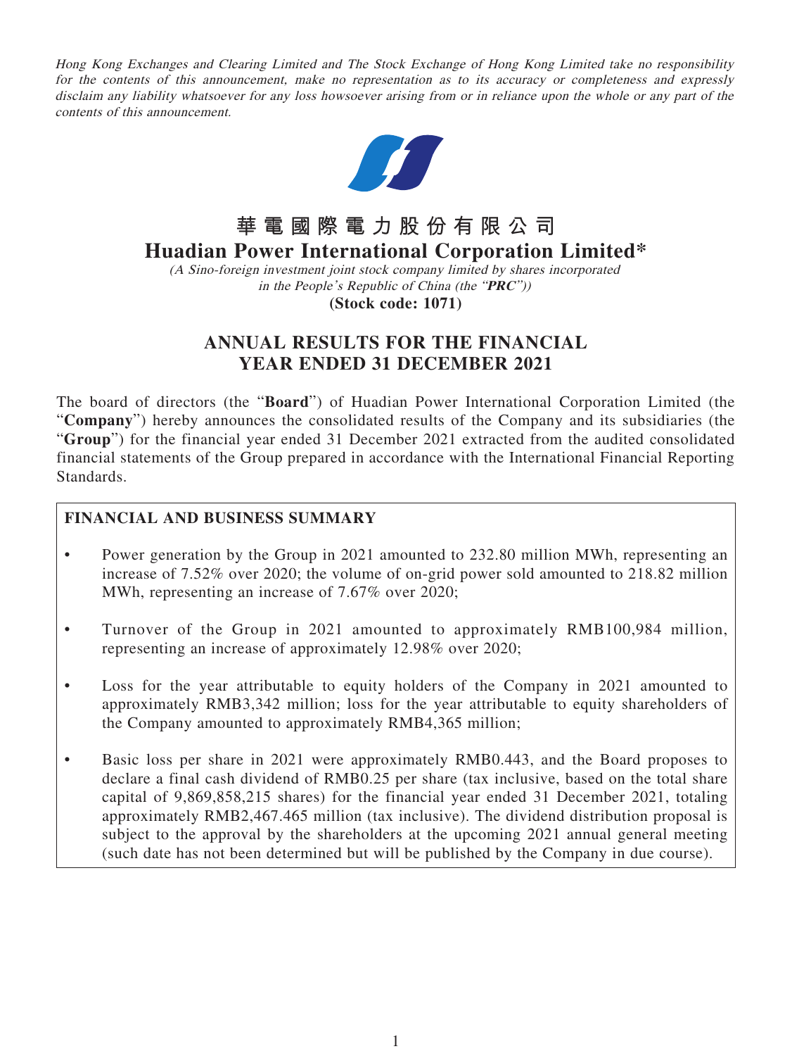*Hong Kong Exchanges and Clearing Limited and The Stock Exchange of Hong Kong Limited take no responsibility for the contents of this announcement, make no representation as to its accuracy or completeness and expressly disclaim any liability whatsoever for any loss howsoever arising from or in reliance upon the whole or any part of the contents of this announcement.*

# 華電國際電力股份有限公司
# Huadian Power International Corporation Limited*

*(A Sino-foreign investment joint stock company limited by shares incorporated in the People's Republic of China (the "**PRC**"))*

**(Stock code: 1071)**

## ANNUAL RESULTS FOR THE FINANCIAL YEAR ENDED 31 DECEMBER 2021

The board of directors (the "**Board**") of Huadian Power International Corporation Limited (the "**Company**") hereby announces the consolidated results of the Company and its subsidiaries (the "**Group**") for the financial year ended 31 December 2021 extracted from the audited consolidated financial statements of the Group prepared in accordance with the International Financial Reporting Standards.

### FINANCIAL AND BUSINESS SUMMARY

- Power generation by the Group in 2021 amounted to 232.80 million MWh, representing an increase of 7.52% over 2020; the volume of on-grid power sold amounted to 218.82 million MWh, representing an increase of 7.67% over 2020;
- Turnover of the Group in 2021 amounted to approximately RMB100,984 million, representing an increase of approximately 12.98% over 2020;
- Loss for the year attributable to equity holders of the Company in 2021 amounted to approximately RMB3,342 million; loss for the year attributable to equity shareholders of the Company amounted to approximately RMB4,365 million;
- Basic loss per share in 2021 were approximately RMB0.443, and the Board proposes to declare a final cash dividend of RMB0.25 per share (tax inclusive, based on the total share capital of 9,869,858,215 shares) for the financial year ended 31 December 2021, totaling approximately RMB2,467.465 million (tax inclusive). The dividend distribution proposal is subject to the approval by the shareholders at the upcoming 2021 annual general meeting (such date has not been determined but will be published by the Company in due course).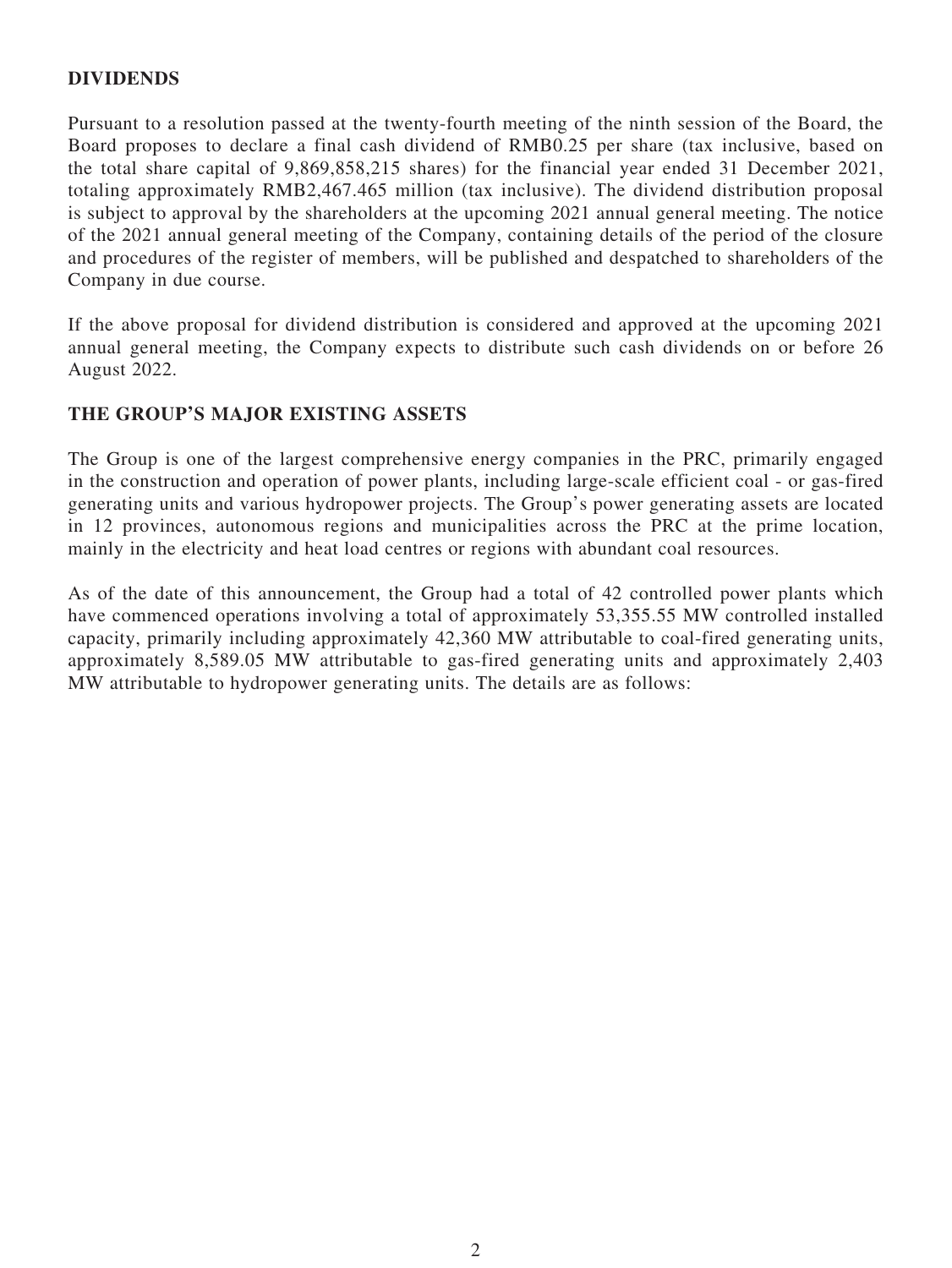## DIVIDENDS

Pursuant to a resolution passed at the twenty-fourth meeting of the ninth session of the Board, the Board proposes to declare a final cash dividend of RMB0.25 per share (tax inclusive, based on the total share capital of 9,869,858,215 shares) for the financial year ended 31 December 2021, totaling approximately RMB2,467.465 million (tax inclusive). The dividend distribution proposal is subject to approval by the shareholders at the upcoming 2021 annual general meeting. The notice of the 2021 annual general meeting of the Company, containing details of the period of the closure and procedures of the register of members, will be published and despatched to shareholders of the Company in due course.

If the above proposal for dividend distribution is considered and approved at the upcoming 2021 annual general meeting, the Company expects to distribute such cash dividends on or before 26 August 2022.

## THE GROUP'S MAJOR EXISTING ASSETS

The Group is one of the largest comprehensive energy companies in the PRC, primarily engaged in the construction and operation of power plants, including large-scale efficient coal - or gas-fired generating units and various hydropower projects. The Group's power generating assets are located in 12 provinces, autonomous regions and municipalities across the PRC at the prime location, mainly in the electricity and heat load centres or regions with abundant coal resources.

As of the date of this announcement, the Group had a total of 42 controlled power plants which have commenced operations involving a total of approximately 53,355.55 MW controlled installed capacity, primarily including approximately 42,360 MW attributable to coal-fired generating units, approximately 8,589.05 MW attributable to gas-fired generating units and approximately 2,403 MW attributable to hydropower generating units. The details are as follows: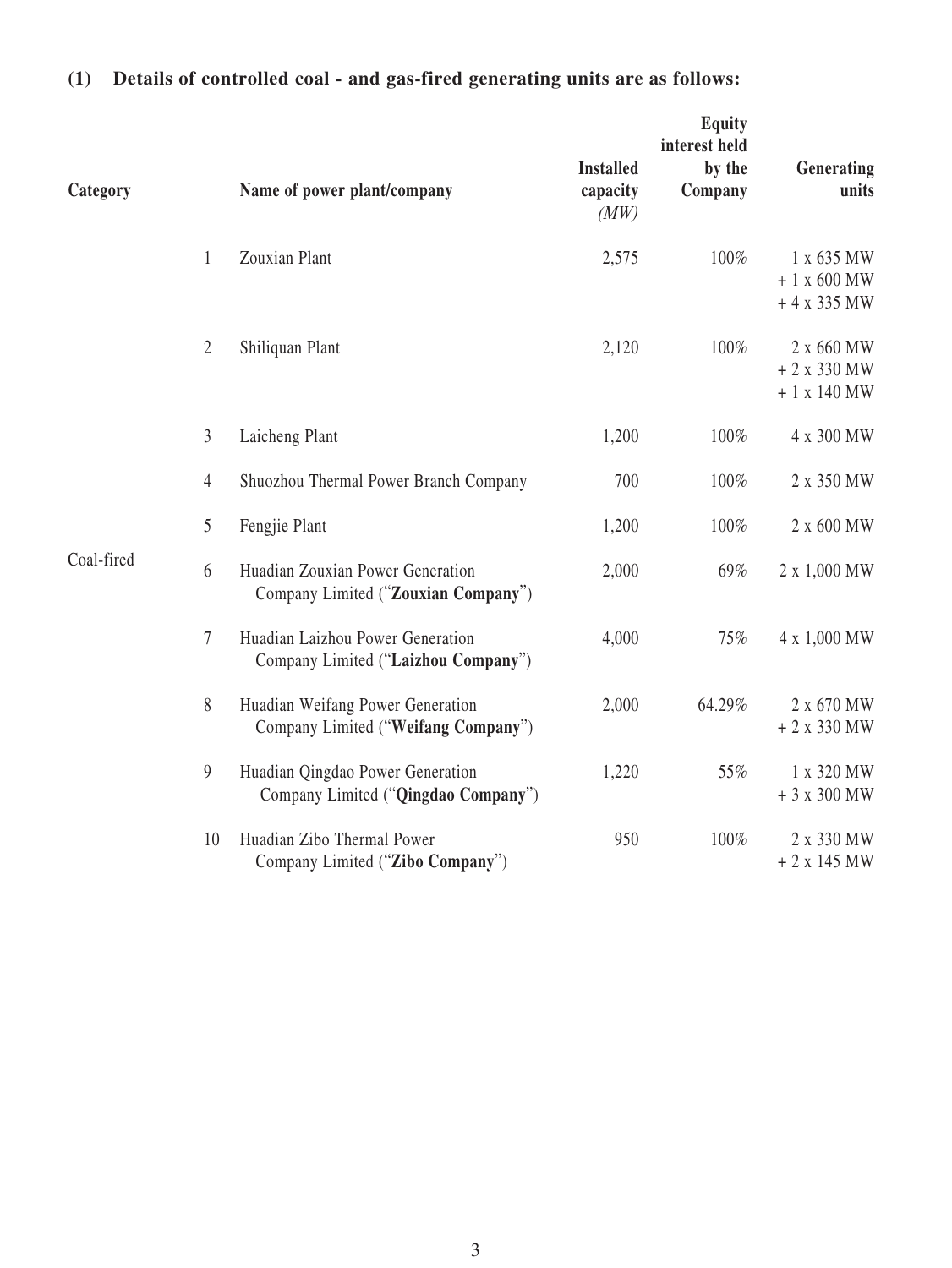### (1) Details of controlled coal - and gas-fired generating units are as follows:

| Category | | Name of power plant/company | Installed capacity *(MW)* | Equity interest held by the Company | Generating units |
|---|---|---|---|---|---|
| Coal-fired | 1 | Zouxian Plant | 2,575 | 100% | 1 x 635 MW + 1 x 600 MW + 4 x 335 MW |
| | 2 | Shiliquan Plant | 2,120 | 100% | 2 x 660 MW + 2 x 330 MW + 1 x 140 MW |
| | 3 | Laicheng Plant | 1,200 | 100% | 4 x 300 MW |
| | 4 | Shuozhou Thermal Power Branch Company | 700 | 100% | 2 x 350 MW |
| | 5 | Fengjie Plant | 1,200 | 100% | 2 x 600 MW |
| | 6 | Huadian Zouxian Power Generation Company Limited ("**Zouxian Company**") | 2,000 | 69% | 2 x 1,000 MW |
| | 7 | Huadian Laizhou Power Generation Company Limited ("**Laizhou Company**") | 4,000 | 75% | 4 x 1,000 MW |
| | 8 | Huadian Weifang Power Generation Company Limited ("**Weifang Company**") | 2,000 | 64.29% | 2 x 670 MW + 2 x 330 MW |
| | 9 | Huadian Qingdao Power Generation Company Limited ("**Qingdao Company**") | 1,220 | 55% | 1 x 320 MW + 3 x 300 MW |
| | 10 | Huadian Zibo Thermal Power Company Limited ("**Zibo Company**") | 950 | 100% | 2 x 330 MW + 2 x 145 MW |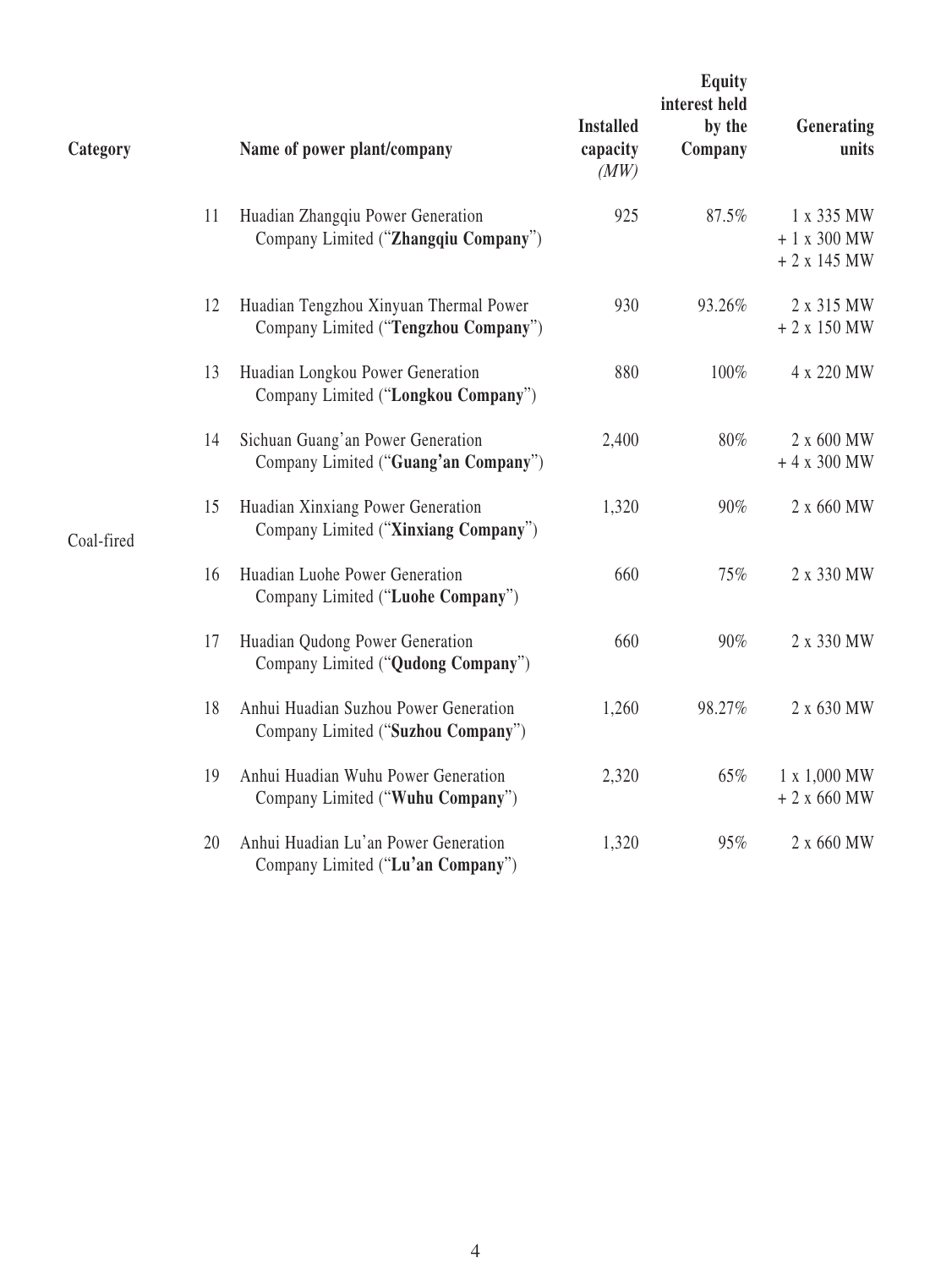| Category | | Name of power plant/company | Installed capacity *(MW)* | Equity interest held by the Company | Generating units |
|---|---|---|---|---|---|
| Coal-fired | 11 | Huadian Zhangqiu Power Generation Company Limited ("**Zhangqiu Company**") | 925 | 87.5% | 1 x 335 MW + 1 x 300 MW + 2 x 145 MW |
| | 12 | Huadian Tengzhou Xinyuan Thermal Power Company Limited ("**Tengzhou Company**") | 930 | 93.26% | 2 x 315 MW + 2 x 150 MW |
| | 13 | Huadian Longkou Power Generation Company Limited ("**Longkou Company**") | 880 | 100% | 4 x 220 MW |
| | 14 | Sichuan Guang'an Power Generation Company Limited ("**Guang'an Company**") | 2,400 | 80% | 2 x 600 MW + 4 x 300 MW |
| | 15 | Huadian Xinxiang Power Generation Company Limited ("**Xinxiang Company**") | 1,320 | 90% | 2 x 660 MW |
| | 16 | Huadian Luohe Power Generation Company Limited ("**Luohe Company**") | 660 | 75% | 2 x 330 MW |
| | 17 | Huadian Qudong Power Generation Company Limited ("**Qudong Company**") | 660 | 90% | 2 x 330 MW |
| | 18 | Anhui Huadian Suzhou Power Generation Company Limited ("**Suzhou Company**") | 1,260 | 98.27% | 2 x 630 MW |
| | 19 | Anhui Huadian Wuhu Power Generation Company Limited ("**Wuhu Company**") | 2,320 | 65% | 1 x 1,000 MW + 2 x 660 MW |
| | 20 | Anhui Huadian Lu'an Power Generation Company Limited ("**Lu'an Company**") | 1,320 | 95% | 2 x 660 MW |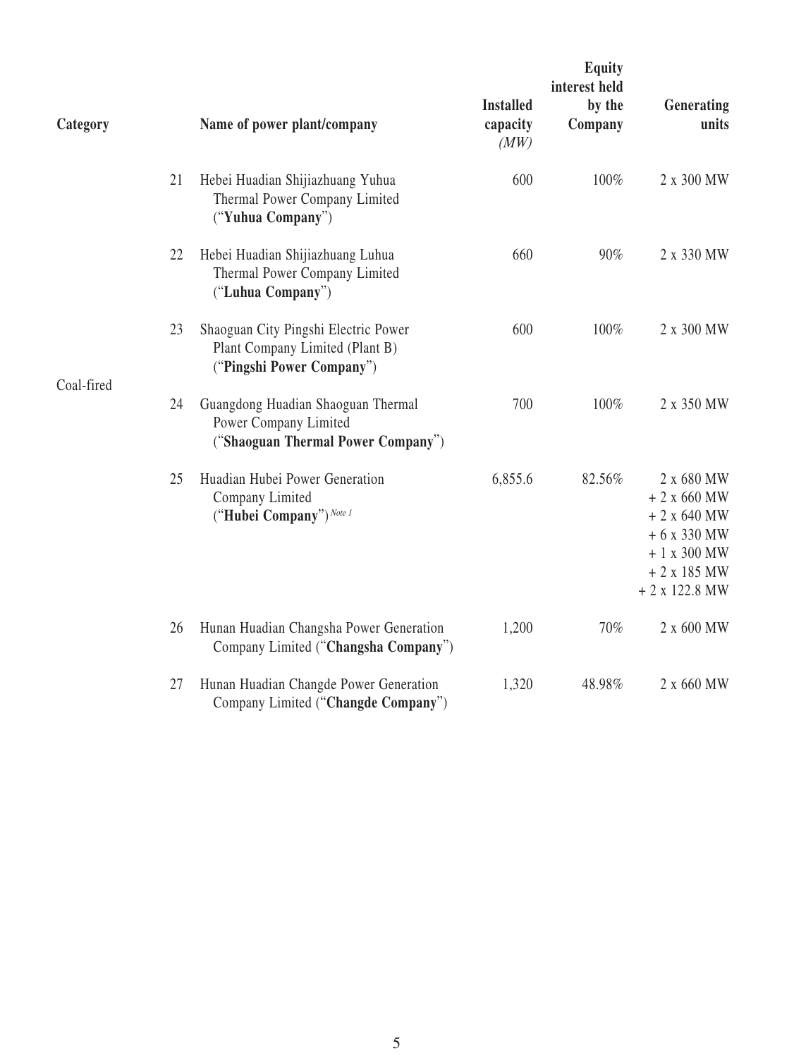| Category | | Name of power plant/company | Installed capacity *(MW)* | Equity interest held by the Company | Generating units |
|---|---|---|---|---|---|
| Coal-fired | 21 | Hebei Huadian Shijiazhuang Yuhua Thermal Power Company Limited ("**Yuhua Company**") | 600 | 100% | 2 x 300 MW |
| | 22 | Hebei Huadian Shijiazhuang Luhua Thermal Power Company Limited ("**Luhua Company**") | 660 | 90% | 2 x 330 MW |
| | 23 | Shaoguan City Pingshi Electric Power Plant Company Limited (Plant B) ("**Pingshi Power Company**") | 600 | 100% | 2 x 300 MW |
| | 24 | Guangdong Huadian Shaoguan Thermal Power Company Limited ("**Shaoguan Thermal Power Company**") | 700 | 100% | 2 x 350 MW |
| | 25 | Huadian Hubei Power Generation Company Limited ("**Hubei Company**") *Note 1* | 6,855.6 | 82.56% | 2 x 680 MW + 2 x 660 MW + 2 x 640 MW + 6 x 330 MW + 1 x 300 MW + 2 x 185 MW + 2 x 122.8 MW |
| | 26 | Hunan Huadian Changsha Power Generation Company Limited ("**Changsha Company**") | 1,200 | 70% | 2 x 600 MW |
| | 27 | Hunan Huadian Changde Power Generation Company Limited ("**Changde Company**") | 1,320 | 48.98% | 2 x 660 MW |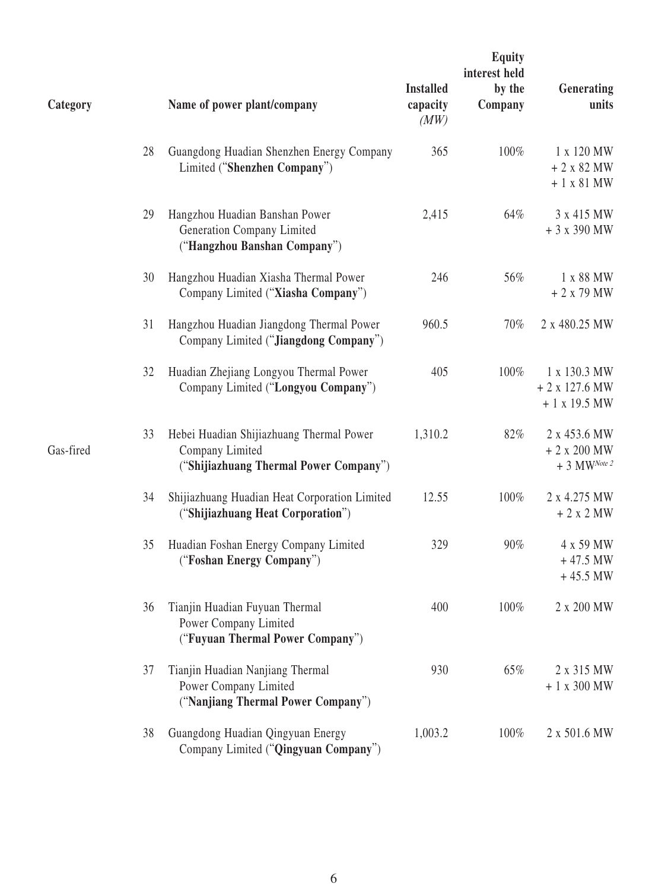| Category | | Name of power plant/company | Installed capacity (MW) | Equity interest held by the Company | Generating units |
|---|---|---|---|---|---|
| | 28 | Guangdong Huadian Shenzhen Energy Company Limited ("**Shenzhen Company**") | 365 | 100% | 1 x 120 MW + 2 x 82 MW + 1 x 81 MW |
| | 29 | Hangzhou Huadian Banshan Power Generation Company Limited ("**Hangzhou Banshan Company**") | 2,415 | 64% | 3 x 415 MW + 3 x 390 MW |
| | 30 | Hangzhou Huadian Xiasha Thermal Power Company Limited ("**Xiasha Company**") | 246 | 56% | 1 x 88 MW + 2 x 79 MW |
| | 31 | Hangzhou Huadian Jiangdong Thermal Power Company Limited ("**Jiangdong Company**") | 960.5 | 70% | 2 x 480.25 MW |
| | 32 | Huadian Zhejiang Longyou Thermal Power Company Limited ("**Longyou Company**") | 405 | 100% | 1 x 130.3 MW + 2 x 127.6 MW + 1 x 19.5 MW |
| Gas-fired | 33 | Hebei Huadian Shijiazhuang Thermal Power Company Limited ("**Shijiazhuang Thermal Power Company**") | 1,310.2 | 82% | 2 x 453.6 MW + 2 x 200 MW + 3 MW[Note 2] |
| | 34 | Shijiazhuang Huadian Heat Corporation Limited ("**Shijiazhuang Heat Corporation**") | 12.55 | 100% | 2 x 4.275 MW + 2 x 2 MW |
| | 35 | Huadian Foshan Energy Company Limited ("**Foshan Energy Company**") | 329 | 90% | 4 x 59 MW + 47.5 MW + 45.5 MW |
| | 36 | Tianjin Huadian Fuyuan Thermal Power Company Limited ("**Fuyuan Thermal Power Company**") | 400 | 100% | 2 x 200 MW |
| | 37 | Tianjin Huadian Nanjiang Thermal Power Company Limited ("**Nanjiang Thermal Power Company**") | 930 | 65% | 2 x 315 MW + 1 x 300 MW |
| | 38 | Guangdong Huadian Qingyuan Energy Company Limited ("**Qingyuan Company**") | 1,003.2 | 100% | 2 x 501.6 MW |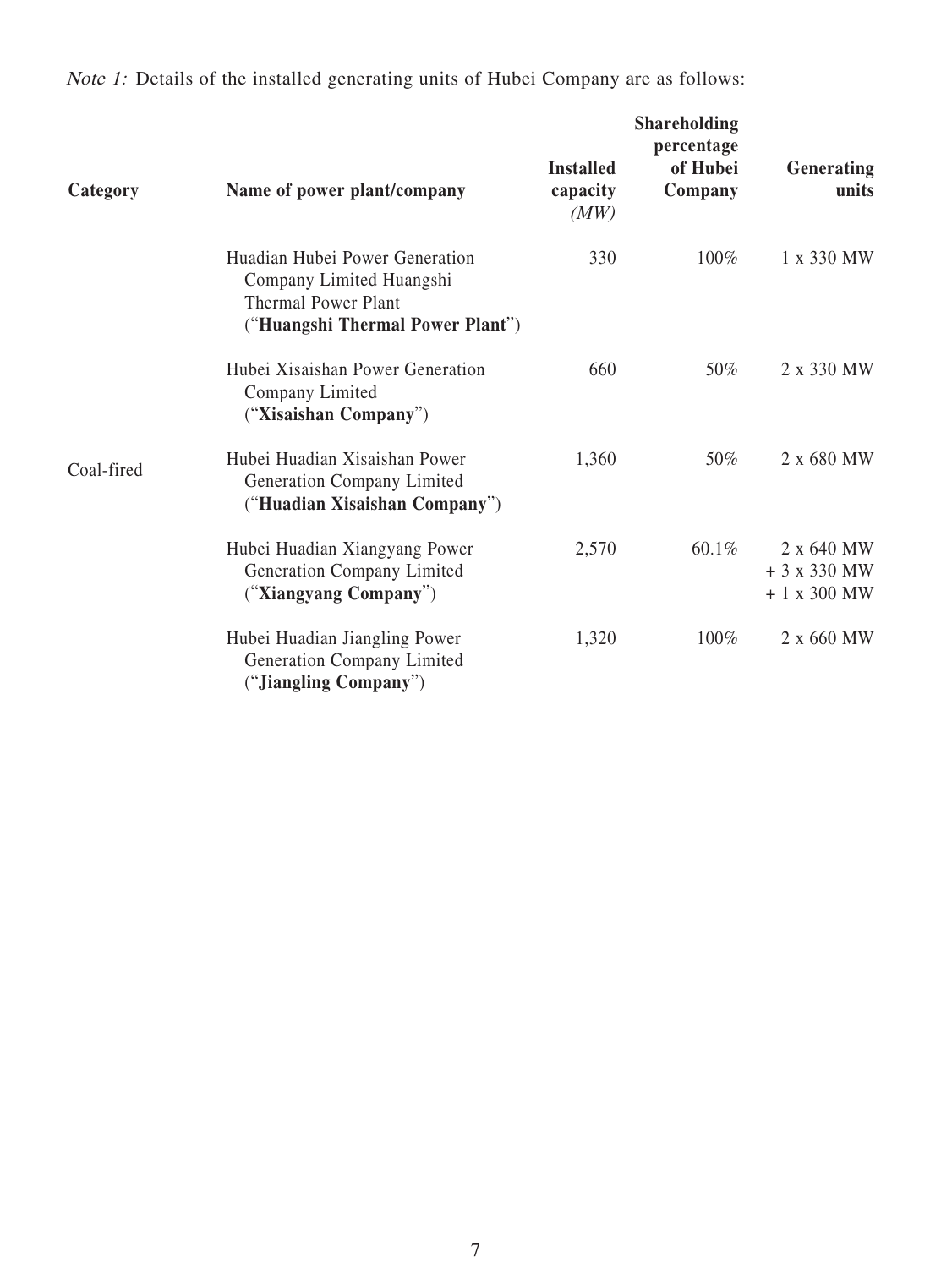*Note 1:* Details of the installed generating units of Hubei Company are as follows:

| Category | Name of power plant/company | Installed capacity *(MW)* | Shareholding percentage of Hubei Company | Generating units |
|---|---|---|---|---|
| Coal-fired | Huadian Hubei Power Generation Company Limited Huangshi Thermal Power Plant ("**Huangshi Thermal Power Plant**") | 330 | 100% | 1 x 330 MW |
| | Hubei Xisaishan Power Generation Company Limited ("**Xisaishan Company**") | 660 | 50% | 2 x 330 MW |
| | Hubei Huadian Xisaishan Power Generation Company Limited ("**Huadian Xisaishan Company**") | 1,360 | 50% | 2 x 680 MW |
| | Hubei Huadian Xiangyang Power Generation Company Limited ("**Xiangyang Company**") | 2,570 | 60.1% | 2 x 640 MW + 3 x 330 MW + 1 x 300 MW |
| | Hubei Huadian Jiangling Power Generation Company Limited ("**Jiangling Company**") | 1,320 | 100% | 2 x 660 MW |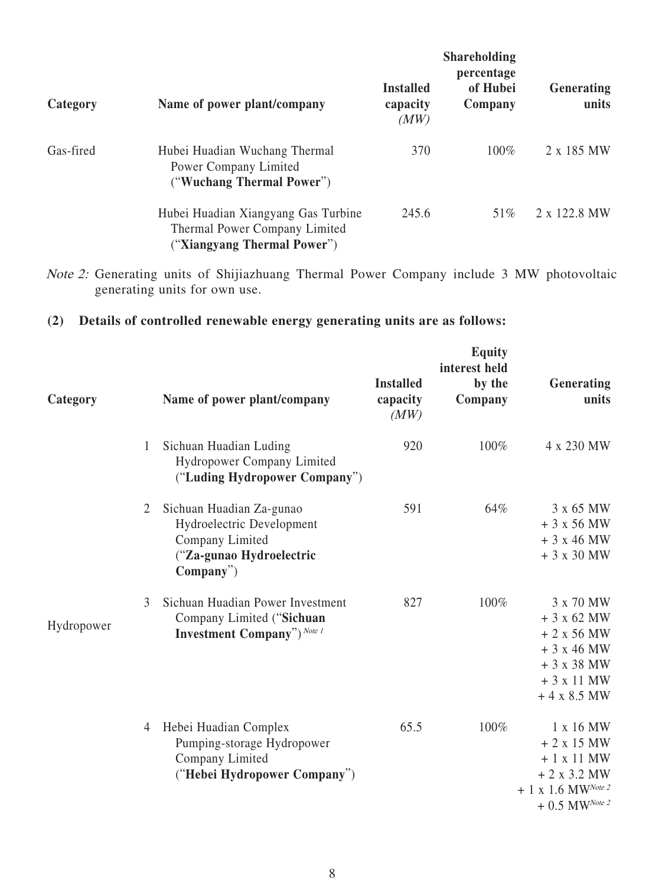| Category | Name of power plant/company | Installed capacity *(MW)* | Shareholding percentage of Hubei Company | Generating units |
|---|---|---|---|---|
| Gas-fired | Hubei Huadian Wuchang Thermal Power Company Limited ("**Wuchang Thermal Power**") | 370 | 100% | 2 x 185 MW |
| | Hubei Huadian Xiangyang Gas Turbine Thermal Power Company Limited ("**Xiangyang Thermal Power**") | 245.6 | 51% | 2 x 122.8 MW |

*Note 2:* Generating units of Shijiazhuang Thermal Power Company include 3 MW photovoltaic generating units for own use.

**(2) Details of controlled renewable energy generating units are as follows:**

| Category | | Name of power plant/company | Installed capacity *(MW)* | Equity interest held by the Company | Generating units |
|---|---|---|---|---|---|
| Hydropower | 1 | Sichuan Huadian Luding Hydropower Company Limited ("**Luding Hydropower Company**") | 920 | 100% | 4 x 230 MW |
| | 2 | Sichuan Huadian Za-gunao Hydroelectric Development Company Limited ("**Za-gunao Hydroelectric Company**") | 591 | 64% | 3 x 65 MW + 3 x 56 MW + 3 x 46 MW + 3 x 30 MW |
| | 3 | Sichuan Huadian Power Investment Company Limited ("**Sichuan Investment Company**") *Note 1* | 827 | 100% | 3 x 70 MW + 3 x 62 MW + 2 x 56 MW + 3 x 46 MW + 3 x 38 MW + 3 x 11 MW + 4 x 8.5 MW |
| | 4 | Hebei Huadian Complex Pumping-storage Hydropower Company Limited ("**Hebei Hydropower Company**") | 65.5 | 100% | 1 x 16 MW + 2 x 15 MW + 1 x 11 MW + 2 x 3.2 MW + 1 x 1.6 MW *Note 2* + 0.5 MW *Note 2* |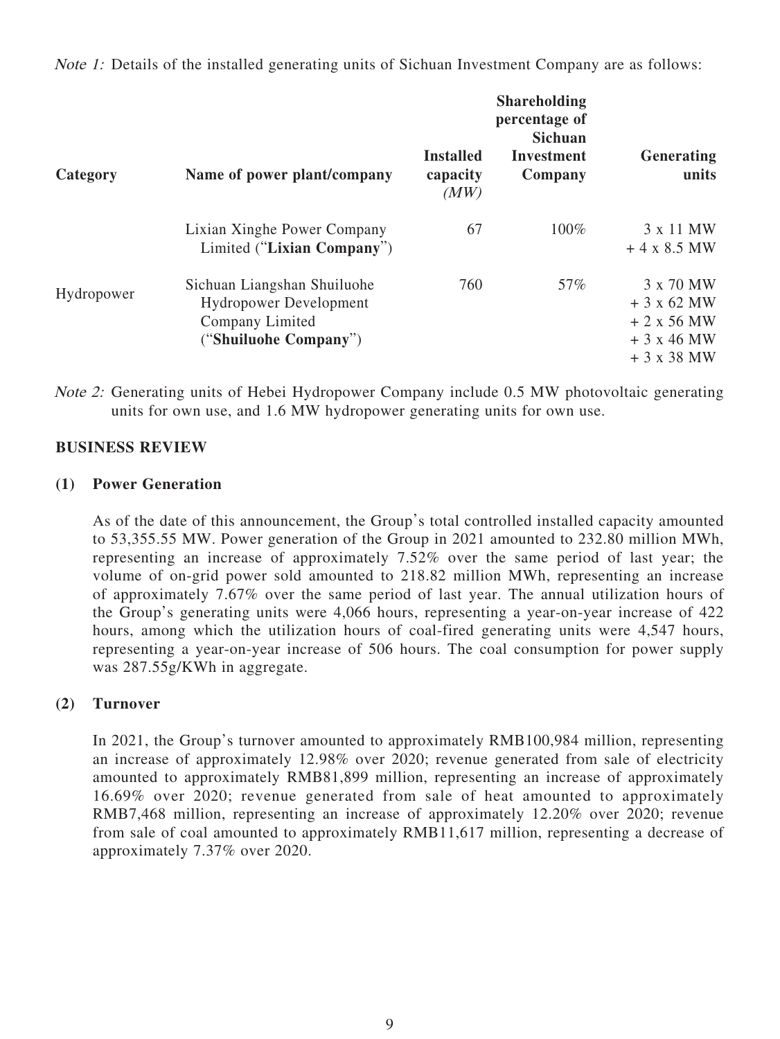*Note 1:* Details of the installed generating units of Sichuan Investment Company are as follows:

| Category | Name of power plant/company | Installed capacity *(MW)* | Shareholding percentage of Sichuan Investment Company | Generating units |
|---|---|---|---|---|
| Hydropower | Lixian Xinghe Power Company Limited ("**Lixian Company**") | 67 | 100% | 3 x 11 MW + 4 x 8.5 MW |
| | Sichuan Liangshan Shuiluohe Hydropower Development Company Limited ("**Shuiluohe Company**") | 760 | 57% | 3 x 70 MW + 3 x 62 MW + 2 x 56 MW + 3 x 46 MW + 3 x 38 MW |

*Note 2:* Generating units of Hebei Hydropower Company include 0.5 MW photovoltaic generating units for own use, and 1.6 MW hydropower generating units for own use.

## BUSINESS REVIEW

### (1) Power Generation

As of the date of this announcement, the Group's total controlled installed capacity amounted to 53,355.55 MW. Power generation of the Group in 2021 amounted to 232.80 million MWh, representing an increase of approximately 7.52% over the same period of last year; the volume of on-grid power sold amounted to 218.82 million MWh, representing an increase of approximately 7.67% over the same period of last year. The annual utilization hours of the Group's generating units were 4,066 hours, representing a year-on-year increase of 422 hours, among which the utilization hours of coal-fired generating units were 4,547 hours, representing a year-on-year increase of 506 hours. The coal consumption for power supply was 287.55g/KWh in aggregate.

### (2) Turnover

In 2021, the Group's turnover amounted to approximately RMB100,984 million, representing an increase of approximately 12.98% over 2020; revenue generated from sale of electricity amounted to approximately RMB81,899 million, representing an increase of approximately 16.69% over 2020; revenue generated from sale of heat amounted to approximately RMB7,468 million, representing an increase of approximately 12.20% over 2020; revenue from sale of coal amounted to approximately RMB11,617 million, representing a decrease of approximately 7.37% over 2020.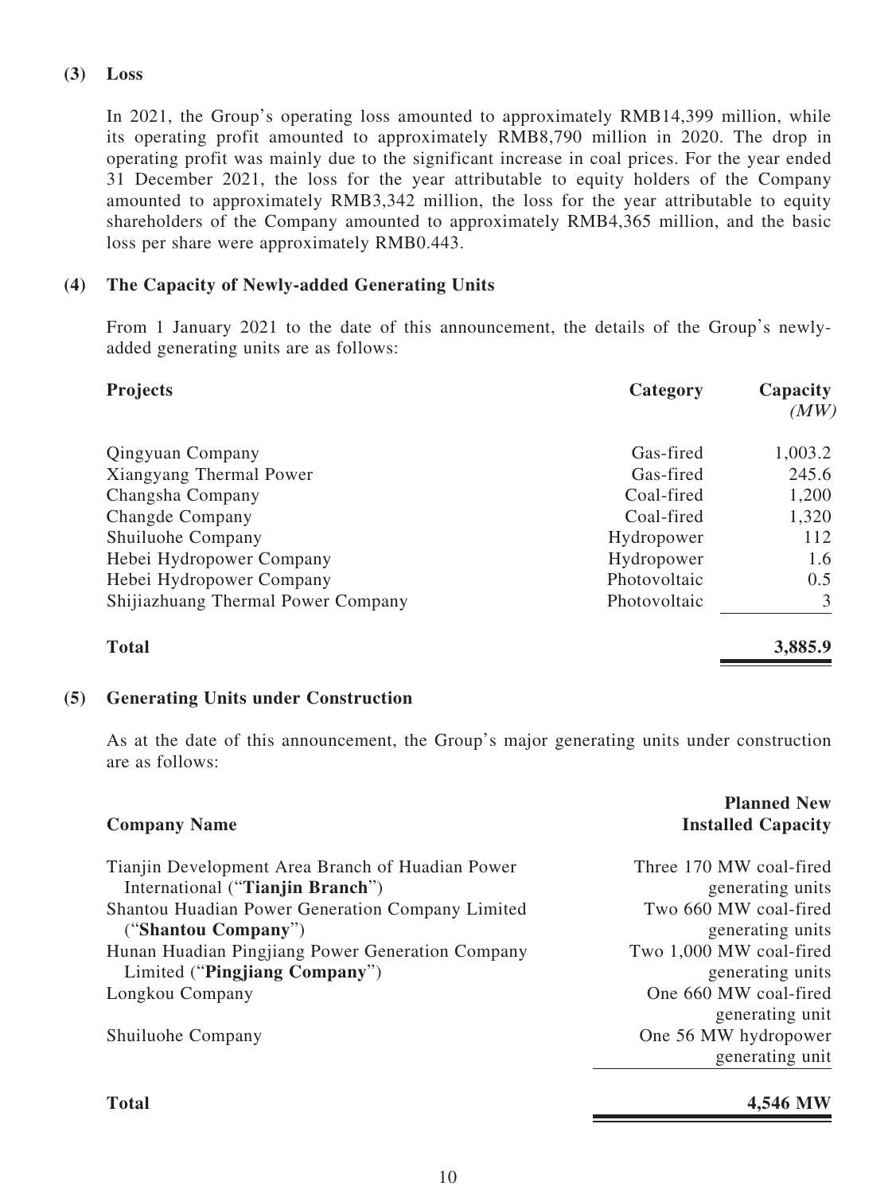### (3) Loss

In 2021, the Group's operating loss amounted to approximately RMB14,399 million, while its operating profit amounted to approximately RMB8,790 million in 2020. The drop in operating profit was mainly due to the significant increase in coal prices. For the year ended 31 December 2021, the loss for the year attributable to equity holders of the Company amounted to approximately RMB3,342 million, the loss for the year attributable to equity shareholders of the Company amounted to approximately RMB4,365 million, and the basic loss per share were approximately RMB0.443.

### (4) The Capacity of Newly-added Generating Units

From 1 January 2021 to the date of this announcement, the details of the Group's newly-added generating units are as follows:

| Projects | Category | Capacity *(MW)* |
|---|---|---|
| Qingyuan Company | Gas-fired | 1,003.2 |
| Xiangyang Thermal Power | Gas-fired | 245.6 |
| Changsha Company | Coal-fired | 1,200 |
| Changde Company | Coal-fired | 1,320 |
| Shuiluohe Company | Hydropower | 112 |
| Hebei Hydropower Company | Hydropower | 1.6 |
| Hebei Hydropower Company | Photovoltaic | 0.5 |
| Shijiazhuang Thermal Power Company | Photovoltaic | 3 |
| **Total** | | **3,885.9** |

### (5) Generating Units under Construction

As at the date of this announcement, the Group's major generating units under construction are as follows:

| Company Name | Planned New Installed Capacity |
|---|---|
| Tianjin Development Area Branch of Huadian Power International ("**Tianjin Branch**") | Three 170 MW coal-fired generating units |
| Shantou Huadian Power Generation Company Limited ("**Shantou Company**") | Two 660 MW coal-fired generating units |
| Hunan Huadian Pingjiang Power Generation Company Limited ("**Pingjiang Company**") | Two 1,000 MW coal-fired generating units |
| Longkou Company | One 660 MW coal-fired generating unit |
| Shuiluohe Company | One 56 MW hydropower generating unit |
| **Total** | **4,546 MW** |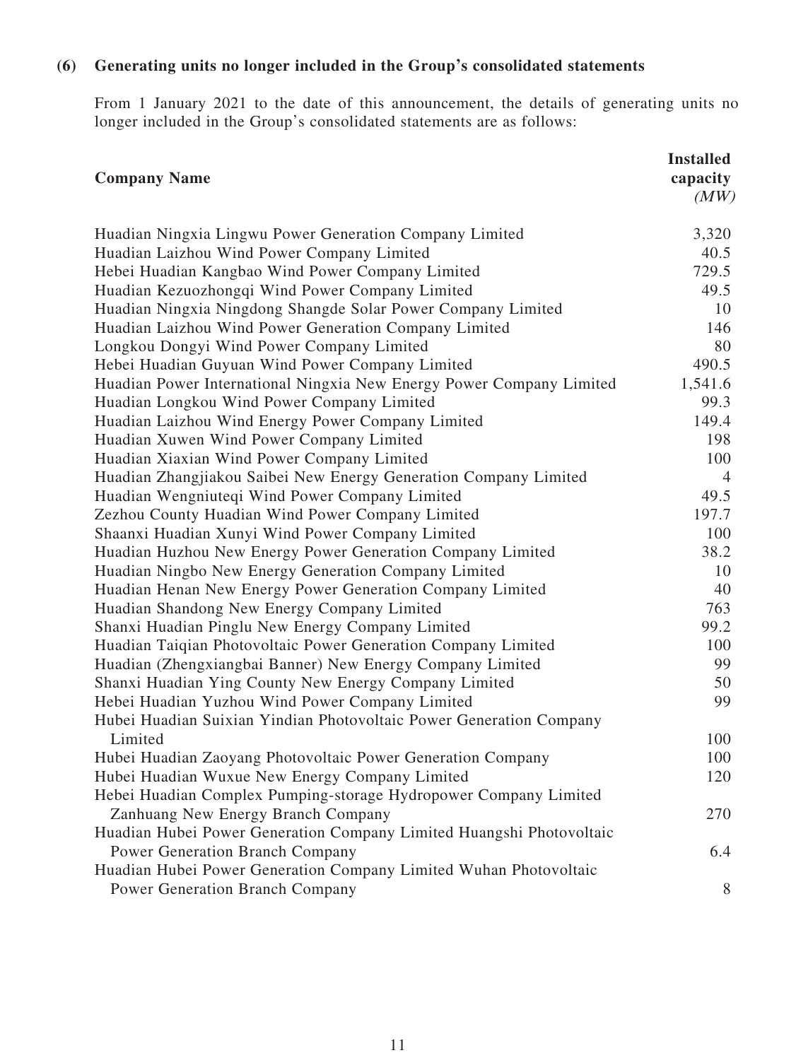**(6) Generating units no longer included in the Group's consolidated statements**

From 1 January 2021 to the date of this announcement, the details of generating units no longer included in the Group's consolidated statements are as follows:

| Company Name | Installed capacity *(MW)* |
|---|---|
| Huadian Ningxia Lingwu Power Generation Company Limited | 3,320 |
| Huadian Laizhou Wind Power Company Limited | 40.5 |
| Hebei Huadian Kangbao Wind Power Company Limited | 729.5 |
| Huadian Kezuozhongqi Wind Power Company Limited | 49.5 |
| Huadian Ningxia Ningdong Shangde Solar Power Company Limited | 10 |
| Huadian Laizhou Wind Power Generation Company Limited | 146 |
| Longkou Dongyi Wind Power Company Limited | 80 |
| Hebei Huadian Guyuan Wind Power Company Limited | 490.5 |
| Huadian Power International Ningxia New Energy Power Company Limited | 1,541.6 |
| Huadian Longkou Wind Power Company Limited | 99.3 |
| Huadian Laizhou Wind Energy Power Company Limited | 149.4 |
| Huadian Xuwen Wind Power Company Limited | 198 |
| Huadian Xiaxian Wind Power Company Limited | 100 |
| Huadian Zhangjiakou Saibei New Energy Generation Company Limited | 4 |
| Huadian Wengniuteqi Wind Power Company Limited | 49.5 |
| Zezhou County Huadian Wind Power Company Limited | 197.7 |
| Shaanxi Huadian Xunyi Wind Power Company Limited | 100 |
| Huadian Huzhou New Energy Power Generation Company Limited | 38.2 |
| Huadian Ningbo New Energy Generation Company Limited | 10 |
| Huadian Henan New Energy Power Generation Company Limited | 40 |
| Huadian Shandong New Energy Company Limited | 763 |
| Shanxi Huadian Pinglu New Energy Company Limited | 99.2 |
| Huadian Taiqian Photovoltaic Power Generation Company Limited | 100 |
| Huadian (Zhengxiangbai Banner) New Energy Company Limited | 99 |
| Shanxi Huadian Ying County New Energy Company Limited | 50 |
| Hebei Huadian Yuzhou Wind Power Company Limited | 99 |
| Hubei Huadian Suixian Yindian Photovoltaic Power Generation Company Limited | 100 |
| Hubei Huadian Zaoyang Photovoltaic Power Generation Company | 100 |
| Hubei Huadian Wuxue New Energy Company Limited | 120 |
| Hebei Huadian Complex Pumping-storage Hydropower Company Limited Zanhuang New Energy Branch Company | 270 |
| Huadian Hubei Power Generation Company Limited Huangshi Photovoltaic Power Generation Branch Company | 6.4 |
| Huadian Hubei Power Generation Company Limited Wuhan Photovoltaic Power Generation Branch Company | 8 |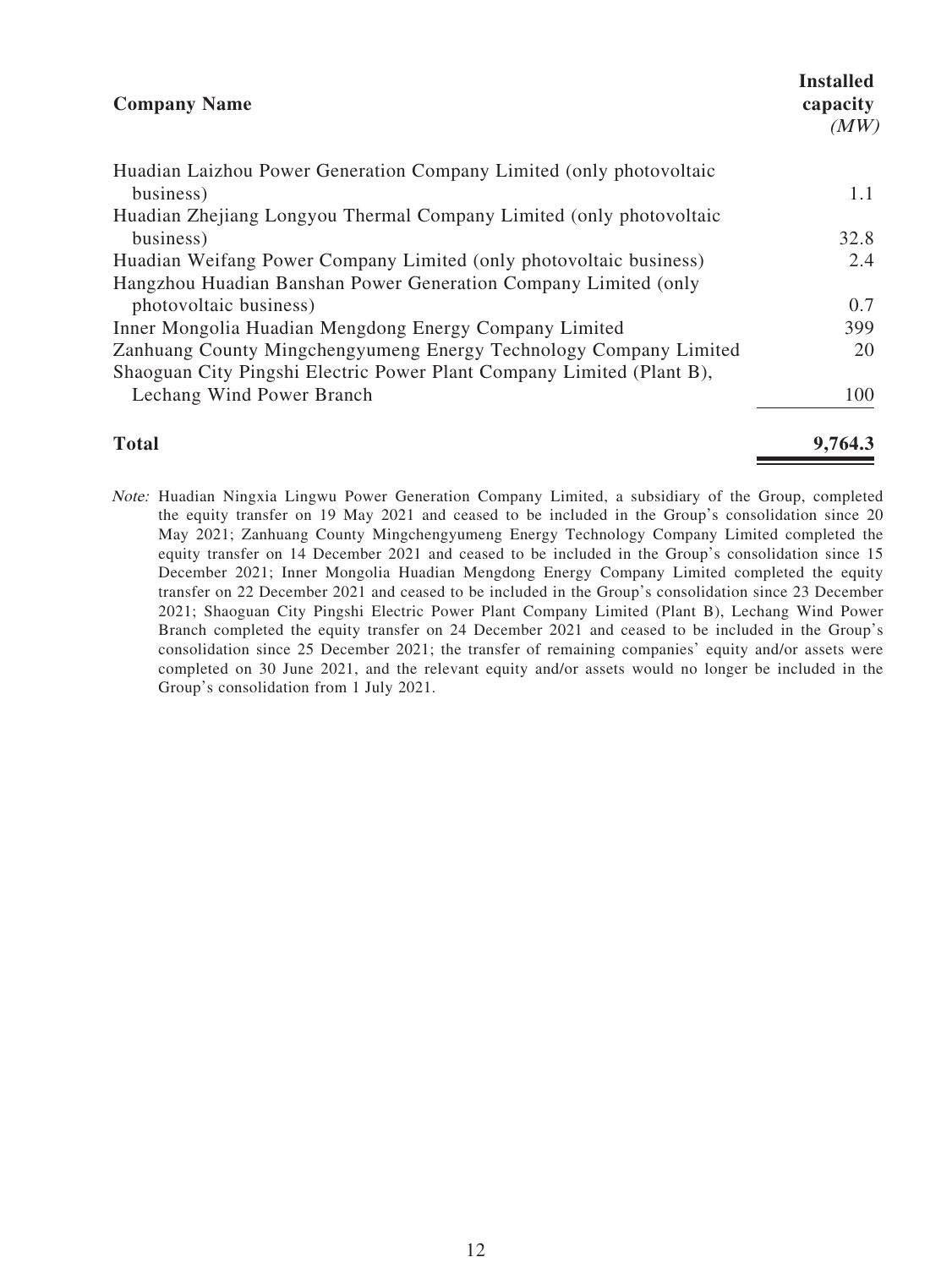| Company Name | Installed capacity *(MW)* |
| --- | --- |
| Huadian Laizhou Power Generation Company Limited (only photovoltaic business) | 1.1 |
| Huadian Zhejiang Longyou Thermal Company Limited (only photovoltaic business) | 32.8 |
| Huadian Weifang Power Company Limited (only photovoltaic business) | 2.4 |
| Hangzhou Huadian Banshan Power Generation Company Limited (only photovoltaic business) | 0.7 |
| Inner Mongolia Huadian Mengdong Energy Company Limited | 399 |
| Zanhuang County Mingchengyumeng Energy Technology Company Limited | 20 |
| Shaoguan City Pingshi Electric Power Plant Company Limited (Plant B), Lechang Wind Power Branch | 100 |
| **Total** | **9,764.3** |

*Note:* Huadian Ningxia Lingwu Power Generation Company Limited, a subsidiary of the Group, completed the equity transfer on 19 May 2021 and ceased to be included in the Group's consolidation since 20 May 2021; Zanhuang County Mingchengyumeng Energy Technology Company Limited completed the equity transfer on 14 December 2021 and ceased to be included in the Group's consolidation since 15 December 2021; Inner Mongolia Huadian Mengdong Energy Company Limited completed the equity transfer on 22 December 2021 and ceased to be included in the Group's consolidation since 23 December 2021; Shaoguan City Pingshi Electric Power Plant Company Limited (Plant B), Lechang Wind Power Branch completed the equity transfer on 24 December 2021 and ceased to be included in the Group's consolidation since 25 December 2021; the transfer of remaining companies' equity and/or assets were completed on 30 June 2021, and the relevant equity and/or assets would no longer be included in the Group's consolidation from 1 July 2021.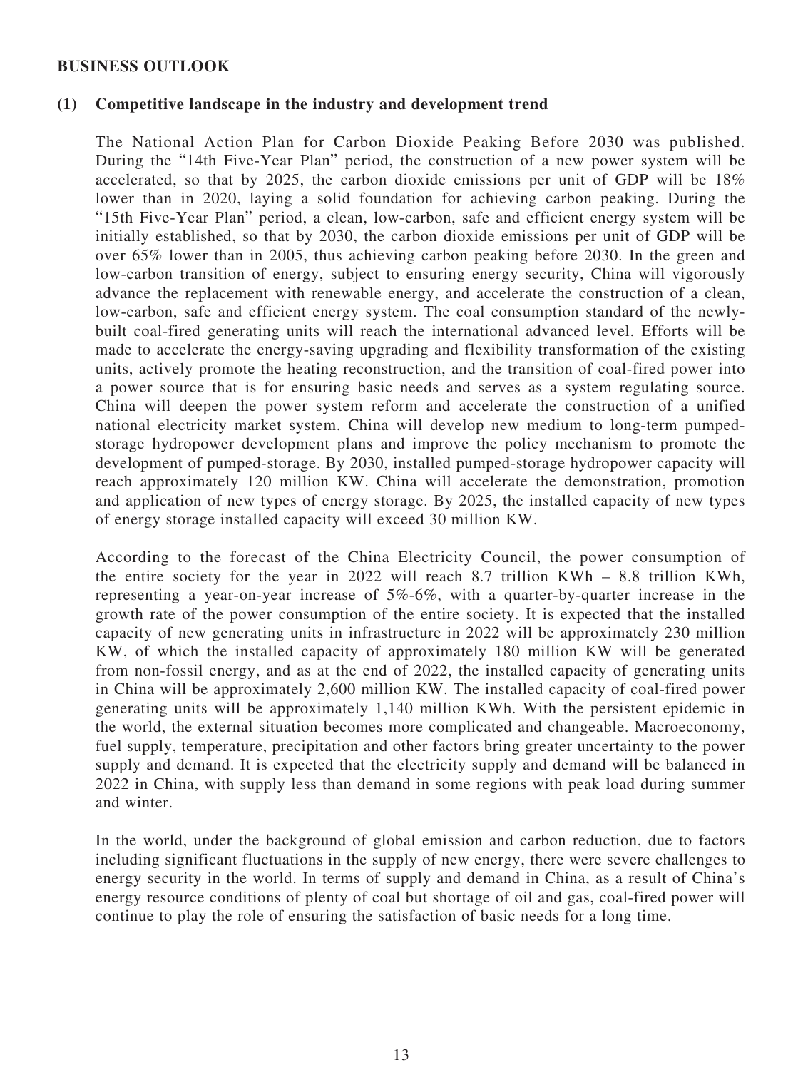## BUSINESS OUTLOOK

### (1) Competitive landscape in the industry and development trend

The National Action Plan for Carbon Dioxide Peaking Before 2030 was published. During the "14th Five-Year Plan" period, the construction of a new power system will be accelerated, so that by 2025, the carbon dioxide emissions per unit of GDP will be 18% lower than in 2020, laying a solid foundation for achieving carbon peaking. During the "15th Five-Year Plan" period, a clean, low-carbon, safe and efficient energy system will be initially established, so that by 2030, the carbon dioxide emissions per unit of GDP will be over 65% lower than in 2005, thus achieving carbon peaking before 2030. In the green and low-carbon transition of energy, subject to ensuring energy security, China will vigorously advance the replacement with renewable energy, and accelerate the construction of a clean, low-carbon, safe and efficient energy system. The coal consumption standard of the newly-built coal-fired generating units will reach the international advanced level. Efforts will be made to accelerate the energy-saving upgrading and flexibility transformation of the existing units, actively promote the heating reconstruction, and the transition of coal-fired power into a power source that is for ensuring basic needs and serves as a system regulating source. China will deepen the power system reform and accelerate the construction of a unified national electricity market system. China will develop new medium to long-term pumped-storage hydropower development plans and improve the policy mechanism to promote the development of pumped-storage. By 2030, installed pumped-storage hydropower capacity will reach approximately 120 million KW. China will accelerate the demonstration, promotion and application of new types of energy storage. By 2025, the installed capacity of new types of energy storage installed capacity will exceed 30 million KW.

According to the forecast of the China Electricity Council, the power consumption of the entire society for the year in 2022 will reach 8.7 trillion KWh – 8.8 trillion KWh, representing a year-on-year increase of 5%-6%, with a quarter-by-quarter increase in the growth rate of the power consumption of the entire society. It is expected that the installed capacity of new generating units in infrastructure in 2022 will be approximately 230 million KW, of which the installed capacity of approximately 180 million KW will be generated from non-fossil energy, and as at the end of 2022, the installed capacity of generating units in China will be approximately 2,600 million KW. The installed capacity of coal-fired power generating units will be approximately 1,140 million KWh. With the persistent epidemic in the world, the external situation becomes more complicated and changeable. Macroeconomy, fuel supply, temperature, precipitation and other factors bring greater uncertainty to the power supply and demand. It is expected that the electricity supply and demand will be balanced in 2022 in China, with supply less than demand in some regions with peak load during summer and winter.

In the world, under the background of global emission and carbon reduction, due to factors including significant fluctuations in the supply of new energy, there were severe challenges to energy security in the world. In terms of supply and demand in China, as a result of China's energy resource conditions of plenty of coal but shortage of oil and gas, coal-fired power will continue to play the role of ensuring the satisfaction of basic needs for a long time.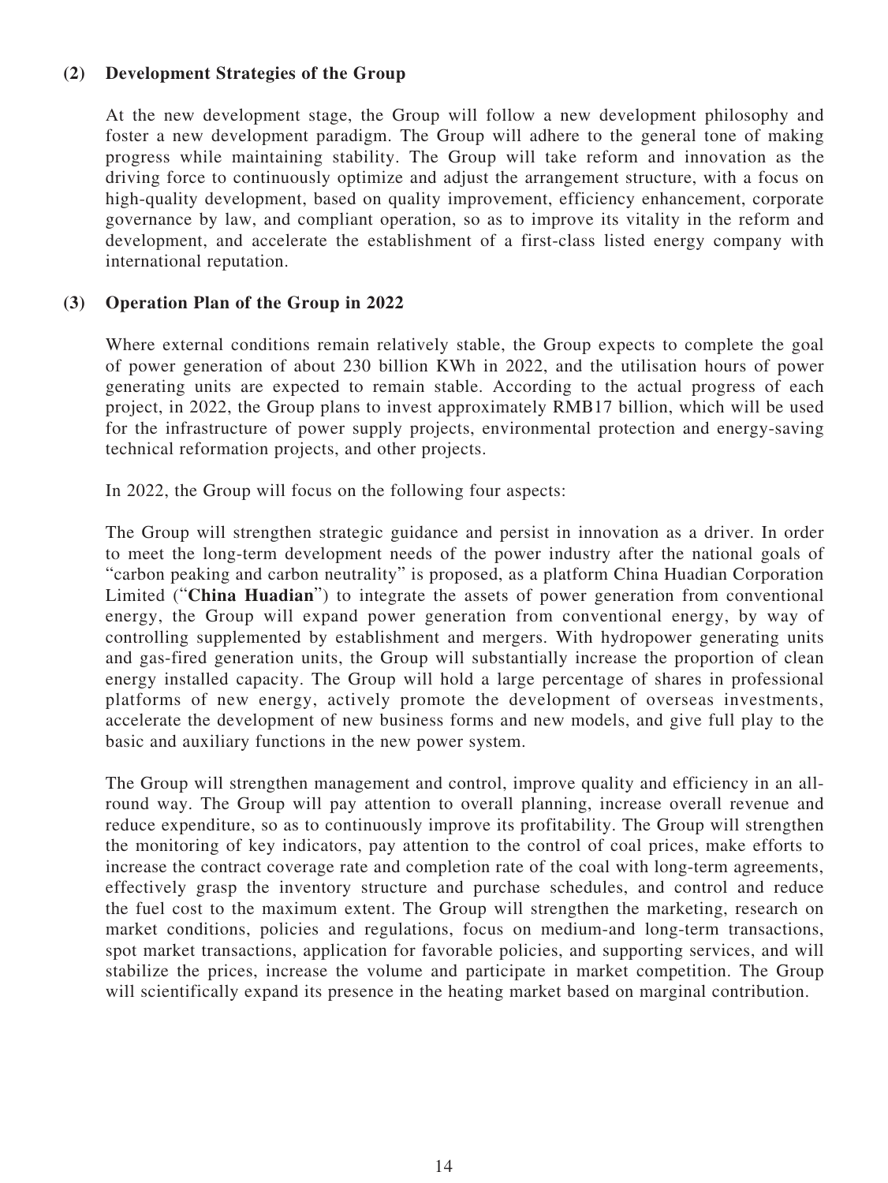### (2) Development Strategies of the Group

At the new development stage, the Group will follow a new development philosophy and foster a new development paradigm. The Group will adhere to the general tone of making progress while maintaining stability. The Group will take reform and innovation as the driving force to continuously optimize and adjust the arrangement structure, with a focus on high-quality development, based on quality improvement, efficiency enhancement, corporate governance by law, and compliant operation, so as to improve its vitality in the reform and development, and accelerate the establishment of a first-class listed energy company with international reputation.

### (3) Operation Plan of the Group in 2022

Where external conditions remain relatively stable, the Group expects to complete the goal of power generation of about 230 billion KWh in 2022, and the utilisation hours of power generating units are expected to remain stable. According to the actual progress of each project, in 2022, the Group plans to invest approximately RMB17 billion, which will be used for the infrastructure of power supply projects, environmental protection and energy-saving technical reformation projects, and other projects.

In 2022, the Group will focus on the following four aspects:

The Group will strengthen strategic guidance and persist in innovation as a driver. In order to meet the long-term development needs of the power industry after the national goals of "carbon peaking and carbon neutrality" is proposed, as a platform China Huadian Corporation Limited ("**China Huadian**") to integrate the assets of power generation from conventional energy, the Group will expand power generation from conventional energy, by way of controlling supplemented by establishment and mergers. With hydropower generating units and gas-fired generation units, the Group will substantially increase the proportion of clean energy installed capacity. The Group will hold a large percentage of shares in professional platforms of new energy, actively promote the development of overseas investments, accelerate the development of new business forms and new models, and give full play to the basic and auxiliary functions in the new power system.

The Group will strengthen management and control, improve quality and efficiency in an all-round way. The Group will pay attention to overall planning, increase overall revenue and reduce expenditure, so as to continuously improve its profitability. The Group will strengthen the monitoring of key indicators, pay attention to the control of coal prices, make efforts to increase the contract coverage rate and completion rate of the coal with long-term agreements, effectively grasp the inventory structure and purchase schedules, and control and reduce the fuel cost to the maximum extent. The Group will strengthen the marketing, research on market conditions, policies and regulations, focus on medium-and long-term transactions, spot market transactions, application for favorable policies, and supporting services, and will stabilize the prices, increase the volume and participate in market competition. The Group will scientifically expand its presence in the heating market based on marginal contribution.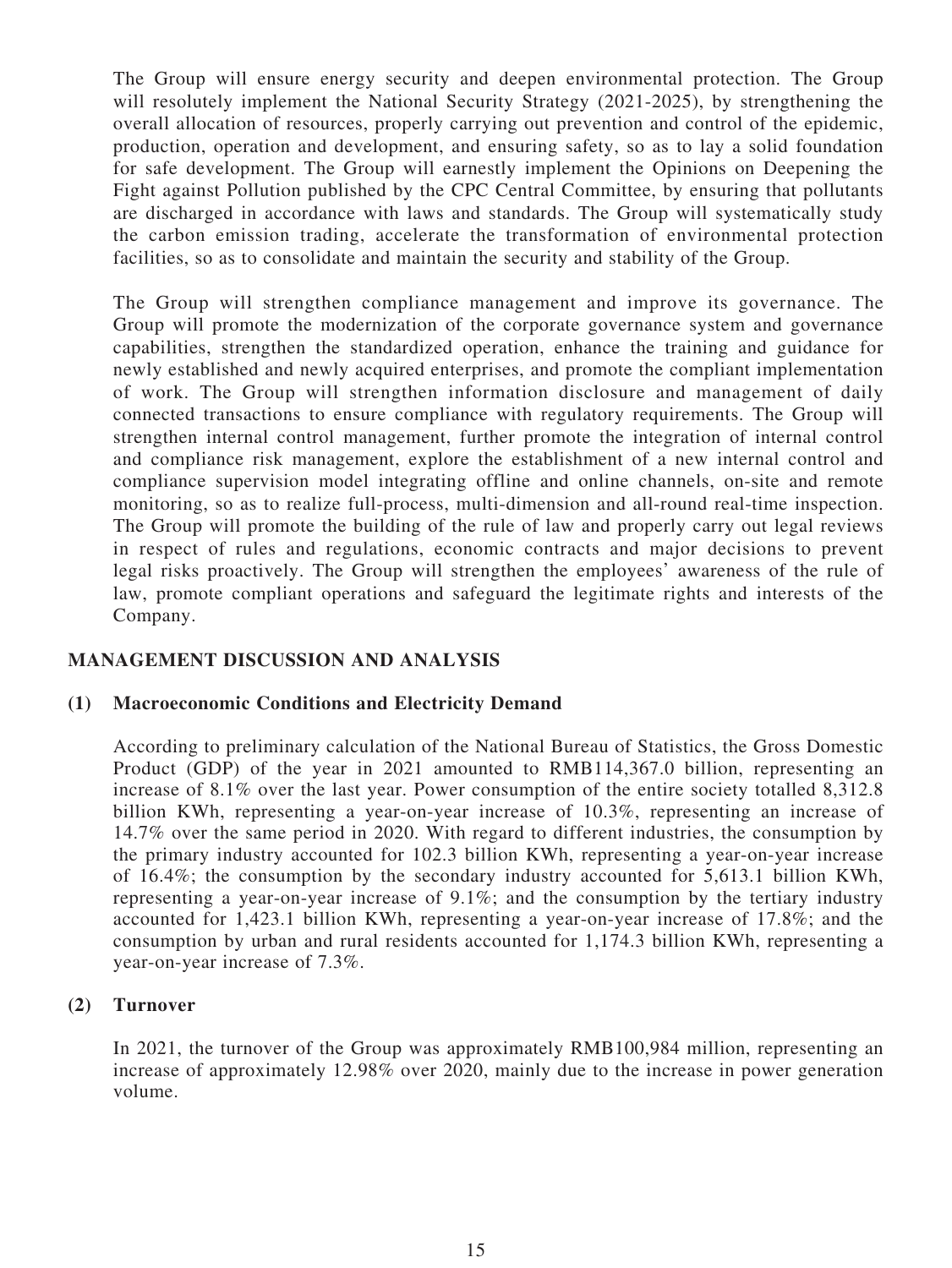The Group will ensure energy security and deepen environmental protection. The Group will resolutely implement the National Security Strategy (2021-2025), by strengthening the overall allocation of resources, properly carrying out prevention and control of the epidemic, production, operation and development, and ensuring safety, so as to lay a solid foundation for safe development. The Group will earnestly implement the Opinions on Deepening the Fight against Pollution published by the CPC Central Committee, by ensuring that pollutants are discharged in accordance with laws and standards. The Group will systematically study the carbon emission trading, accelerate the transformation of environmental protection facilities, so as to consolidate and maintain the security and stability of the Group.

The Group will strengthen compliance management and improve its governance. The Group will promote the modernization of the corporate governance system and governance capabilities, strengthen the standardized operation, enhance the training and guidance for newly established and newly acquired enterprises, and promote the compliant implementation of work. The Group will strengthen information disclosure and management of daily connected transactions to ensure compliance with regulatory requirements. The Group will strengthen internal control management, further promote the integration of internal control and compliance risk management, explore the establishment of a new internal control and compliance supervision model integrating offline and online channels, on-site and remote monitoring, so as to realize full-process, multi-dimension and all-round real-time inspection. The Group will promote the building of the rule of law and properly carry out legal reviews in respect of rules and regulations, economic contracts and major decisions to prevent legal risks proactively. The Group will strengthen the employees' awareness of the rule of law, promote compliant operations and safeguard the legitimate rights and interests of the Company.

## MANAGEMENT DISCUSSION AND ANALYSIS

### (1) Macroeconomic Conditions and Electricity Demand

According to preliminary calculation of the National Bureau of Statistics, the Gross Domestic Product (GDP) of the year in 2021 amounted to RMB114,367.0 billion, representing an increase of 8.1% over the last year. Power consumption of the entire society totalled 8,312.8 billion KWh, representing a year-on-year increase of 10.3%, representing an increase of 14.7% over the same period in 2020. With regard to different industries, the consumption by the primary industry accounted for 102.3 billion KWh, representing a year-on-year increase of 16.4%; the consumption by the secondary industry accounted for 5,613.1 billion KWh, representing a year-on-year increase of 9.1%; and the consumption by the tertiary industry accounted for 1,423.1 billion KWh, representing a year-on-year increase of 17.8%; and the consumption by urban and rural residents accounted for 1,174.3 billion KWh, representing a year-on-year increase of 7.3%.

### (2) Turnover

In 2021, the turnover of the Group was approximately RMB100,984 million, representing an increase of approximately 12.98% over 2020, mainly due to the increase in power generation volume.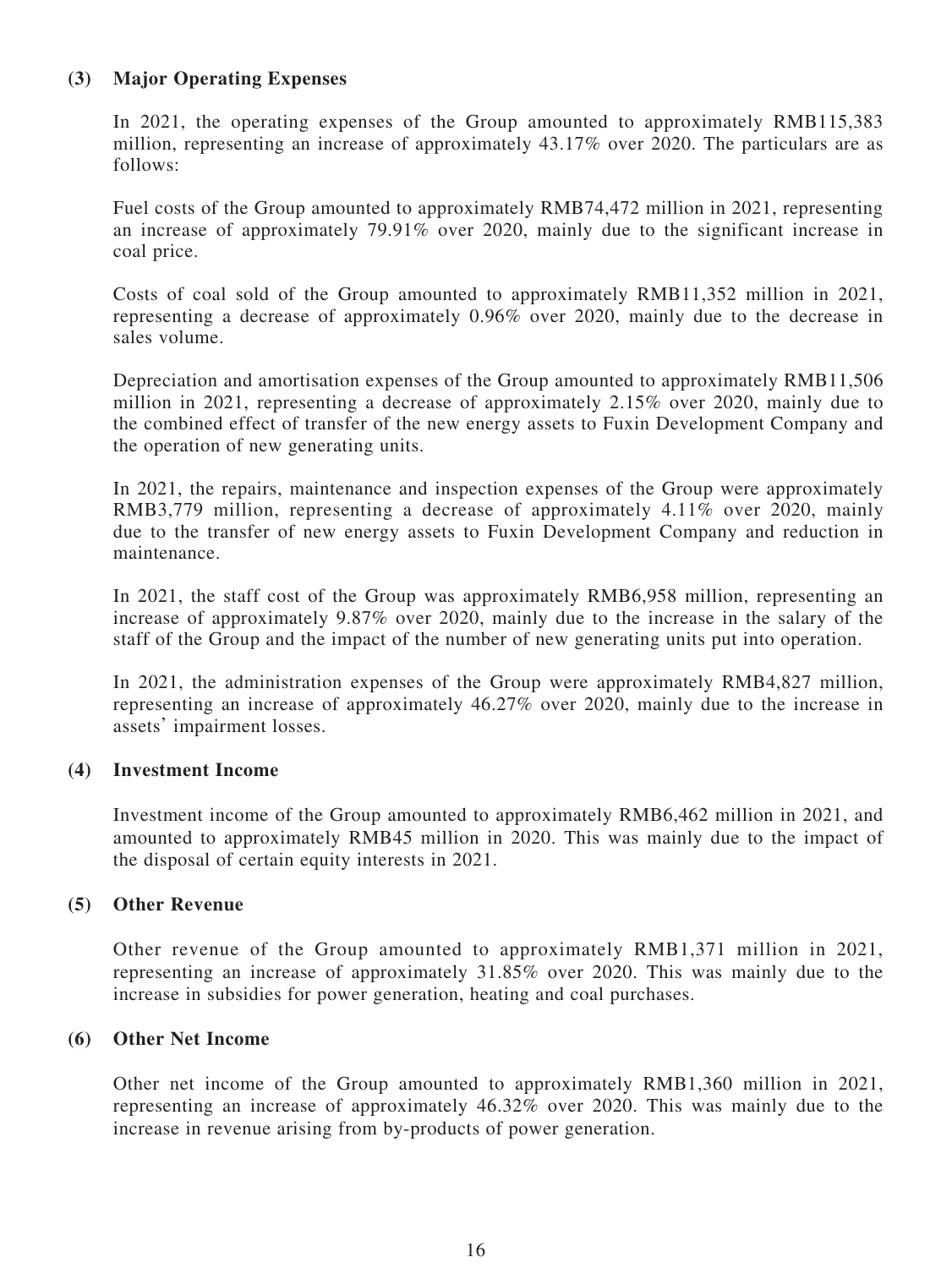**(3) Major Operating Expenses**

In 2021, the operating expenses of the Group amounted to approximately RMB115,383 million, representing an increase of approximately 43.17% over 2020. The particulars are as follows:

Fuel costs of the Group amounted to approximately RMB74,472 million in 2021, representing an increase of approximately 79.91% over 2020, mainly due to the significant increase in coal price.

Costs of coal sold of the Group amounted to approximately RMB11,352 million in 2021, representing a decrease of approximately 0.96% over 2020, mainly due to the decrease in sales volume.

Depreciation and amortisation expenses of the Group amounted to approximately RMB11,506 million in 2021, representing a decrease of approximately 2.15% over 2020, mainly due to the combined effect of transfer of the new energy assets to Fuxin Development Company and the operation of new generating units.

In 2021, the repairs, maintenance and inspection expenses of the Group were approximately RMB3,779 million, representing a decrease of approximately 4.11% over 2020, mainly due to the transfer of new energy assets to Fuxin Development Company and reduction in maintenance.

In 2021, the staff cost of the Group was approximately RMB6,958 million, representing an increase of approximately 9.87% over 2020, mainly due to the increase in the salary of the staff of the Group and the impact of the number of new generating units put into operation.

In 2021, the administration expenses of the Group were approximately RMB4,827 million, representing an increase of approximately 46.27% over 2020, mainly due to the increase in assets' impairment losses.

**(4) Investment Income**

Investment income of the Group amounted to approximately RMB6,462 million in 2021, and amounted to approximately RMB45 million in 2020. This was mainly due to the impact of the disposal of certain equity interests in 2021.

**(5) Other Revenue**

Other revenue of the Group amounted to approximately RMB1,371 million in 2021, representing an increase of approximately 31.85% over 2020. This was mainly due to the increase in subsidies for power generation, heating and coal purchases.

**(6) Other Net Income**

Other net income of the Group amounted to approximately RMB1,360 million in 2021, representing an increase of approximately 46.32% over 2020. This was mainly due to the increase in revenue arising from by-products of power generation.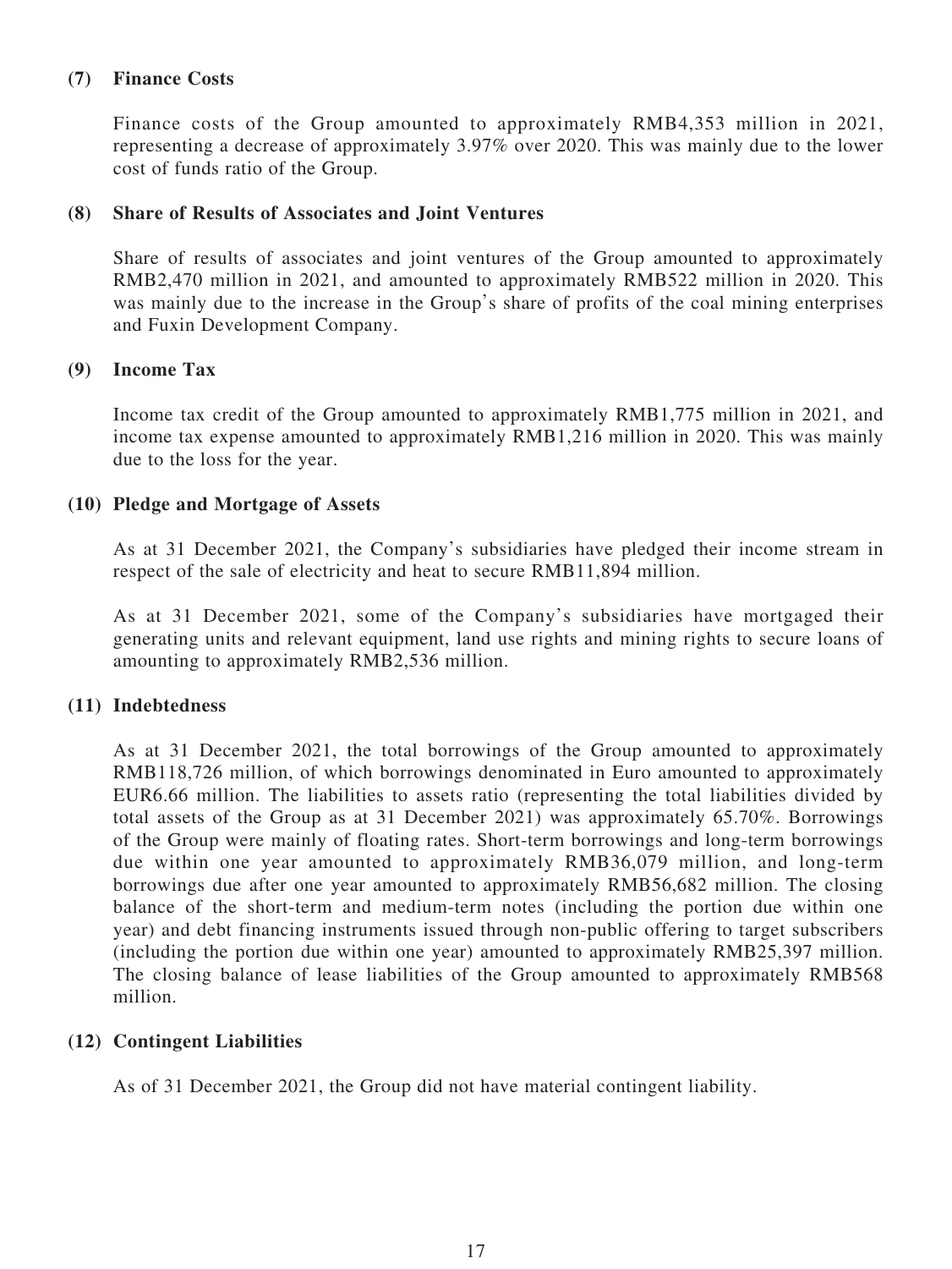### (7) Finance Costs

Finance costs of the Group amounted to approximately RMB4,353 million in 2021, representing a decrease of approximately 3.97% over 2020. This was mainly due to the lower cost of funds ratio of the Group.

### (8) Share of Results of Associates and Joint Ventures

Share of results of associates and joint ventures of the Group amounted to approximately RMB2,470 million in 2021, and amounted to approximately RMB522 million in 2020. This was mainly due to the increase in the Group's share of profits of the coal mining enterprises and Fuxin Development Company.

### (9) Income Tax

Income tax credit of the Group amounted to approximately RMB1,775 million in 2021, and income tax expense amounted to approximately RMB1,216 million in 2020. This was mainly due to the loss for the year.

### (10) Pledge and Mortgage of Assets

As at 31 December 2021, the Company's subsidiaries have pledged their income stream in respect of the sale of electricity and heat to secure RMB11,894 million.

As at 31 December 2021, some of the Company's subsidiaries have mortgaged their generating units and relevant equipment, land use rights and mining rights to secure loans of amounting to approximately RMB2,536 million.

### (11) Indebtedness

As at 31 December 2021, the total borrowings of the Group amounted to approximately RMB118,726 million, of which borrowings denominated in Euro amounted to approximately EUR6.66 million. The liabilities to assets ratio (representing the total liabilities divided by total assets of the Group as at 31 December 2021) was approximately 65.70%. Borrowings of the Group were mainly of floating rates. Short-term borrowings and long-term borrowings due within one year amounted to approximately RMB36,079 million, and long-term borrowings due after one year amounted to approximately RMB56,682 million. The closing balance of the short-term and medium-term notes (including the portion due within one year) and debt financing instruments issued through non-public offering to target subscribers (including the portion due within one year) amounted to approximately RMB25,397 million. The closing balance of lease liabilities of the Group amounted to approximately RMB568 million.

### (12) Contingent Liabilities

As of 31 December 2021, the Group did not have material contingent liability.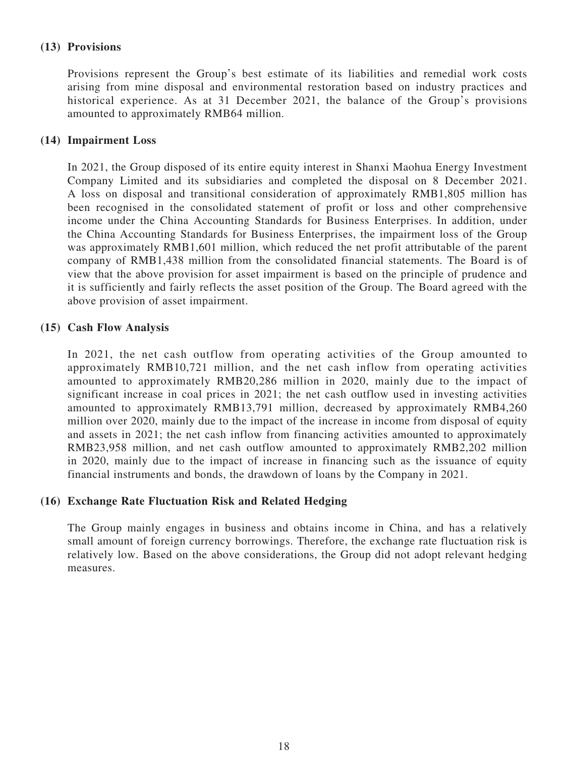### (13) Provisions

Provisions represent the Group's best estimate of its liabilities and remedial work costs arising from mine disposal and environmental restoration based on industry practices and historical experience. As at 31 December 2021, the balance of the Group's provisions amounted to approximately RMB64 million.

### (14) Impairment Loss

In 2021, the Group disposed of its entire equity interest in Shanxi Maohua Energy Investment Company Limited and its subsidiaries and completed the disposal on 8 December 2021. A loss on disposal and transitional consideration of approximately RMB1,805 million has been recognised in the consolidated statement of profit or loss and other comprehensive income under the China Accounting Standards for Business Enterprises. In addition, under the China Accounting Standards for Business Enterprises, the impairment loss of the Group was approximately RMB1,601 million, which reduced the net profit attributable of the parent company of RMB1,438 million from the consolidated financial statements. The Board is of view that the above provision for asset impairment is based on the principle of prudence and it is sufficiently and fairly reflects the asset position of the Group. The Board agreed with the above provision of asset impairment.

### (15) Cash Flow Analysis

In 2021, the net cash outflow from operating activities of the Group amounted to approximately RMB10,721 million, and the net cash inflow from operating activities amounted to approximately RMB20,286 million in 2020, mainly due to the impact of significant increase in coal prices in 2021; the net cash outflow used in investing activities amounted to approximately RMB13,791 million, decreased by approximately RMB4,260 million over 2020, mainly due to the impact of the increase in income from disposal of equity and assets in 2021; the net cash inflow from financing activities amounted to approximately RMB23,958 million, and net cash outflow amounted to approximately RMB2,202 million in 2020, mainly due to the impact of increase in financing such as the issuance of equity financial instruments and bonds, the drawdown of loans by the Company in 2021.

### (16) Exchange Rate Fluctuation Risk and Related Hedging

The Group mainly engages in business and obtains income in China, and has a relatively small amount of foreign currency borrowings. Therefore, the exchange rate fluctuation risk is relatively low. Based on the above considerations, the Group did not adopt relevant hedging measures.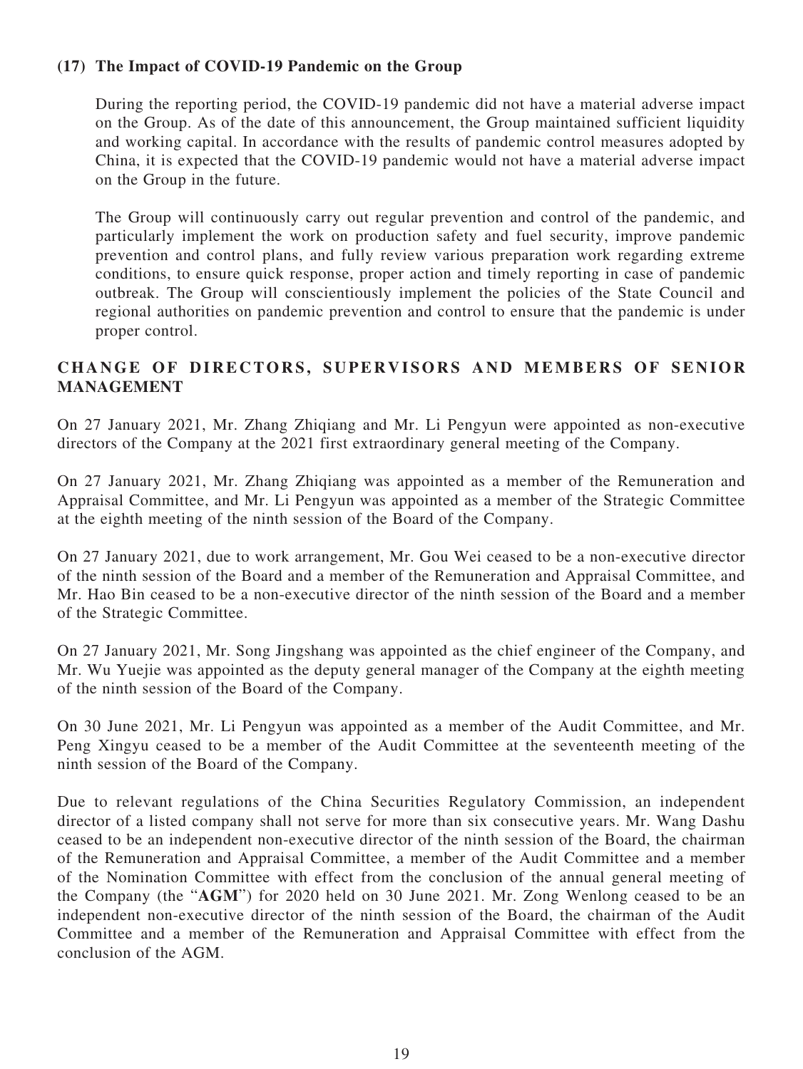### (17) The Impact of COVID-19 Pandemic on the Group

During the reporting period, the COVID-19 pandemic did not have a material adverse impact on the Group. As of the date of this announcement, the Group maintained sufficient liquidity and working capital. In accordance with the results of pandemic control measures adopted by China, it is expected that the COVID-19 pandemic would not have a material adverse impact on the Group in the future.

The Group will continuously carry out regular prevention and control of the pandemic, and particularly implement the work on production safety and fuel security, improve pandemic prevention and control plans, and fully review various preparation work regarding extreme conditions, to ensure quick response, proper action and timely reporting in case of pandemic outbreak. The Group will conscientiously implement the policies of the State Council and regional authorities on pandemic prevention and control to ensure that the pandemic is under proper control.

## CHANGE OF DIRECTORS, SUPERVISORS AND MEMBERS OF SENIOR MANAGEMENT

On 27 January 2021, Mr. Zhang Zhiqiang and Mr. Li Pengyun were appointed as non-executive directors of the Company at the 2021 first extraordinary general meeting of the Company.

On 27 January 2021, Mr. Zhang Zhiqiang was appointed as a member of the Remuneration and Appraisal Committee, and Mr. Li Pengyun was appointed as a member of the Strategic Committee at the eighth meeting of the ninth session of the Board of the Company.

On 27 January 2021, due to work arrangement, Mr. Gou Wei ceased to be a non-executive director of the ninth session of the Board and a member of the Remuneration and Appraisal Committee, and Mr. Hao Bin ceased to be a non-executive director of the ninth session of the Board and a member of the Strategic Committee.

On 27 January 2021, Mr. Song Jingshang was appointed as the chief engineer of the Company, and Mr. Wu Yuejie was appointed as the deputy general manager of the Company at the eighth meeting of the ninth session of the Board of the Company.

On 30 June 2021, Mr. Li Pengyun was appointed as a member of the Audit Committee, and Mr. Peng Xingyu ceased to be a member of the Audit Committee at the seventeenth meeting of the ninth session of the Board of the Company.

Due to relevant regulations of the China Securities Regulatory Commission, an independent director of a listed company shall not serve for more than six consecutive years. Mr. Wang Dashu ceased to be an independent non-executive director of the ninth session of the Board, the chairman of the Remuneration and Appraisal Committee, a member of the Audit Committee and a member of the Nomination Committee with effect from the conclusion of the annual general meeting of the Company (the "**AGM**") for 2020 held on 30 June 2021. Mr. Zong Wenlong ceased to be an independent non-executive director of the ninth session of the Board, the chairman of the Audit Committee and a member of the Remuneration and Appraisal Committee with effect from the conclusion of the AGM.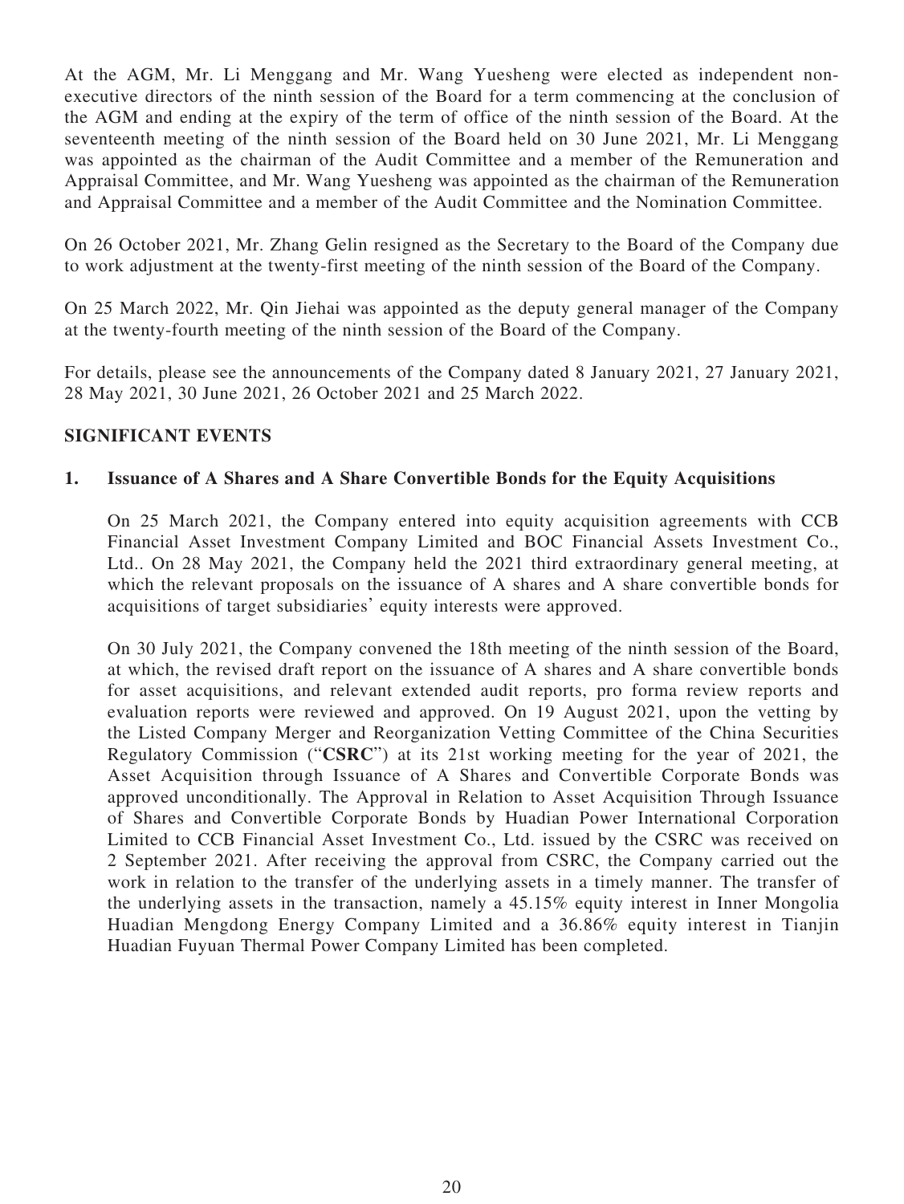At the AGM, Mr. Li Menggang and Mr. Wang Yuesheng were elected as independent non-executive directors of the ninth session of the Board for a term commencing at the conclusion of the AGM and ending at the expiry of the term of office of the ninth session of the Board. At the seventeenth meeting of the ninth session of the Board held on 30 June 2021, Mr. Li Menggang was appointed as the chairman of the Audit Committee and a member of the Remuneration and Appraisal Committee, and Mr. Wang Yuesheng was appointed as the chairman of the Remuneration and Appraisal Committee and a member of the Audit Committee and the Nomination Committee.

On 26 October 2021, Mr. Zhang Gelin resigned as the Secretary to the Board of the Company due to work adjustment at the twenty-first meeting of the ninth session of the Board of the Company.

On 25 March 2022, Mr. Qin Jiehai was appointed as the deputy general manager of the Company at the twenty-fourth meeting of the ninth session of the Board of the Company.

For details, please see the announcements of the Company dated 8 January 2021, 27 January 2021, 28 May 2021, 30 June 2021, 26 October 2021 and 25 March 2022.

## SIGNIFICANT EVENTS

### 1. Issuance of A Shares and A Share Convertible Bonds for the Equity Acquisitions

On 25 March 2021, the Company entered into equity acquisition agreements with CCB Financial Asset Investment Company Limited and BOC Financial Assets Investment Co., Ltd.. On 28 May 2021, the Company held the 2021 third extraordinary general meeting, at which the relevant proposals on the issuance of A shares and A share convertible bonds for acquisitions of target subsidiaries' equity interests were approved.

On 30 July 2021, the Company convened the 18th meeting of the ninth session of the Board, at which, the revised draft report on the issuance of A shares and A share convertible bonds for asset acquisitions, and relevant extended audit reports, pro forma review reports and evaluation reports were reviewed and approved. On 19 August 2021, upon the vetting by the Listed Company Merger and Reorganization Vetting Committee of the China Securities Regulatory Commission ("**CSRC**") at its 21st working meeting for the year of 2021, the Asset Acquisition through Issuance of A Shares and Convertible Corporate Bonds was approved unconditionally. The Approval in Relation to Asset Acquisition Through Issuance of Shares and Convertible Corporate Bonds by Huadian Power International Corporation Limited to CCB Financial Asset Investment Co., Ltd. issued by the CSRC was received on 2 September 2021. After receiving the approval from CSRC, the Company carried out the work in relation to the transfer of the underlying assets in a timely manner. The transfer of the underlying assets in the transaction, namely a 45.15% equity interest in Inner Mongolia Huadian Mengdong Energy Company Limited and a 36.86% equity interest in Tianjin Huadian Fuyuan Thermal Power Company Limited has been completed.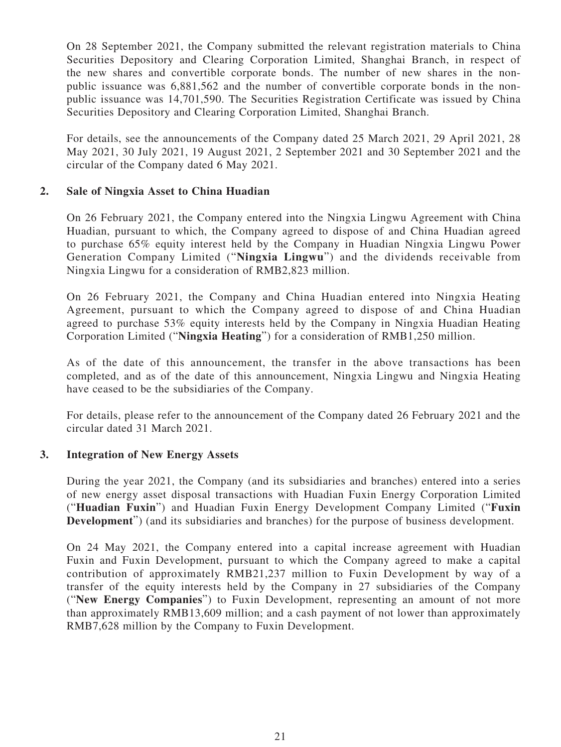On 28 September 2021, the Company submitted the relevant registration materials to China Securities Depository and Clearing Corporation Limited, Shanghai Branch, in respect of the new shares and convertible corporate bonds. The number of new shares in the non-public issuance was 6,881,562 and the number of convertible corporate bonds in the non-public issuance was 14,701,590. The Securities Registration Certificate was issued by China Securities Depository and Clearing Corporation Limited, Shanghai Branch.

For details, see the announcements of the Company dated 25 March 2021, 29 April 2021, 28 May 2021, 30 July 2021, 19 August 2021, 2 September 2021 and 30 September 2021 and the circular of the Company dated 6 May 2021.

**2. Sale of Ningxia Asset to China Huadian**

On 26 February 2021, the Company entered into the Ningxia Lingwu Agreement with China Huadian, pursuant to which, the Company agreed to dispose of and China Huadian agreed to purchase 65% equity interest held by the Company in Huadian Ningxia Lingwu Power Generation Company Limited ("**Ningxia Lingwu**") and the dividends receivable from Ningxia Lingwu for a consideration of RMB2,823 million.

On 26 February 2021, the Company and China Huadian entered into Ningxia Heating Agreement, pursuant to which the Company agreed to dispose of and China Huadian agreed to purchase 53% equity interests held by the Company in Ningxia Huadian Heating Corporation Limited ("**Ningxia Heating**") for a consideration of RMB1,250 million.

As of the date of this announcement, the transfer in the above transactions has been completed, and as of the date of this announcement, Ningxia Lingwu and Ningxia Heating have ceased to be the subsidiaries of the Company.

For details, please refer to the announcement of the Company dated 26 February 2021 and the circular dated 31 March 2021.

**3. Integration of New Energy Assets**

During the year 2021, the Company (and its subsidiaries and branches) entered into a series of new energy asset disposal transactions with Huadian Fuxin Energy Corporation Limited ("**Huadian Fuxin**") and Huadian Fuxin Energy Development Company Limited ("**Fuxin Development**") (and its subsidiaries and branches) for the purpose of business development.

On 24 May 2021, the Company entered into a capital increase agreement with Huadian Fuxin and Fuxin Development, pursuant to which the Company agreed to make a capital contribution of approximately RMB21,237 million to Fuxin Development by way of a transfer of the equity interests held by the Company in 27 subsidiaries of the Company ("**New Energy Companies**") to Fuxin Development, representing an amount of not more than approximately RMB13,609 million; and a cash payment of not lower than approximately RMB7,628 million by the Company to Fuxin Development.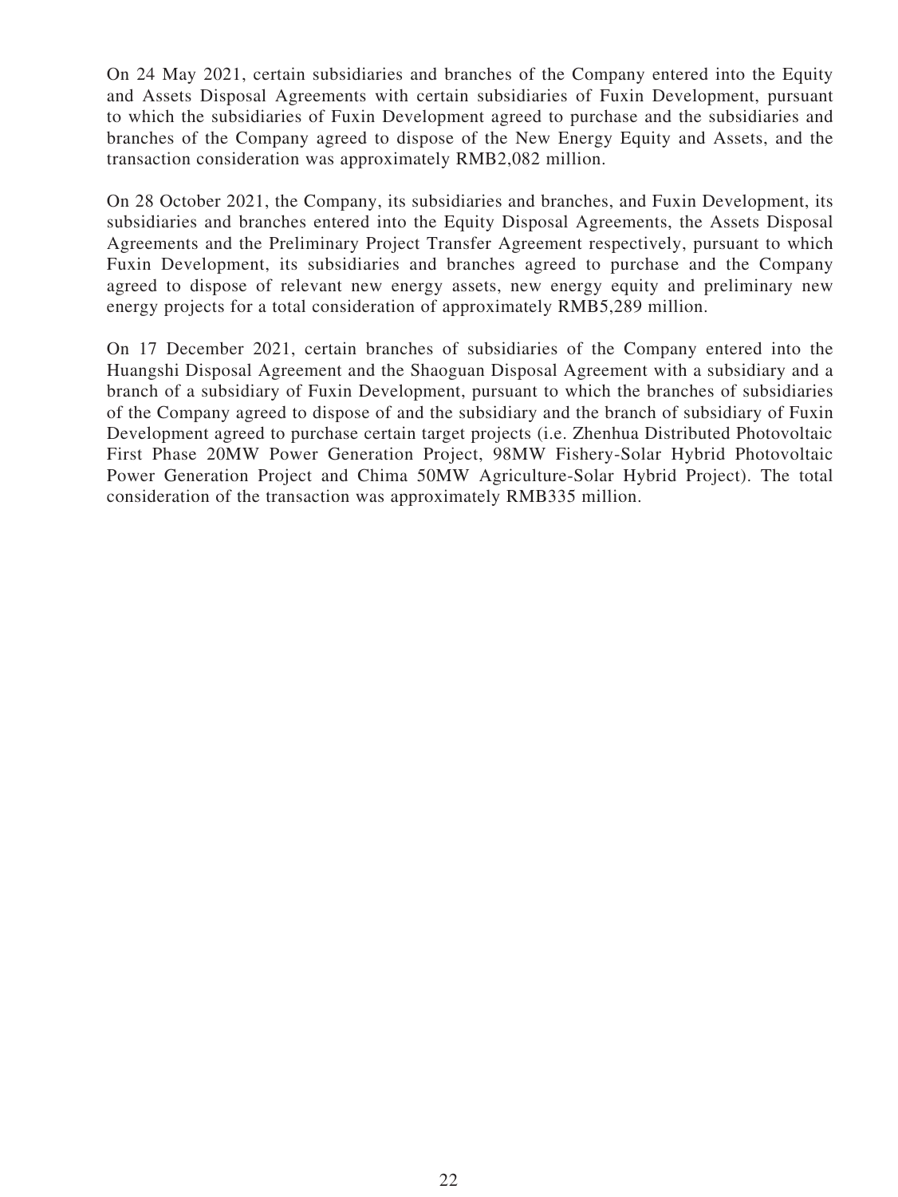On 24 May 2021, certain subsidiaries and branches of the Company entered into the Equity and Assets Disposal Agreements with certain subsidiaries of Fuxin Development, pursuant to which the subsidiaries of Fuxin Development agreed to purchase and the subsidiaries and branches of the Company agreed to dispose of the New Energy Equity and Assets, and the transaction consideration was approximately RMB2,082 million.

On 28 October 2021, the Company, its subsidiaries and branches, and Fuxin Development, its subsidiaries and branches entered into the Equity Disposal Agreements, the Assets Disposal Agreements and the Preliminary Project Transfer Agreement respectively, pursuant to which Fuxin Development, its subsidiaries and branches agreed to purchase and the Company agreed to dispose of relevant new energy assets, new energy equity and preliminary new energy projects for a total consideration of approximately RMB5,289 million.

On 17 December 2021, certain branches of subsidiaries of the Company entered into the Huangshi Disposal Agreement and the Shaoguan Disposal Agreement with a subsidiary and a branch of a subsidiary of Fuxin Development, pursuant to which the branches of subsidiaries of the Company agreed to dispose of and the subsidiary and the branch of subsidiary of Fuxin Development agreed to purchase certain target projects (i.e. Zhenhua Distributed Photovoltaic First Phase 20MW Power Generation Project, 98MW Fishery-Solar Hybrid Photovoltaic Power Generation Project and Chima 50MW Agriculture-Solar Hybrid Project). The total consideration of the transaction was approximately RMB335 million.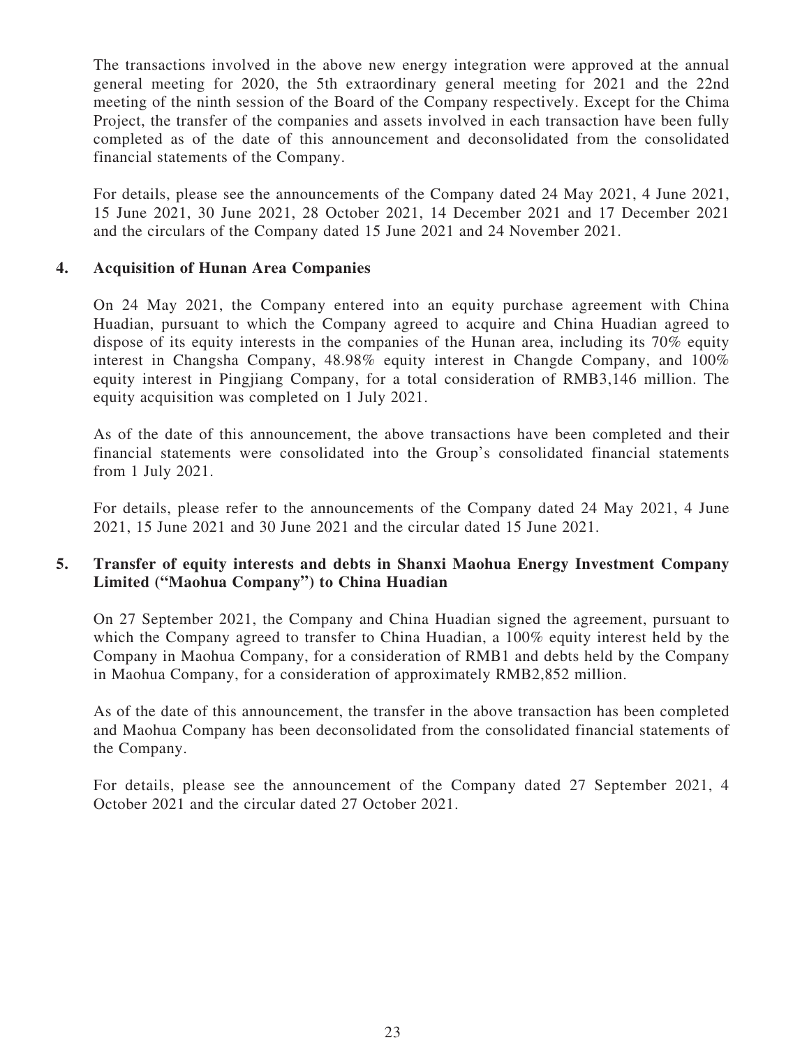The transactions involved in the above new energy integration were approved at the annual general meeting for 2020, the 5th extraordinary general meeting for 2021 and the 22nd meeting of the ninth session of the Board of the Company respectively. Except for the Chima Project, the transfer of the companies and assets involved in each transaction have been fully completed as of the date of this announcement and deconsolidated from the consolidated financial statements of the Company.

For details, please see the announcements of the Company dated 24 May 2021, 4 June 2021, 15 June 2021, 30 June 2021, 28 October 2021, 14 December 2021 and 17 December 2021 and the circulars of the Company dated 15 June 2021 and 24 November 2021.

**4. Acquisition of Hunan Area Companies**

On 24 May 2021, the Company entered into an equity purchase agreement with China Huadian, pursuant to which the Company agreed to acquire and China Huadian agreed to dispose of its equity interests in the companies of the Hunan area, including its 70% equity interest in Changsha Company, 48.98% equity interest in Changde Company, and 100% equity interest in Pingjiang Company, for a total consideration of RMB3,146 million. The equity acquisition was completed on 1 July 2021.

As of the date of this announcement, the above transactions have been completed and their financial statements were consolidated into the Group's consolidated financial statements from 1 July 2021.

For details, please refer to the announcements of the Company dated 24 May 2021, 4 June 2021, 15 June 2021 and 30 June 2021 and the circular dated 15 June 2021.

**5. Transfer of equity interests and debts in Shanxi Maohua Energy Investment Company Limited ("Maohua Company") to China Huadian**

On 27 September 2021, the Company and China Huadian signed the agreement, pursuant to which the Company agreed to transfer to China Huadian, a 100% equity interest held by the Company in Maohua Company, for a consideration of RMB1 and debts held by the Company in Maohua Company, for a consideration of approximately RMB2,852 million.

As of the date of this announcement, the transfer in the above transaction has been completed and Maohua Company has been deconsolidated from the consolidated financial statements of the Company.

For details, please see the announcement of the Company dated 27 September 2021, 4 October 2021 and the circular dated 27 October 2021.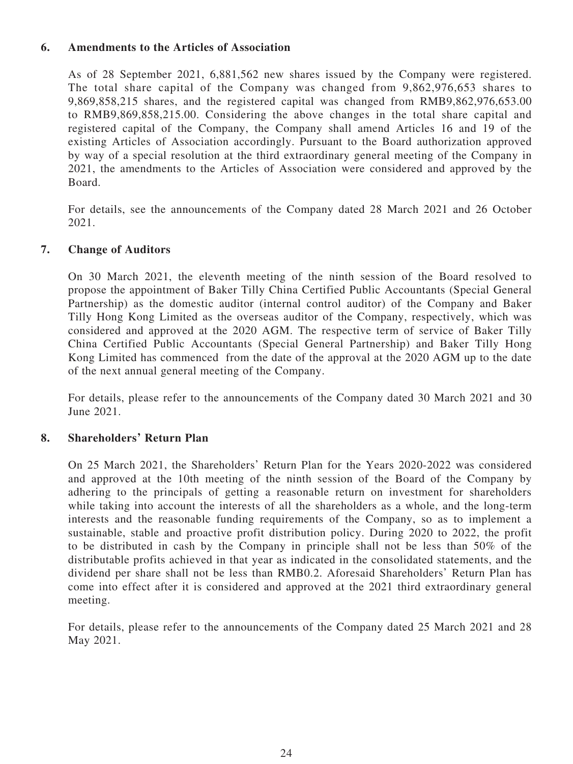### 6. Amendments to the Articles of Association

As of 28 September 2021, 6,881,562 new shares issued by the Company were registered. The total share capital of the Company was changed from 9,862,976,653 shares to 9,869,858,215 shares, and the registered capital was changed from RMB9,862,976,653.00 to RMB9,869,858,215.00. Considering the above changes in the total share capital and registered capital of the Company, the Company shall amend Articles 16 and 19 of the existing Articles of Association accordingly. Pursuant to the Board authorization approved by way of a special resolution at the third extraordinary general meeting of the Company in 2021, the amendments to the Articles of Association were considered and approved by the Board.

For details, see the announcements of the Company dated 28 March 2021 and 26 October 2021.

### 7. Change of Auditors

On 30 March 2021, the eleventh meeting of the ninth session of the Board resolved to propose the appointment of Baker Tilly China Certified Public Accountants (Special General Partnership) as the domestic auditor (internal control auditor) of the Company and Baker Tilly Hong Kong Limited as the overseas auditor of the Company, respectively, which was considered and approved at the 2020 AGM. The respective term of service of Baker Tilly China Certified Public Accountants (Special General Partnership) and Baker Tilly Hong Kong Limited has commenced from the date of the approval at the 2020 AGM up to the date of the next annual general meeting of the Company.

For details, please refer to the announcements of the Company dated 30 March 2021 and 30 June 2021.

### 8. Shareholders' Return Plan

On 25 March 2021, the Shareholders' Return Plan for the Years 2020-2022 was considered and approved at the 10th meeting of the ninth session of the Board of the Company by adhering to the principals of getting a reasonable return on investment for shareholders while taking into account the interests of all the shareholders as a whole, and the long-term interests and the reasonable funding requirements of the Company, so as to implement a sustainable, stable and proactive profit distribution policy. During 2020 to 2022, the profit to be distributed in cash by the Company in principle shall not be less than 50% of the distributable profits achieved in that year as indicated in the consolidated statements, and the dividend per share shall not be less than RMB0.2. Aforesaid Shareholders' Return Plan has come into effect after it is considered and approved at the 2021 third extraordinary general meeting.

For details, please refer to the announcements of the Company dated 25 March 2021 and 28 May 2021.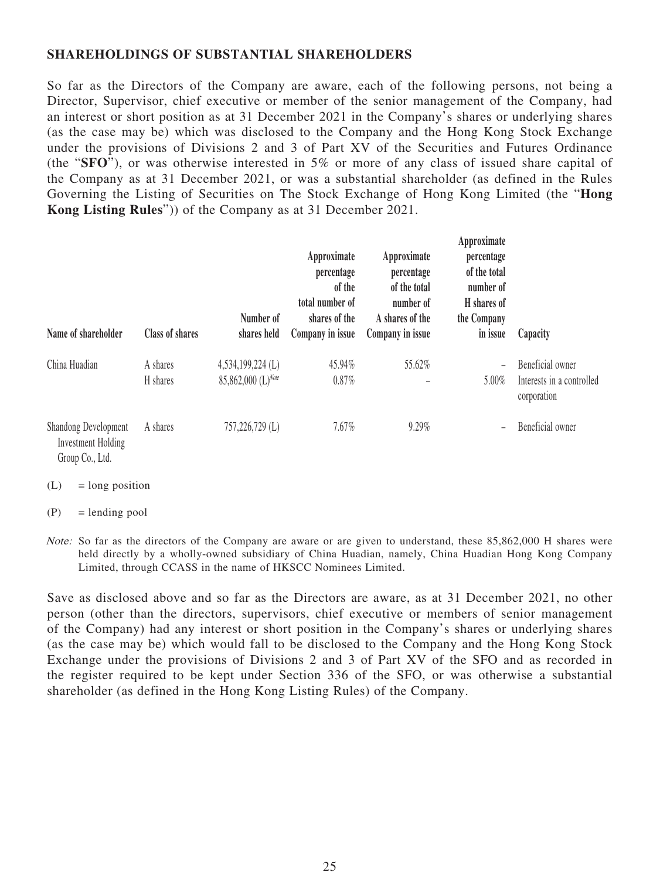## SHAREHOLDINGS OF SUBSTANTIAL SHAREHOLDERS

So far as the Directors of the Company are aware, each of the following persons, not being a Director, Supervisor, chief executive or member of the senior management of the Company, had an interest or short position as at 31 December 2021 in the Company's shares or underlying shares (as the case may be) which was disclosed to the Company and the Hong Kong Stock Exchange under the provisions of Divisions 2 and 3 of Part XV of the Securities and Futures Ordinance (the "**SFO**"), or was otherwise interested in 5% or more of any class of issued share capital of the Company as at 31 December 2021, or was a substantial shareholder (as defined in the Rules Governing the Listing of Securities on The Stock Exchange of Hong Kong Limited (the "**Hong Kong Listing Rules**")) of the Company as at 31 December 2021.

| Name of shareholder | Class of shares | Number of shares held | Approximate percentage of the total number of shares of the Company in issue | Approximate percentage of the total number of A shares of the Company in issue | Approximate percentage of the total number of H shares of the Company in issue | Capacity |
|---|---|---|---|---|---|---|
| China Huadian | A shares | 4,534,199,224 (L) | 45.94% | 55.62% | – | Beneficial owner |
| | H shares | 85,862,000 (L)[Note] | 0.87% | – | 5.00% | Interests in a controlled corporation |
| Shandong Development Investment Holding Group Co., Ltd. | A shares | 757,226,729 (L) | 7.67% | 9.29% | – | Beneficial owner |

(L) = long position

(P) = lending pool

*Note:* So far as the directors of the Company are aware or are given to understand, these 85,862,000 H shares were held directly by a wholly-owned subsidiary of China Huadian, namely, China Huadian Hong Kong Company Limited, through CCASS in the name of HKSCC Nominees Limited.

Save as disclosed above and so far as the Directors are aware, as at 31 December 2021, no other person (other than the directors, supervisors, chief executive or members of senior management of the Company) had any interest or short position in the Company's shares or underlying shares (as the case may be) which would fall to be disclosed to the Company and the Hong Kong Stock Exchange under the provisions of Divisions 2 and 3 of Part XV of the SFO and as recorded in the register required to be kept under Section 336 of the SFO, or was otherwise a substantial shareholder (as defined in the Hong Kong Listing Rules) of the Company.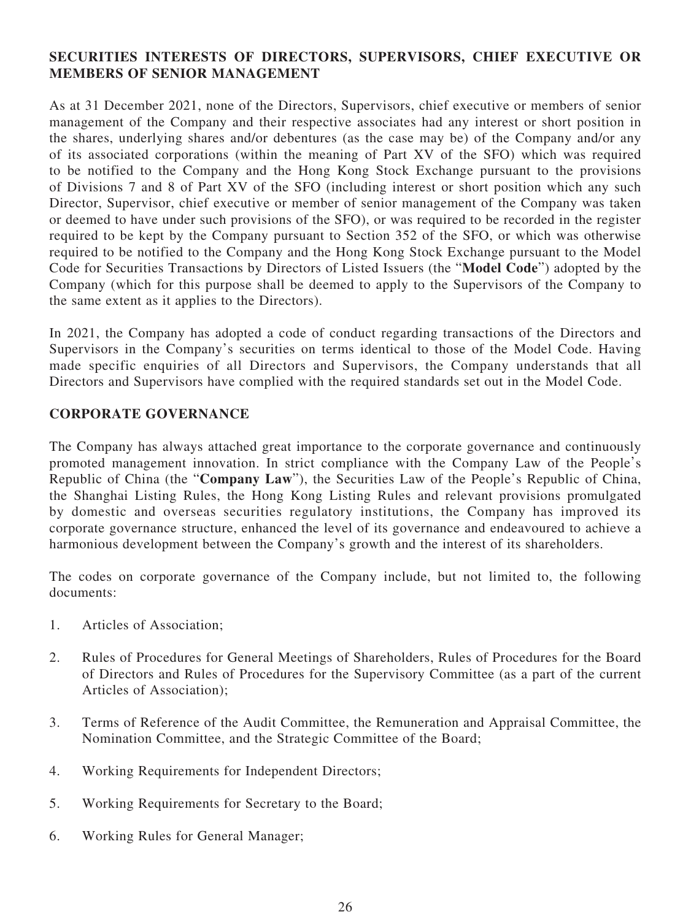## SECURITIES INTERESTS OF DIRECTORS, SUPERVISORS, CHIEF EXECUTIVE OR MEMBERS OF SENIOR MANAGEMENT

As at 31 December 2021, none of the Directors, Supervisors, chief executive or members of senior management of the Company and their respective associates had any interest or short position in the shares, underlying shares and/or debentures (as the case may be) of the Company and/or any of its associated corporations (within the meaning of Part XV of the SFO) which was required to be notified to the Company and the Hong Kong Stock Exchange pursuant to the provisions of Divisions 7 and 8 of Part XV of the SFO (including interest or short position which any such Director, Supervisor, chief executive or member of senior management of the Company was taken or deemed to have under such provisions of the SFO), or was required to be recorded in the register required to be kept by the Company pursuant to Section 352 of the SFO, or which was otherwise required to be notified to the Company and the Hong Kong Stock Exchange pursuant to the Model Code for Securities Transactions by Directors of Listed Issuers (the "**Model Code**") adopted by the Company (which for this purpose shall be deemed to apply to the Supervisors of the Company to the same extent as it applies to the Directors).

In 2021, the Company has adopted a code of conduct regarding transactions of the Directors and Supervisors in the Company's securities on terms identical to those of the Model Code. Having made specific enquiries of all Directors and Supervisors, the Company understands that all Directors and Supervisors have complied with the required standards set out in the Model Code.

## CORPORATE GOVERNANCE

The Company has always attached great importance to the corporate governance and continuously promoted management innovation. In strict compliance with the Company Law of the People's Republic of China (the "**Company Law**"), the Securities Law of the People's Republic of China, the Shanghai Listing Rules, the Hong Kong Listing Rules and relevant provisions promulgated by domestic and overseas securities regulatory institutions, the Company has improved its corporate governance structure, enhanced the level of its governance and endeavoured to achieve a harmonious development between the Company's growth and the interest of its shareholders.

The codes on corporate governance of the Company include, but not limited to, the following documents:

1. Articles of Association;
2. Rules of Procedures for General Meetings of Shareholders, Rules of Procedures for the Board of Directors and Rules of Procedures for the Supervisory Committee (as a part of the current Articles of Association);
3. Terms of Reference of the Audit Committee, the Remuneration and Appraisal Committee, the Nomination Committee, and the Strategic Committee of the Board;
4. Working Requirements for Independent Directors;
5. Working Requirements for Secretary to the Board;
6. Working Rules for General Manager;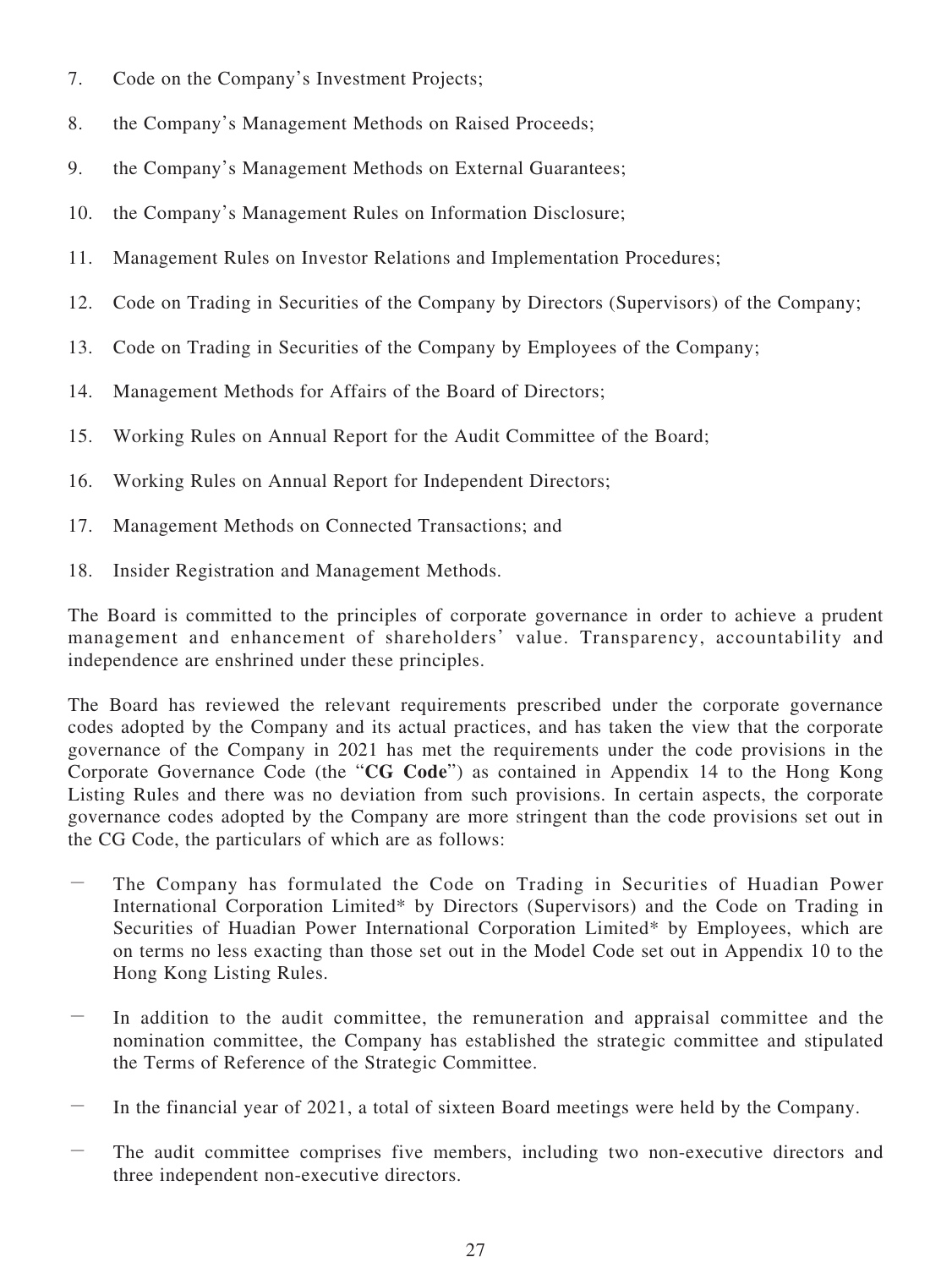7. Code on the Company's Investment Projects;

8. the Company's Management Methods on Raised Proceeds;

9. the Company's Management Methods on External Guarantees;

10. the Company's Management Rules on Information Disclosure;

11. Management Rules on Investor Relations and Implementation Procedures;

12. Code on Trading in Securities of the Company by Directors (Supervisors) of the Company;

13. Code on Trading in Securities of the Company by Employees of the Company;

14. Management Methods for Affairs of the Board of Directors;

15. Working Rules on Annual Report for the Audit Committee of the Board;

16. Working Rules on Annual Report for Independent Directors;

17. Management Methods on Connected Transactions; and

18. Insider Registration and Management Methods.

The Board is committed to the principles of corporate governance in order to achieve a prudent management and enhancement of shareholders' value. Transparency, accountability and independence are enshrined under these principles.

The Board has reviewed the relevant requirements prescribed under the corporate governance codes adopted by the Company and its actual practices, and has taken the view that the corporate governance of the Company in 2021 has met the requirements under the code provisions in the Corporate Governance Code (the "**CG Code**") as contained in Appendix 14 to the Hong Kong Listing Rules and there was no deviation from such provisions. In certain aspects, the corporate governance codes adopted by the Company are more stringent than the code provisions set out in the CG Code, the particulars of which are as follows:

- The Company has formulated the Code on Trading in Securities of Huadian Power International Corporation Limited* by Directors (Supervisors) and the Code on Trading in Securities of Huadian Power International Corporation Limited* by Employees, which are on terms no less exacting than those set out in the Model Code set out in Appendix 10 to the Hong Kong Listing Rules.
- In addition to the audit committee, the remuneration and appraisal committee and the nomination committee, the Company has established the strategic committee and stipulated the Terms of Reference of the Strategic Committee.
- In the financial year of 2021, a total of sixteen Board meetings were held by the Company.
- The audit committee comprises five members, including two non-executive directors and three independent non-executive directors.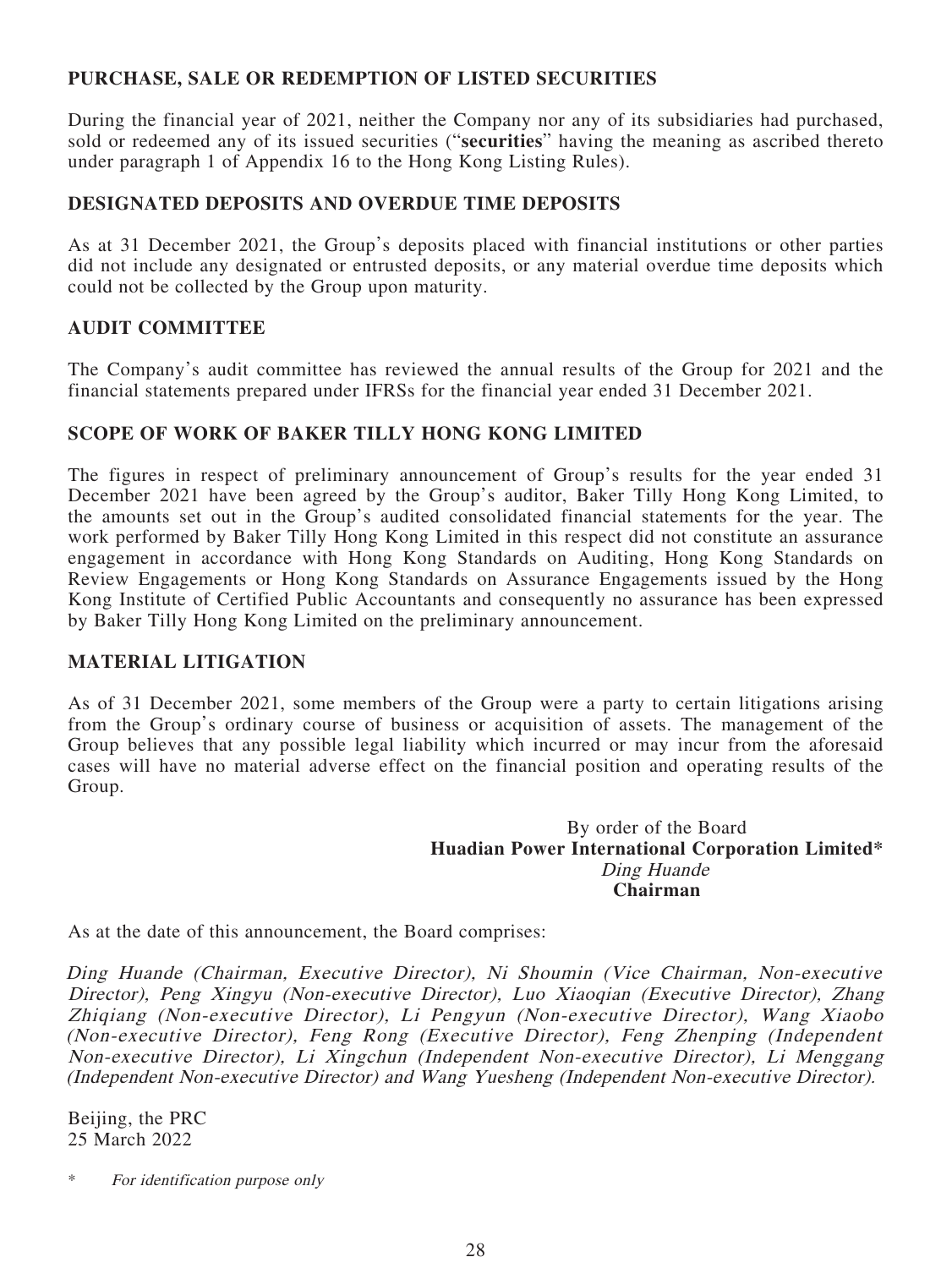## PURCHASE, SALE OR REDEMPTION OF LISTED SECURITIES

During the financial year of 2021, neither the Company nor any of its subsidiaries had purchased, sold or redeemed any of its issued securities ("**securities**" having the meaning as ascribed thereto under paragraph 1 of Appendix 16 to the Hong Kong Listing Rules).

## DESIGNATED DEPOSITS AND OVERDUE TIME DEPOSITS

As at 31 December 2021, the Group's deposits placed with financial institutions or other parties did not include any designated or entrusted deposits, or any material overdue time deposits which could not be collected by the Group upon maturity.

## AUDIT COMMITTEE

The Company's audit committee has reviewed the annual results of the Group for 2021 and the financial statements prepared under IFRSs for the financial year ended 31 December 2021.

## SCOPE OF WORK OF BAKER TILLY HONG KONG LIMITED

The figures in respect of preliminary announcement of Group's results for the year ended 31 December 2021 have been agreed by the Group's auditor, Baker Tilly Hong Kong Limited, to the amounts set out in the Group's audited consolidated financial statements for the year. The work performed by Baker Tilly Hong Kong Limited in this respect did not constitute an assurance engagement in accordance with Hong Kong Standards on Auditing, Hong Kong Standards on Review Engagements or Hong Kong Standards on Assurance Engagements issued by the Hong Kong Institute of Certified Public Accountants and consequently no assurance has been expressed by Baker Tilly Hong Kong Limited on the preliminary announcement.

## MATERIAL LITIGATION

As of 31 December 2021, some members of the Group were a party to certain litigations arising from the Group's ordinary course of business or acquisition of assets. The management of the Group believes that any possible legal liability which incurred or may incur from the aforesaid cases will have no material adverse effect on the financial position and operating results of the Group.

By order of the Board
**Huadian Power International Corporation Limited***
*Ding Huande*
**Chairman**

As at the date of this announcement, the Board comprises:

*Ding Huande (Chairman, Executive Director), Ni Shoumin (Vice Chairman, Non-executive Director), Peng Xingyu (Non-executive Director), Luo Xiaoqian (Executive Director), Zhang Zhiqiang (Non-executive Director), Li Pengyun (Non-executive Director), Wang Xiaobo (Non-executive Director), Feng Rong (Executive Director), Feng Zhenping (Independent Non-executive Director), Li Xingchun (Independent Non-executive Director), Li Menggang (Independent Non-executive Director) and Wang Yuesheng (Independent Non-executive Director).*

Beijing, the PRC
25 March 2022

\* *For identification purpose only*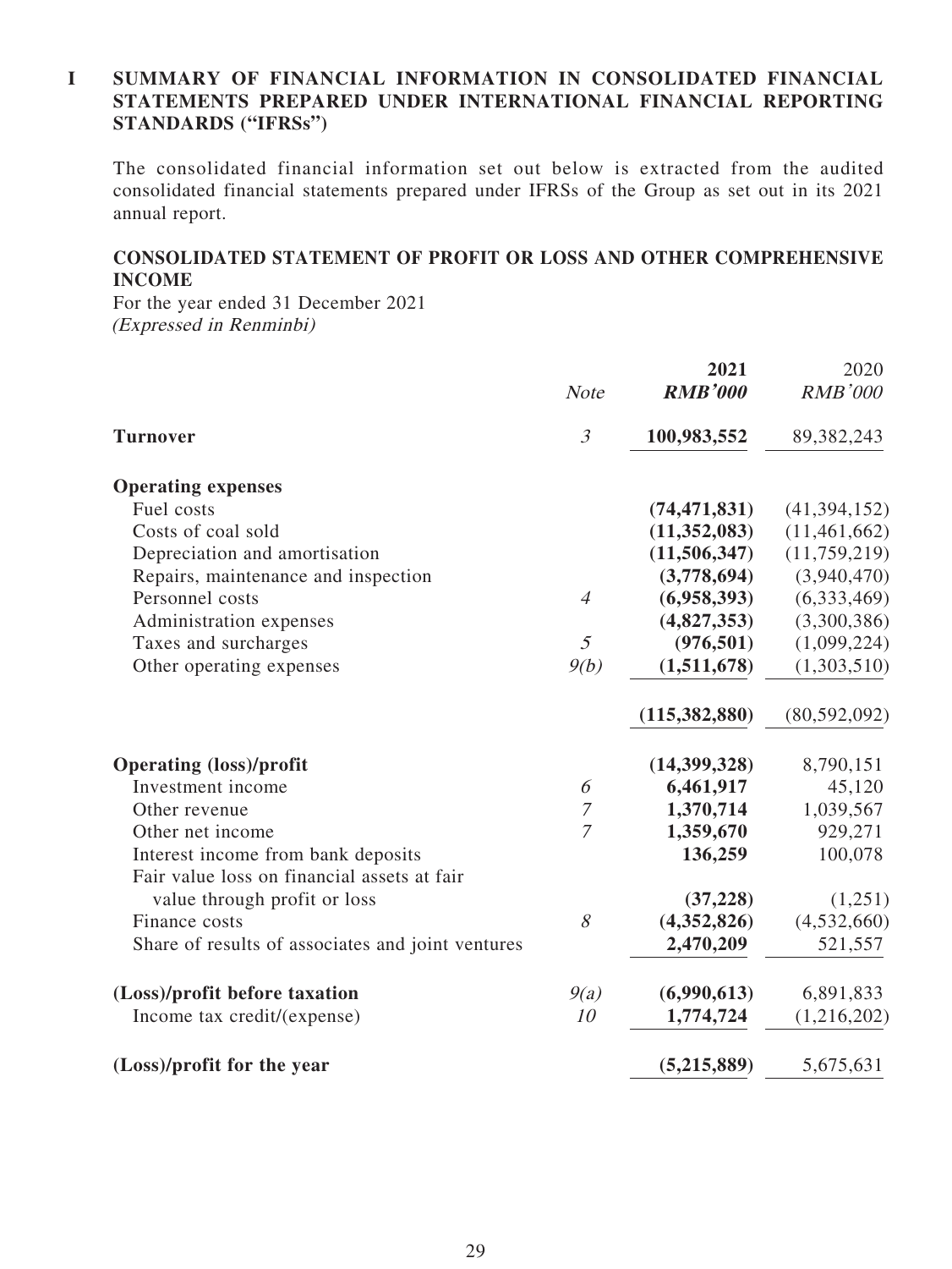# I SUMMARY OF FINANCIAL INFORMATION IN CONSOLIDATED FINANCIAL STATEMENTS PREPARED UNDER INTERNATIONAL FINANCIAL REPORTING STANDARDS ("IFRSs")

The consolidated financial information set out below is extracted from the audited consolidated financial statements prepared under IFRSs of the Group as set out in its 2021 annual report.

## CONSOLIDATED STATEMENT OF PROFIT OR LOSS AND OTHER COMPREHENSIVE INCOME

For the year ended 31 December 2021
*(Expressed in Renminbi)*

| | *Note* | **2021** | 2020 |
|---|---|---|---|
| | | ***RMB'000*** | *RMB'000* |
| **Turnover** | *3* | **100,983,552** | 89,382,243 |
| **Operating expenses** | | | |
| Fuel costs | | **(74,471,831)** | (41,394,152) |
| Costs of coal sold | | **(11,352,083)** | (11,461,662) |
| Depreciation and amortisation | | **(11,506,347)** | (11,759,219) |
| Repairs, maintenance and inspection | | **(3,778,694)** | (3,940,470) |
| Personnel costs | *4* | **(6,958,393)** | (6,333,469) |
| Administration expenses | | **(4,827,353)** | (3,300,386) |
| Taxes and surcharges | *5* | **(976,501)** | (1,099,224) |
| Other operating expenses | *9(b)* | **(1,511,678)** | (1,303,510) |
| | | **(115,382,880)** | (80,592,092) |
| **Operating (loss)/profit** | | **(14,399,328)** | 8,790,151 |
| Investment income | *6* | **6,461,917** | 45,120 |
| Other revenue | *7* | **1,370,714** | 1,039,567 |
| Other net income | *7* | **1,359,670** | 929,271 |
| Interest income from bank deposits | | **136,259** | 100,078 |
| Fair value loss on financial assets at fair value through profit or loss | | **(37,228)** | (1,251) |
| Finance costs | *8* | **(4,352,826)** | (4,532,660) |
| Share of results of associates and joint ventures | | **2,470,209** | 521,557 |
| **(Loss)/profit before taxation** | *9(a)* | **(6,990,613)** | 6,891,833 |
| Income tax credit/(expense) | *10* | **1,774,724** | (1,216,202) |
| **(Loss)/profit for the year** | | **(5,215,889)** | 5,675,631 |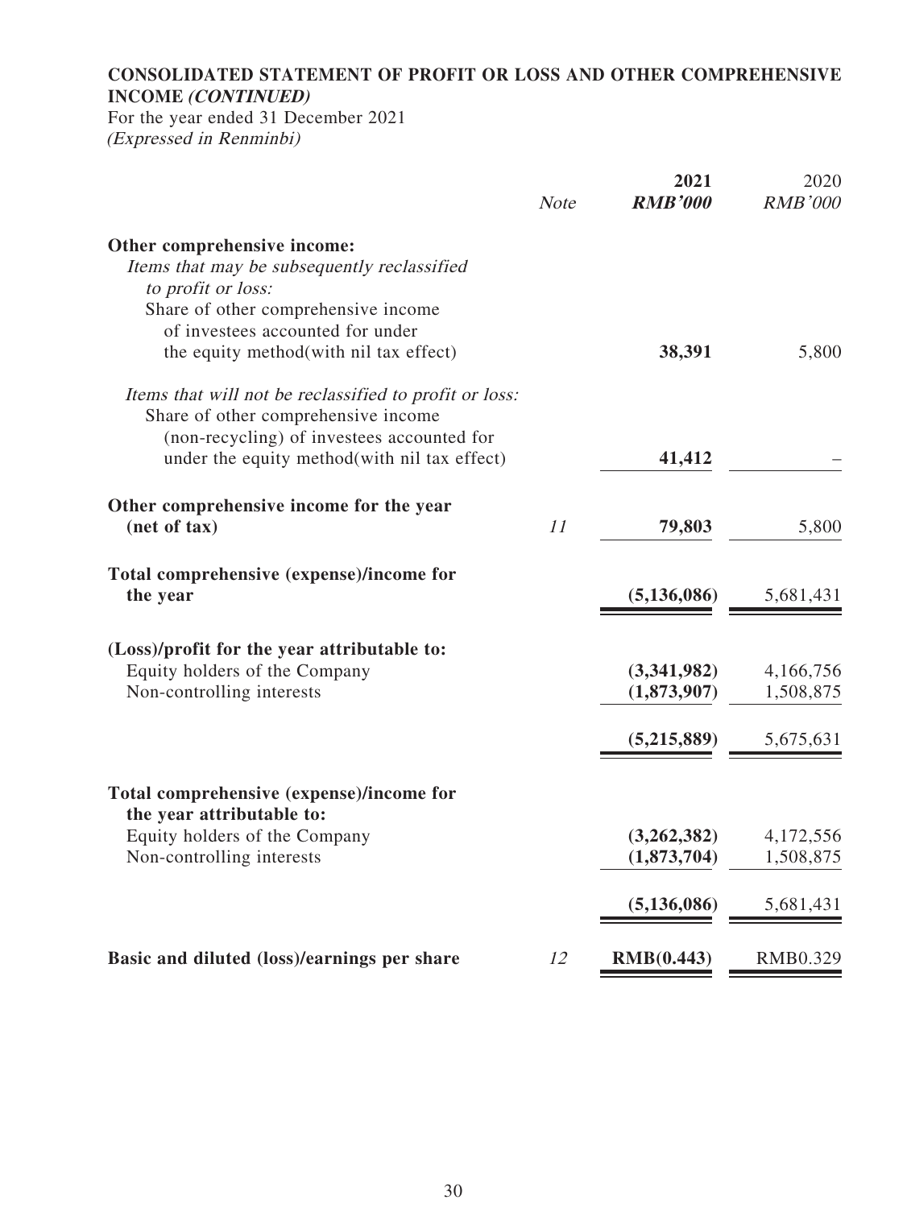**CONSOLIDATED STATEMENT OF PROFIT OR LOSS AND OTHER COMPREHENSIVE INCOME *(CONTINUED)***

For the year ended 31 December 2021

*(Expressed in Renminbi)*

| | *Note* | **2021** ***RMB'000*** | 2020 *RMB'000* |
|---|---|---|---|
| **Other comprehensive income:** | | | |
| *Items that may be subsequently reclassified to profit or loss:* | | | |
| Share of other comprehensive income of investees accounted for under the equity method(with nil tax effect) | | **38,391** | 5,800 |
| *Items that will not be reclassified to profit or loss:* | | | |
| Share of other comprehensive income (non-recycling) of investees accounted for under the equity method(with nil tax effect) | | **41,412** | – |
| **Other comprehensive income for the year (net of tax)** | *11* | **79,803** | 5,800 |
| **Total comprehensive (expense)/income for the year** | | **(5,136,086)** | 5,681,431 |
| **(Loss)/profit for the year attributable to:** | | | |
| Equity holders of the Company | | **(3,341,982)** | 4,166,756 |
| Non-controlling interests | | **(1,873,907)** | 1,508,875 |
| | | **(5,215,889)** | 5,675,631 |
| **Total comprehensive (expense)/income for the year attributable to:** | | | |
| Equity holders of the Company | | **(3,262,382)** | 4,172,556 |
| Non-controlling interests | | **(1,873,704)** | 1,508,875 |
| | | **(5,136,086)** | 5,681,431 |
| **Basic and diluted (loss)/earnings per share** | *12* | **RMB(0.443)** | RMB0.329 |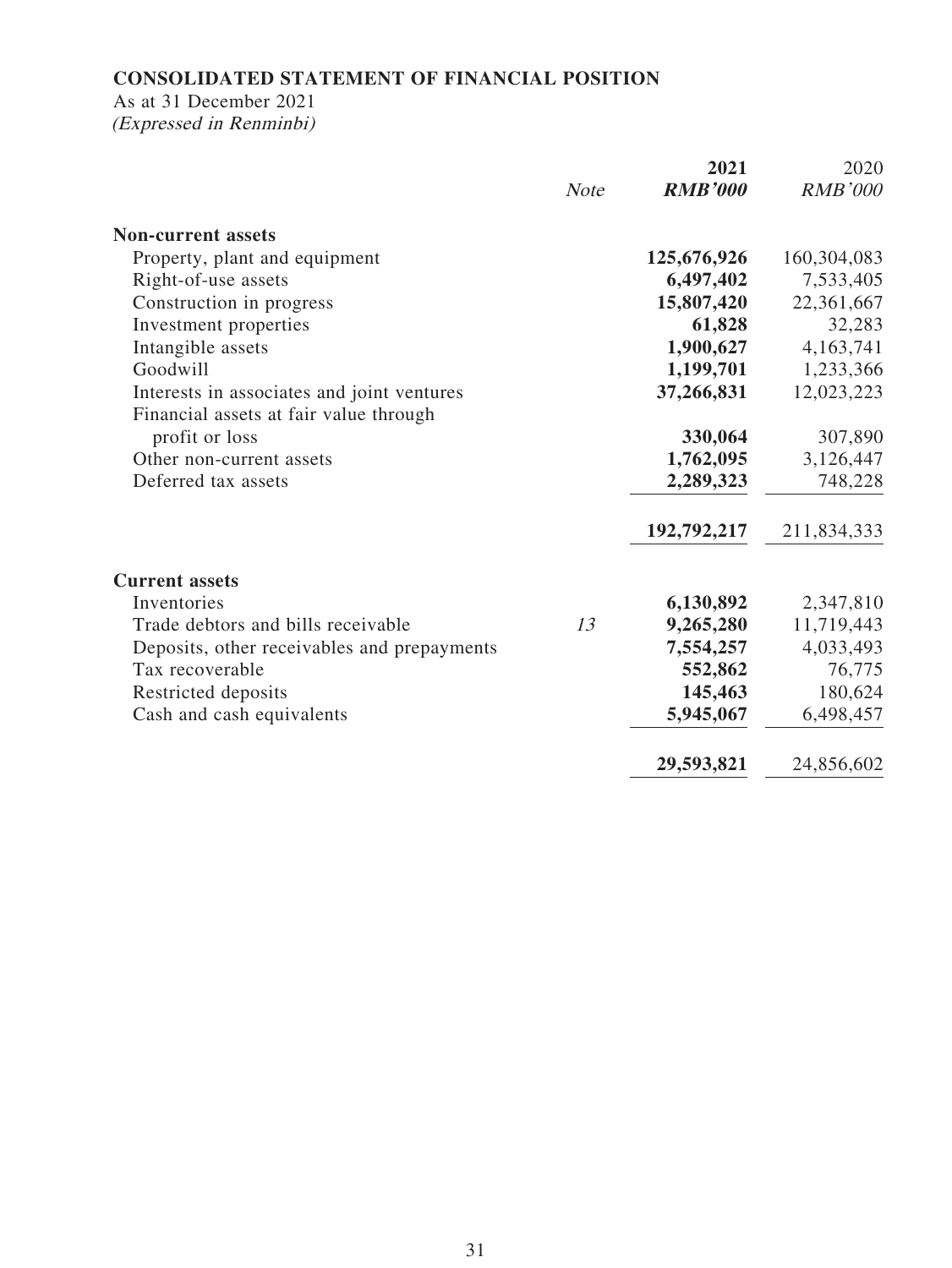## CONSOLIDATED STATEMENT OF FINANCIAL POSITION

As at 31 December 2021

*(Expressed in Renminbi)*

| | *Note* | **2021** | 2020 |
|---|---|---|---|
| | | ***RMB'000*** | *RMB'000* |
| **Non-current assets** | | | |
| Property, plant and equipment | | **125,676,926** | 160,304,083 |
| Right-of-use assets | | **6,497,402** | 7,533,405 |
| Construction in progress | | **15,807,420** | 22,361,667 |
| Investment properties | | **61,828** | 32,283 |
| Intangible assets | | **1,900,627** | 4,163,741 |
| Goodwill | | **1,199,701** | 1,233,366 |
| Interests in associates and joint ventures | | **37,266,831** | 12,023,223 |
| Financial assets at fair value through profit or loss | | **330,064** | 307,890 |
| Other non-current assets | | **1,762,095** | 3,126,447 |
| Deferred tax assets | | **2,289,323** | 748,228 |
| | | **192,792,217** | 211,834,333 |
| **Current assets** | | | |
| Inventories | | **6,130,892** | 2,347,810 |
| Trade debtors and bills receivable | *13* | **9,265,280** | 11,719,443 |
| Deposits, other receivables and prepayments | | **7,554,257** | 4,033,493 |
| Tax recoverable | | **552,862** | 76,775 |
| Restricted deposits | | **145,463** | 180,624 |
| Cash and cash equivalents | | **5,945,067** | 6,498,457 |
| | | **29,593,821** | 24,856,602 |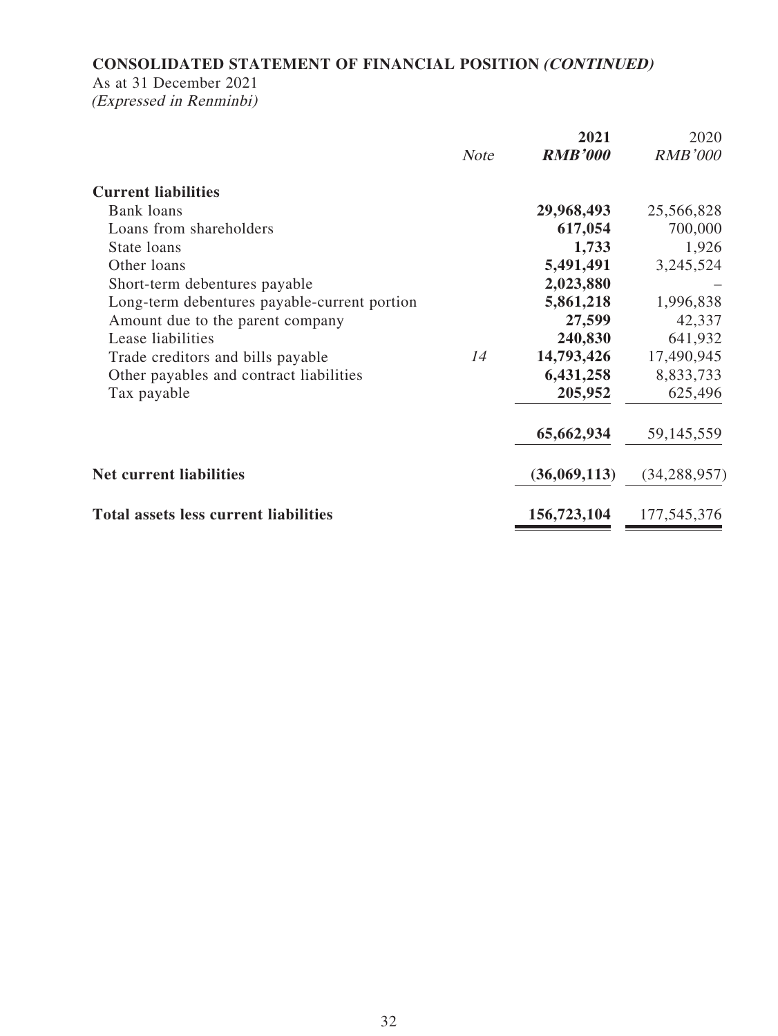**CONSOLIDATED STATEMENT OF FINANCIAL POSITION *(CONTINUED)***

As at 31 December 2021

*(Expressed in Renminbi)*

| | *Note* | **2021** | 2020 |
|---|---|---|---|
| | | ***RMB'000*** | *RMB'000* |
| **Current liabilities** | | | |
| Bank loans | | **29,968,493** | 25,566,828 |
| Loans from shareholders | | **617,054** | 700,000 |
| State loans | | **1,733** | 1,926 |
| Other loans | | **5,491,491** | 3,245,524 |
| Short-term debentures payable | | **2,023,880** | – |
| Long-term debentures payable-current portion | | **5,861,218** | 1,996,838 |
| Amount due to the parent company | | **27,599** | 42,337 |
| Lease liabilities | | **240,830** | 641,932 |
| Trade creditors and bills payable | *14* | **14,793,426** | 17,490,945 |
| Other payables and contract liabilities | | **6,431,258** | 8,833,733 |
| Tax payable | | **205,952** | 625,496 |
| | | **65,662,934** | 59,145,559 |
| **Net current liabilities** | | **(36,069,113)** | (34,288,957) |
| **Total assets less current liabilities** | | **156,723,104** | 177,545,376 |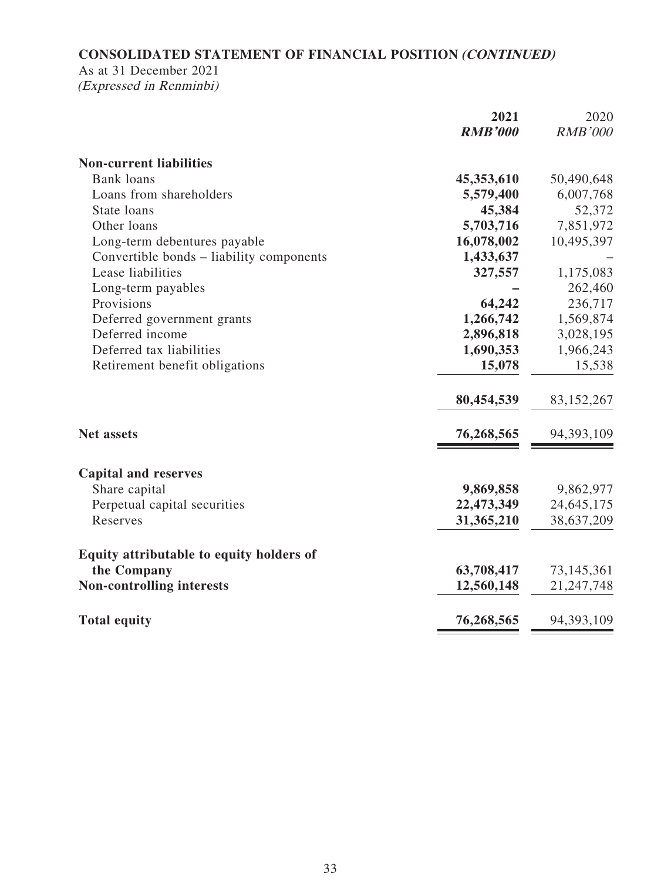# CONSOLIDATED STATEMENT OF FINANCIAL POSITION *(CONTINUED)*

As at 31 December 2021
*(Expressed in Renminbi)*

| | 2021 | 2020 |
|---|---|---|
| | ***RMB'000*** | *RMB'000* |
| **Non-current liabilities** | | |
| Bank loans | **45,353,610** | 50,490,648 |
| Loans from shareholders | **5,579,400** | 6,007,768 |
| State loans | **45,384** | 52,372 |
| Other loans | **5,703,716** | 7,851,972 |
| Long-term debentures payable | **16,078,002** | 10,495,397 |
| Convertible bonds – liability components | **1,433,637** | – |
| Lease liabilities | **327,557** | 1,175,083 |
| Long-term payables | **–** | 262,460 |
| Provisions | **64,242** | 236,717 |
| Deferred government grants | **1,266,742** | 1,569,874 |
| Deferred income | **2,896,818** | 3,028,195 |
| Deferred tax liabilities | **1,690,353** | 1,966,243 |
| Retirement benefit obligations | **15,078** | 15,538 |
| | **80,454,539** | 83,152,267 |
| **Net assets** | **76,268,565** | 94,393,109 |
| **Capital and reserves** | | |
| Share capital | **9,869,858** | 9,862,977 |
| Perpetual capital securities | **22,473,349** | 24,645,175 |
| Reserves | **31,365,210** | 38,637,209 |
| **Equity attributable to equity holders of the Company** | **63,708,417** | 73,145,361 |
| **Non-controlling interests** | **12,560,148** | 21,247,748 |
| **Total equity** | **76,268,565** | 94,393,109 |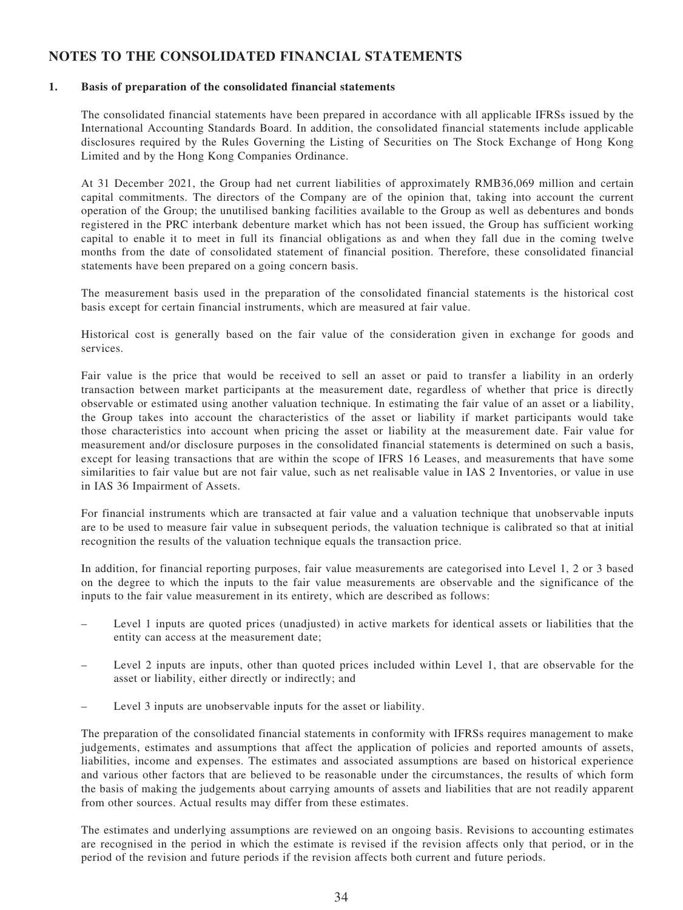# NOTES TO THE CONSOLIDATED FINANCIAL STATEMENTS

## 1. Basis of preparation of the consolidated financial statements

The consolidated financial statements have been prepared in accordance with all applicable IFRSs issued by the International Accounting Standards Board. In addition, the consolidated financial statements include applicable disclosures required by the Rules Governing the Listing of Securities on The Stock Exchange of Hong Kong Limited and by the Hong Kong Companies Ordinance.

At 31 December 2021, the Group had net current liabilities of approximately RMB36,069 million and certain capital commitments. The directors of the Company are of the opinion that, taking into account the current operation of the Group; the unutilised banking facilities available to the Group as well as debentures and bonds registered in the PRC interbank debenture market which has not been issued, the Group has sufficient working capital to enable it to meet in full its financial obligations as and when they fall due in the coming twelve months from the date of consolidated statement of financial position. Therefore, these consolidated financial statements have been prepared on a going concern basis.

The measurement basis used in the preparation of the consolidated financial statements is the historical cost basis except for certain financial instruments, which are measured at fair value.

Historical cost is generally based on the fair value of the consideration given in exchange for goods and services.

Fair value is the price that would be received to sell an asset or paid to transfer a liability in an orderly transaction between market participants at the measurement date, regardless of whether that price is directly observable or estimated using another valuation technique. In estimating the fair value of an asset or a liability, the Group takes into account the characteristics of the asset or liability if market participants would take those characteristics into account when pricing the asset or liability at the measurement date. Fair value for measurement and/or disclosure purposes in the consolidated financial statements is determined on such a basis, except for leasing transactions that are within the scope of IFRS 16 Leases, and measurements that have some similarities to fair value but are not fair value, such as net realisable value in IAS 2 Inventories, or value in use in IAS 36 Impairment of Assets.

For financial instruments which are transacted at fair value and a valuation technique that unobservable inputs are to be used to measure fair value in subsequent periods, the valuation technique is calibrated so that at initial recognition the results of the valuation technique equals the transaction price.

In addition, for financial reporting purposes, fair value measurements are categorised into Level 1, 2 or 3 based on the degree to which the inputs to the fair value measurements are observable and the significance of the inputs to the fair value measurement in its entirety, which are described as follows:

- Level 1 inputs are quoted prices (unadjusted) in active markets for identical assets or liabilities that the entity can access at the measurement date;
- Level 2 inputs are inputs, other than quoted prices included within Level 1, that are observable for the asset or liability, either directly or indirectly; and
- Level 3 inputs are unobservable inputs for the asset or liability.

The preparation of the consolidated financial statements in conformity with IFRSs requires management to make judgements, estimates and assumptions that affect the application of policies and reported amounts of assets, liabilities, income and expenses. The estimates and associated assumptions are based on historical experience and various other factors that are believed to be reasonable under the circumstances, the results of which form the basis of making the judgements about carrying amounts of assets and liabilities that are not readily apparent from other sources. Actual results may differ from these estimates.

The estimates and underlying assumptions are reviewed on an ongoing basis. Revisions to accounting estimates are recognised in the period in which the estimate is revised if the revision affects only that period, or in the period of the revision and future periods if the revision affects both current and future periods.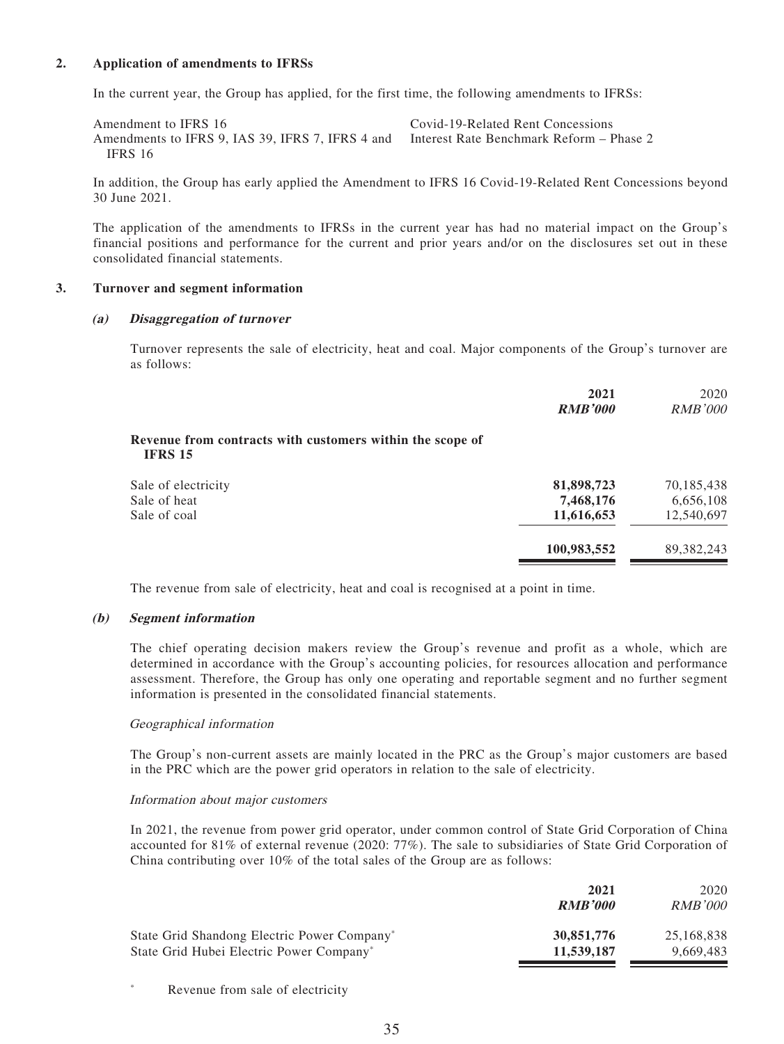## 2. Application of amendments to IFRSs

In the current year, the Group has applied, for the first time, the following amendments to IFRSs:

| | |
|---|---|
| Amendment to IFRS 16 | Covid-19-Related Rent Concessions |
| Amendments to IFRS 9, IAS 39, IFRS 7, IFRS 4 and IFRS 16 | Interest Rate Benchmark Reform – Phase 2 |

In addition, the Group has early applied the Amendment to IFRS 16 Covid-19-Related Rent Concessions beyond 30 June 2021.

The application of the amendments to IFRSs in the current year has had no material impact on the Group's financial positions and performance for the current and prior years and/or on the disclosures set out in these consolidated financial statements.

## 3. Turnover and segment information

### (a) Disaggregation of turnover

Turnover represents the sale of electricity, heat and coal. Major components of the Group's turnover are as follows:

| | **2021** | 2020 |
|---|---|---|
| | ***RMB'000*** | *RMB'000* |
| **Revenue from contracts with customers within the scope of IFRS 15** | | |
| Sale of electricity | **81,898,723** | 70,185,438 |
| Sale of heat | **7,468,176** | 6,656,108 |
| Sale of coal | **11,616,653** | 12,540,697 |
| | **100,983,552** | 89,382,243 |

The revenue from sale of electricity, heat and coal is recognised at a point in time.

### (b) Segment information

The chief operating decision makers review the Group's revenue and profit as a whole, which are determined in accordance with the Group's accounting policies, for resources allocation and performance assessment. Therefore, the Group has only one operating and reportable segment and no further segment information is presented in the consolidated financial statements.

*Geographical information*

The Group's non-current assets are mainly located in the PRC as the Group's major customers are based in the PRC which are the power grid operators in relation to the sale of electricity.

*Information about major customers*

In 2021, the revenue from power grid operator, under common control of State Grid Corporation of China accounted for 81% of external revenue (2020: 77%). The sale to subsidiaries of State Grid Corporation of China contributing over 10% of the total sales of the Group are as follows:

| | **2021** | 2020 |
|---|---|---|
| | ***RMB'000*** | *RMB'000* |
| State Grid Shandong Electric Power Company* | **30,851,776** | 25,168,838 |
| State Grid Hubei Electric Power Company* | **11,539,187** | 9,669,483 |

\* Revenue from sale of electricity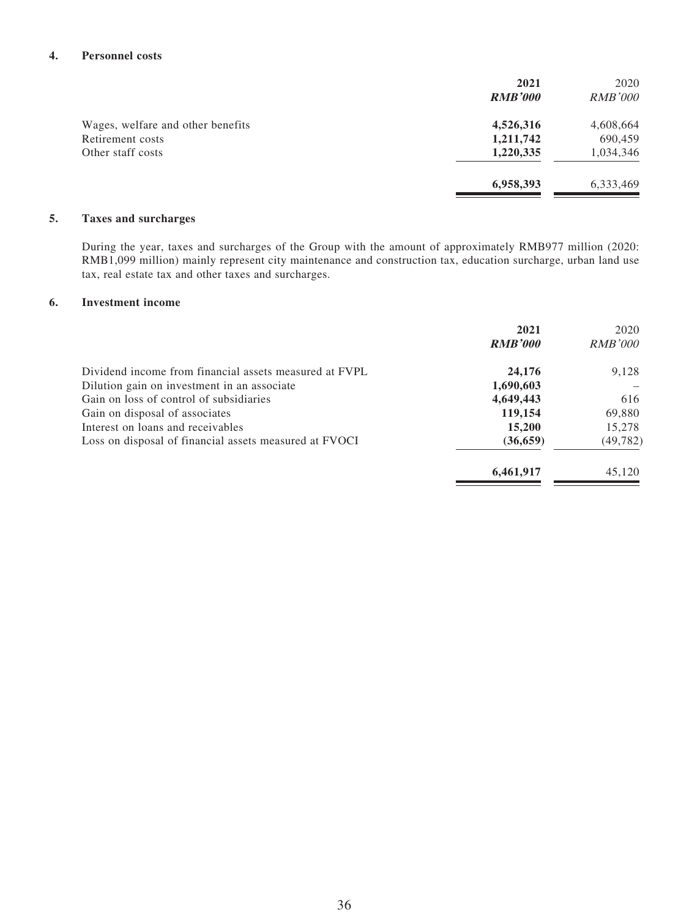## 4. Personnel costs

| | **2021** | 2020 |
|---|---|---|
| | ***RMB'000*** | *RMB'000* |
| Wages, welfare and other benefits | **4,526,316** | 4,608,664 |
| Retirement costs | **1,211,742** | 690,459 |
| Other staff costs | **1,220,335** | 1,034,346 |
| | **6,958,393** | 6,333,469 |

## 5. Taxes and surcharges

During the year, taxes and surcharges of the Group with the amount of approximately RMB977 million (2020: RMB1,099 million) mainly represent city maintenance and construction tax, education surcharge, urban land use tax, real estate tax and other taxes and surcharges.

## 6. Investment income

| | **2021** | 2020 |
|---|---|---|
| | ***RMB'000*** | *RMB'000* |
| Dividend income from financial assets measured at FVPL | **24,176** | 9,128 |
| Dilution gain on investment in an associate | **1,690,603** | – |
| Gain on loss of control of subsidiaries | **4,649,443** | 616 |
| Gain on disposal of associates | **119,154** | 69,880 |
| Interest on loans and receivables | **15,200** | 15,278 |
| Loss on disposal of financial assets measured at FVOCI | **(36,659)** | (49,782) |
| | **6,461,917** | 45,120 |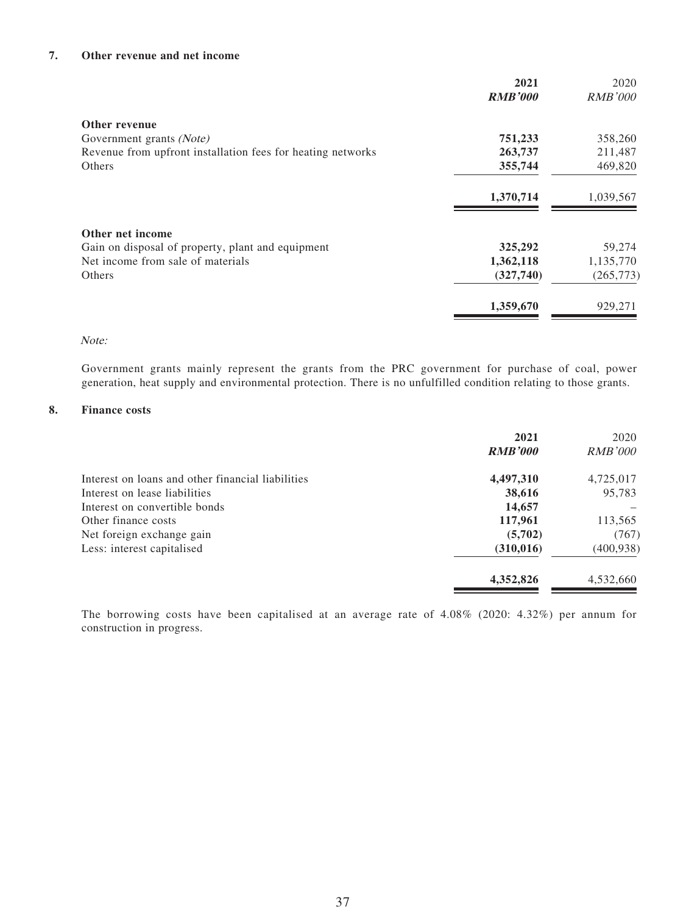## 7. Other revenue and net income

| | **2021** | 2020 |
|---|---|---|
| | ***RMB'000*** | *RMB'000* |
| **Other revenue** | | |
| Government grants *(Note)* | **751,233** | 358,260 |
| Revenue from upfront installation fees for heating networks | **263,737** | 211,487 |
| Others | **355,744** | 469,820 |
| | **1,370,714** | 1,039,567 |
| **Other net income** | | |
| Gain on disposal of property, plant and equipment | **325,292** | 59,274 |
| Net income from sale of materials | **1,362,118** | 1,135,770 |
| Others | **(327,740)** | (265,773) |
| | **1,359,670** | 929,271 |

*Note:*

Government grants mainly represent the grants from the PRC government for purchase of coal, power generation, heat supply and environmental protection. There is no unfulfilled condition relating to those grants.

## 8. Finance costs

| | **2021** | 2020 |
|---|---|---|
| | ***RMB'000*** | *RMB'000* |
| Interest on loans and other financial liabilities | **4,497,310** | 4,725,017 |
| Interest on lease liabilities | **38,616** | 95,783 |
| Interest on convertible bonds | **14,657** | – |
| Other finance costs | **117,961** | 113,565 |
| Net foreign exchange gain | **(5,702)** | (767) |
| Less: interest capitalised | **(310,016)** | (400,938) |
| | **4,352,826** | 4,532,660 |

The borrowing costs have been capitalised at an average rate of 4.08% (2020: 4.32%) per annum for construction in progress.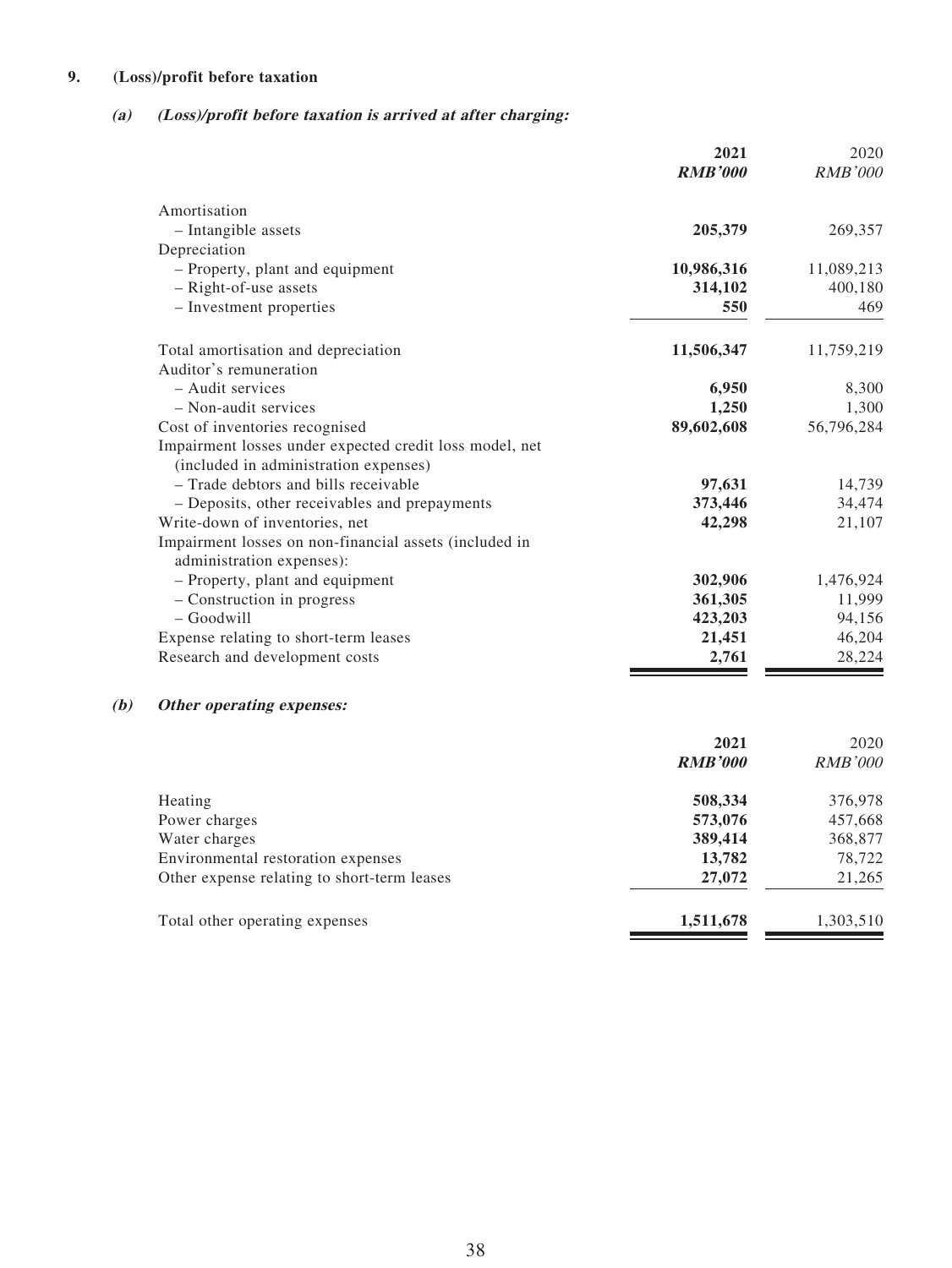## 9. (Loss)/profit before taxation

### *(a) (Loss)/profit before taxation is arrived at after charging:*

| | **2021** | 2020 |
|---|---|---|
| | ***RMB'000*** | *RMB'000* |
| Amortisation | | |
| – Intangible assets | **205,379** | 269,357 |
| Depreciation | | |
| – Property, plant and equipment | **10,986,316** | 11,089,213 |
| – Right-of-use assets | **314,102** | 400,180 |
| – Investment properties | **550** | 469 |
| Total amortisation and depreciation | **11,506,347** | 11,759,219 |
| Auditor's remuneration | | |
| – Audit services | **6,950** | 8,300 |
| – Non-audit services | **1,250** | 1,300 |
| Cost of inventories recognised | **89,602,608** | 56,796,284 |
| Impairment losses under expected credit loss model, net (included in administration expenses) | | |
| – Trade debtors and bills receivable | **97,631** | 14,739 |
| – Deposits, other receivables and prepayments | **373,446** | 34,474 |
| Write-down of inventories, net | **42,298** | 21,107 |
| Impairment losses on non-financial assets (included in administration expenses): | | |
| – Property, plant and equipment | **302,906** | 1,476,924 |
| – Construction in progress | **361,305** | 11,999 |
| – Goodwill | **423,203** | 94,156 |
| Expense relating to short-term leases | **21,451** | 46,204 |
| Research and development costs | **2,761** | 28,224 |

### *(b) Other operating expenses:*

| | **2021** | 2020 |
|---|---|---|
| | ***RMB'000*** | *RMB'000* |
| Heating | **508,334** | 376,978 |
| Power charges | **573,076** | 457,668 |
| Water charges | **389,414** | 368,877 |
| Environmental restoration expenses | **13,782** | 78,722 |
| Other expense relating to short-term leases | **27,072** | 21,265 |
| Total other operating expenses | **1,511,678** | 1,303,510 |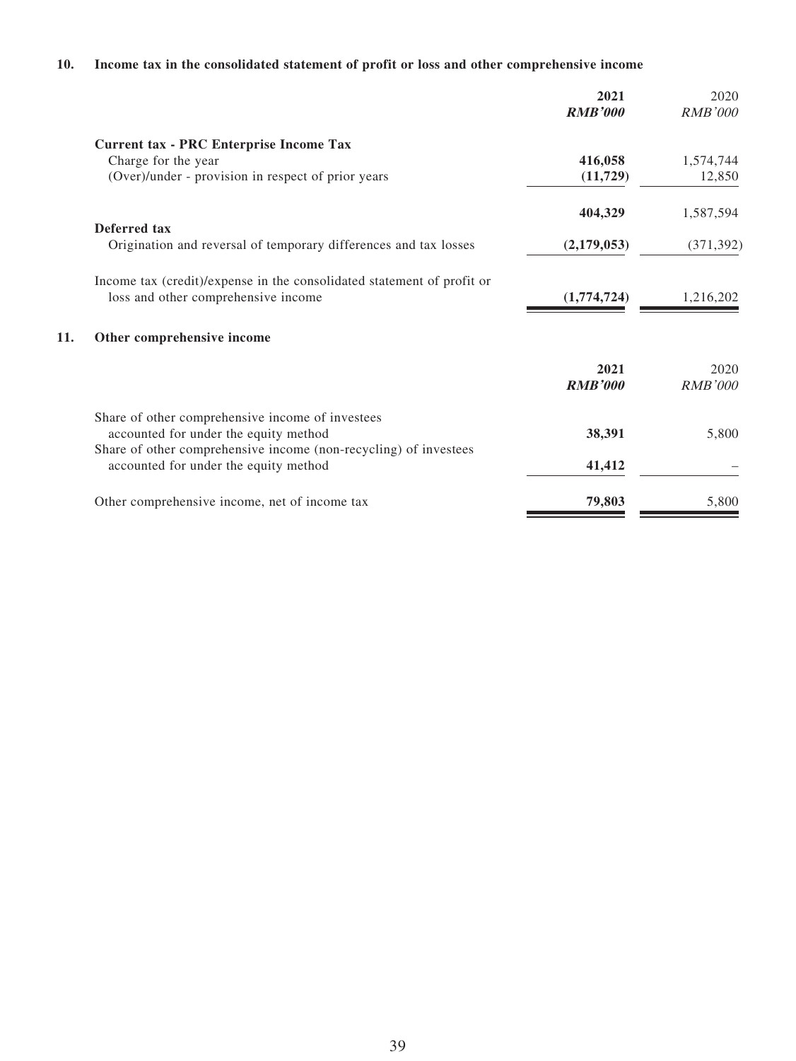## 10. Income tax in the consolidated statement of profit or loss and other comprehensive income

| | **2021** | 2020 |
|---|---|---|
| | ***RMB'000*** | *RMB'000* |
| **Current tax - PRC Enterprise Income Tax** | | |
| Charge for the year | **416,058** | 1,574,744 |
| (Over)/under - provision in respect of prior years | **(11,729)** | 12,850 |
| | **404,329** | 1,587,594 |
| **Deferred tax** | | |
| Origination and reversal of temporary differences and tax losses | **(2,179,053)** | (371,392) |
| Income tax (credit)/expense in the consolidated statement of profit or loss and other comprehensive income | **(1,774,724)** | 1,216,202 |

## 11. Other comprehensive income

| | **2021** | 2020 |
|---|---|---|
| | ***RMB'000*** | *RMB'000* |
| Share of other comprehensive income of investees accounted for under the equity method | **38,391** | 5,800 |
| Share of other comprehensive income (non-recycling) of investees accounted for under the equity method | **41,412** | – |
| Other comprehensive income, net of income tax | **79,803** | 5,800 |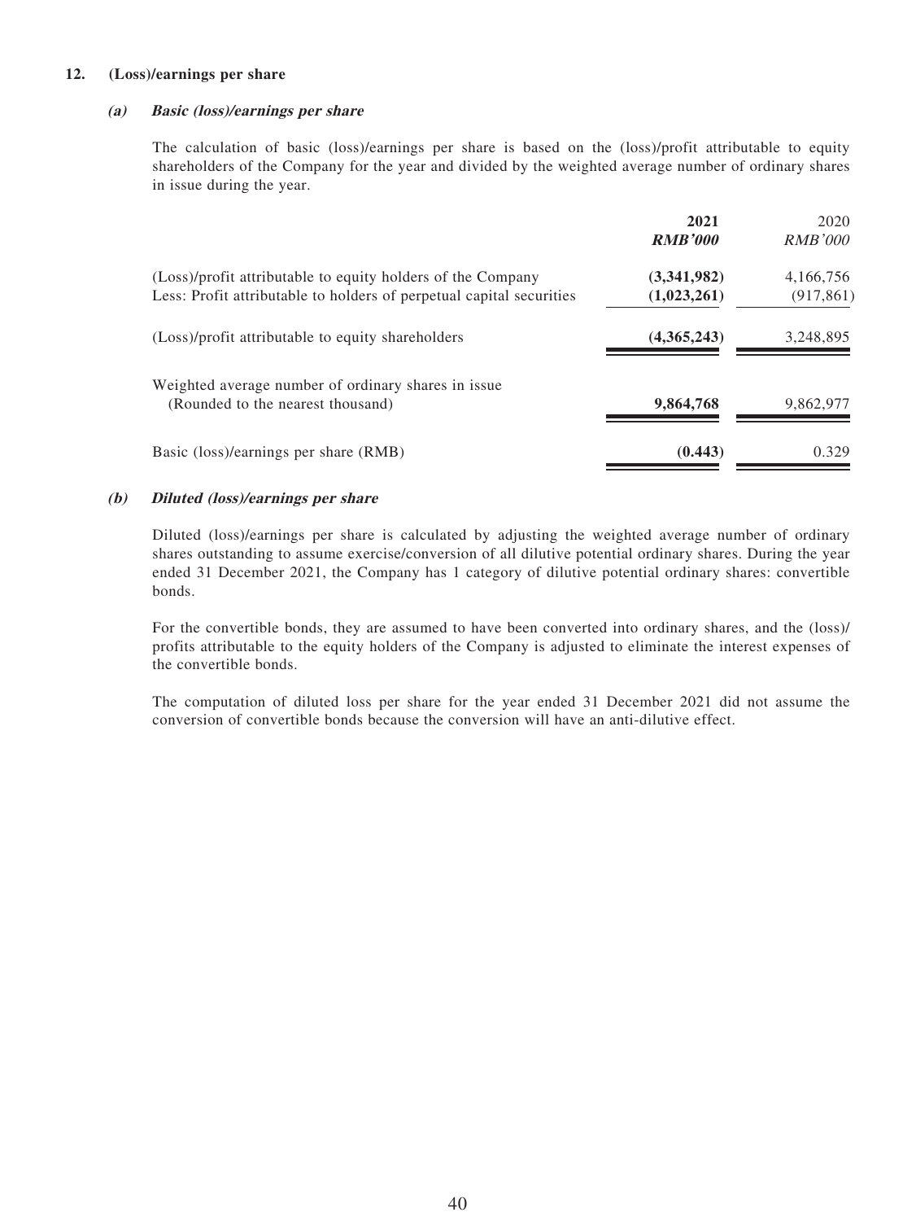## 12. (Loss)/earnings per share

### *(a) Basic (loss)/earnings per share*

The calculation of basic (loss)/earnings per share is based on the (loss)/profit attributable to equity shareholders of the Company for the year and divided by the weighted average number of ordinary shares in issue during the year.

| | **2021** | 2020 |
|---|---|---|
| | ***RMB'000*** | *RMB'000* |
| (Loss)/profit attributable to equity holders of the Company | **(3,341,982)** | 4,166,756 |
| Less: Profit attributable to holders of perpetual capital securities | **(1,023,261)** | (917,861) |
| (Loss)/profit attributable to equity shareholders | **(4,365,243)** | 3,248,895 |
| Weighted average number of ordinary shares in issue (Rounded to the nearest thousand) | **9,864,768** | 9,862,977 |
| Basic (loss)/earnings per share (RMB) | **(0.443)** | 0.329 |

### *(b) Diluted (loss)/earnings per share*

Diluted (loss)/earnings per share is calculated by adjusting the weighted average number of ordinary shares outstanding to assume exercise/conversion of all dilutive potential ordinary shares. During the year ended 31 December 2021, the Company has 1 category of dilutive potential ordinary shares: convertible bonds.

For the convertible bonds, they are assumed to have been converted into ordinary shares, and the (loss)/profits attributable to the equity holders of the Company is adjusted to eliminate the interest expenses of the convertible bonds.

The computation of diluted loss per share for the year ended 31 December 2021 did not assume the conversion of convertible bonds because the conversion will have an anti-dilutive effect.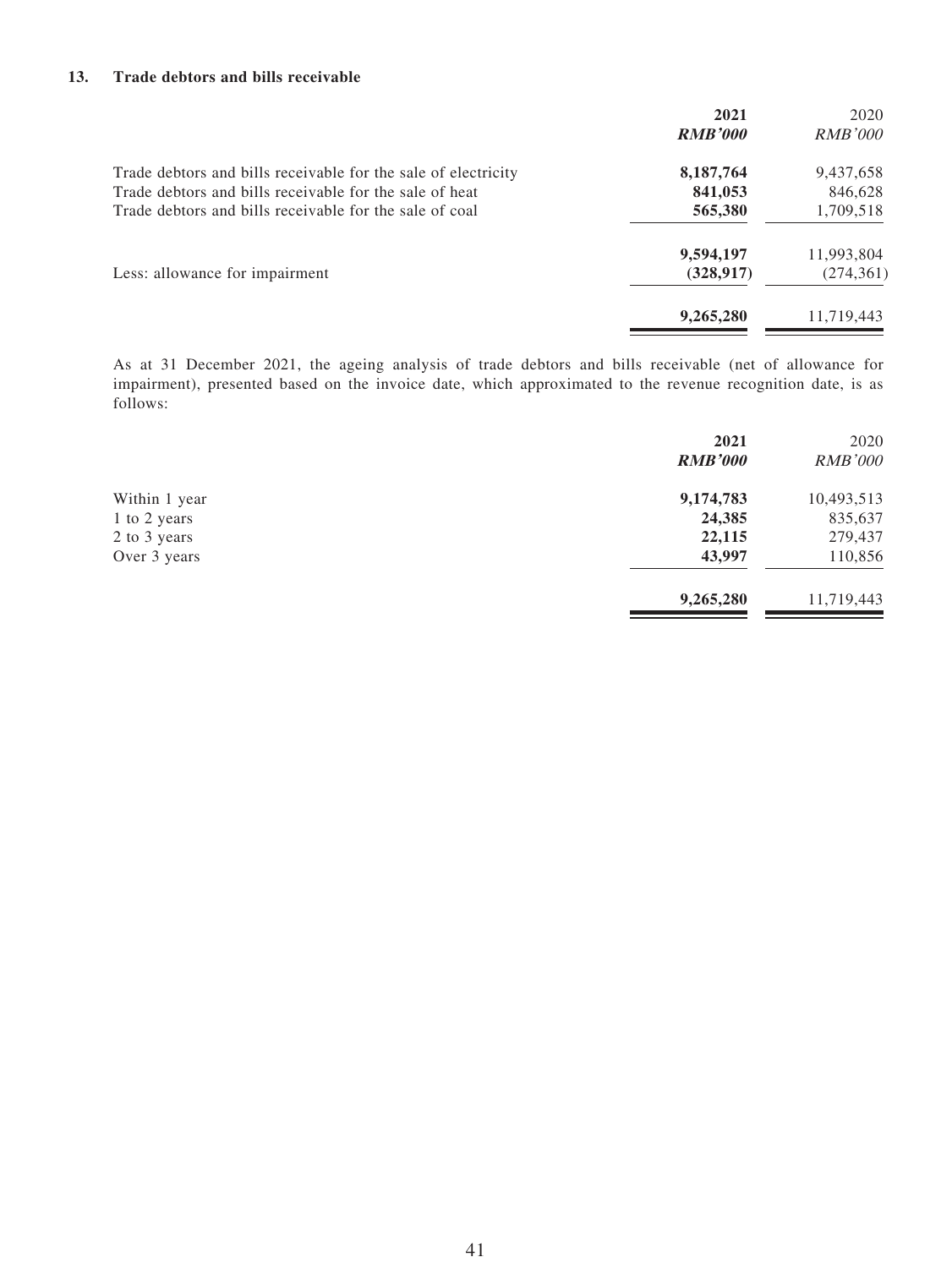### 13. Trade debtors and bills receivable

| | **2021** | 2020 |
|---|---|---|
| | ***RMB'000*** | *RMB'000* |
| Trade debtors and bills receivable for the sale of electricity | **8,187,764** | 9,437,658 |
| Trade debtors and bills receivable for the sale of heat | **841,053** | 846,628 |
| Trade debtors and bills receivable for the sale of coal | **565,380** | 1,709,518 |
| | **9,594,197** | 11,993,804 |
| Less: allowance for impairment | **(328,917)** | (274,361) |
| | **9,265,280** | 11,719,443 |

As at 31 December 2021, the ageing analysis of trade debtors and bills receivable (net of allowance for impairment), presented based on the invoice date, which approximated to the revenue recognition date, is as follows:

| | **2021** | 2020 |
|---|---|---|
| | ***RMB'000*** | *RMB'000* |
| Within 1 year | **9,174,783** | 10,493,513 |
| 1 to 2 years | **24,385** | 835,637 |
| 2 to 3 years | **22,115** | 279,437 |
| Over 3 years | **43,997** | 110,856 |
| | **9,265,280** | 11,719,443 |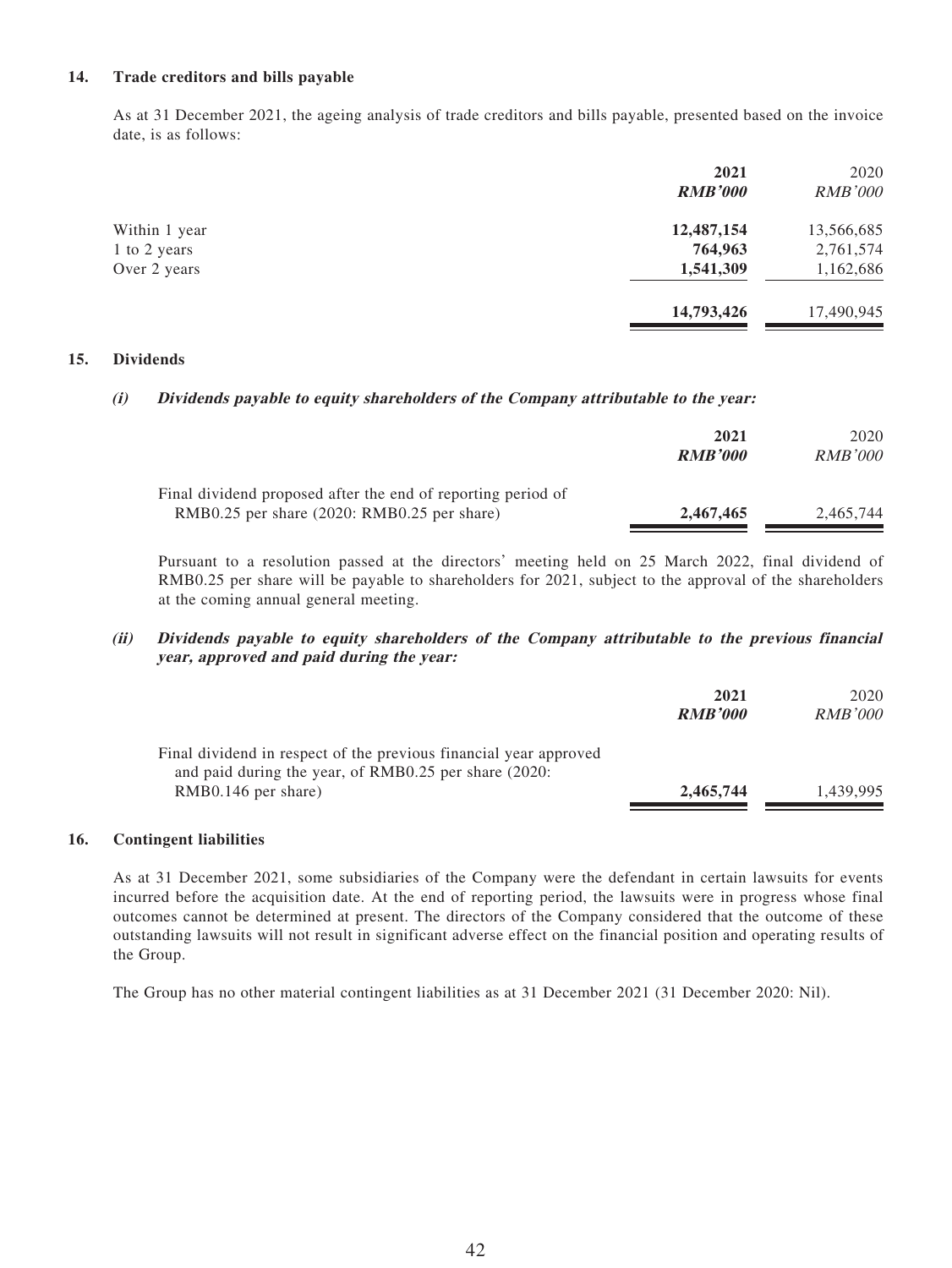## 14. Trade creditors and bills payable

As at 31 December 2021, the ageing analysis of trade creditors and bills payable, presented based on the invoice date, is as follows:

| | 2021 | 2020 |
|---|---|---|
| | RMB'000 | RMB'000 |
| Within 1 year | **12,487,154** | 13,566,685 |
| 1 to 2 years | **764,963** | 2,761,574 |
| Over 2 years | **1,541,309** | 1,162,686 |
| | **14,793,426** | 17,490,945 |

## 15. Dividends

### (i) Dividends payable to equity shareholders of the Company attributable to the year:

| | 2021 | 2020 |
|---|---|---|
| | RMB'000 | RMB'000 |
| Final dividend proposed after the end of reporting period of RMB0.25 per share (2020: RMB0.25 per share) | **2,467,465** | 2,465,744 |

Pursuant to a resolution passed at the directors' meeting held on 25 March 2022, final dividend of RMB0.25 per share will be payable to shareholders for 2021, subject to the approval of the shareholders at the coming annual general meeting.

### (ii) Dividends payable to equity shareholders of the Company attributable to the previous financial year, approved and paid during the year:

| | 2021 | 2020 |
|---|---|---|
| | RMB'000 | RMB'000 |
| Final dividend in respect of the previous financial year approved and paid during the year, of RMB0.25 per share (2020: RMB0.146 per share) | **2,465,744** | 1,439,995 |

## 16. Contingent liabilities

As at 31 December 2021, some subsidiaries of the Company were the defendant in certain lawsuits for events incurred before the acquisition date. At the end of reporting period, the lawsuits were in progress whose final outcomes cannot be determined at present. The directors of the Company considered that the outcome of these outstanding lawsuits will not result in significant adverse effect on the financial position and operating results of the Group.

The Group has no other material contingent liabilities as at 31 December 2021 (31 December 2020: Nil).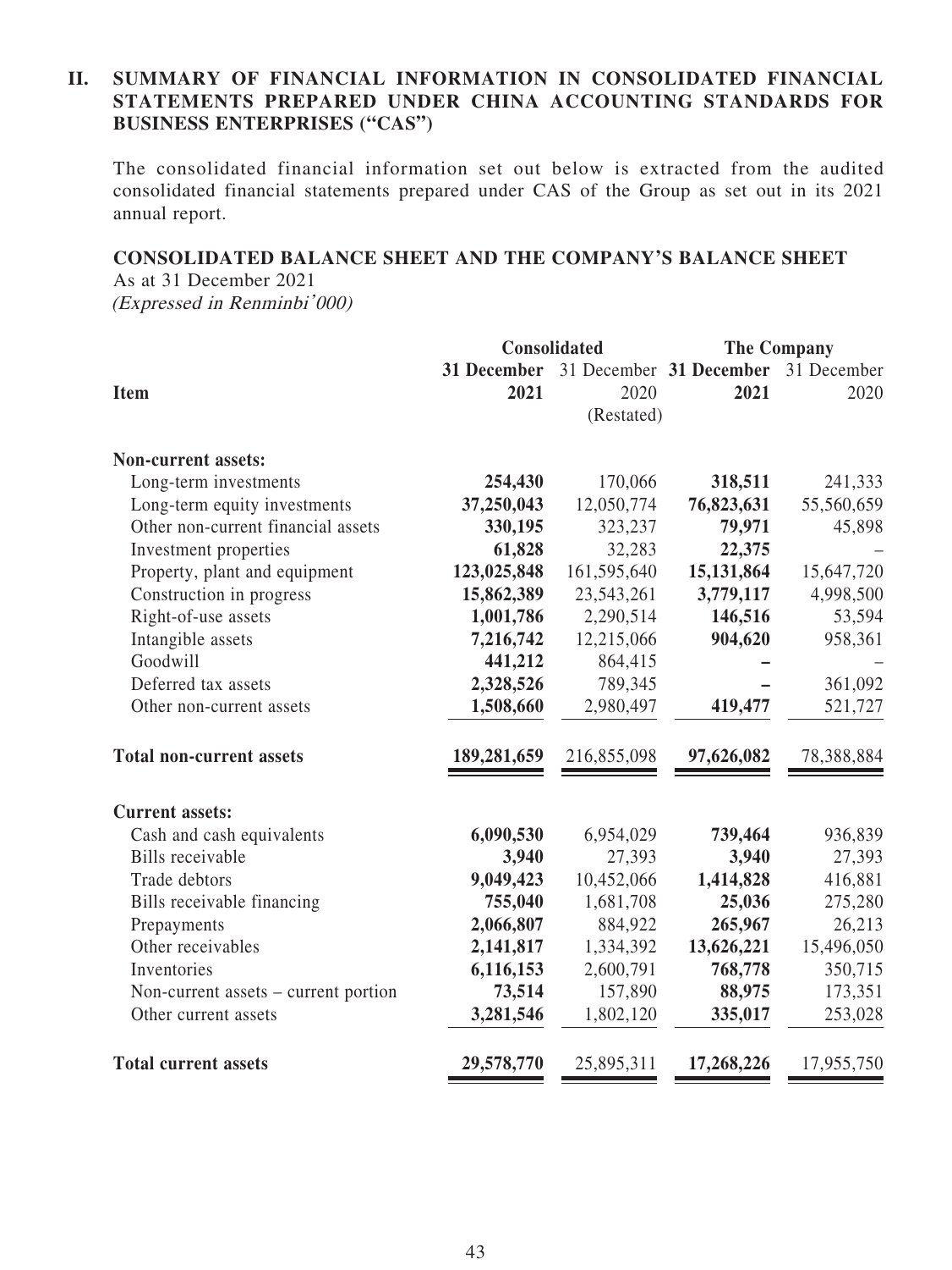## II. SUMMARY OF FINANCIAL INFORMATION IN CONSOLIDATED FINANCIAL STATEMENTS PREPARED UNDER CHINA ACCOUNTING STANDARDS FOR BUSINESS ENTERPRISES ("CAS")

The consolidated financial information set out below is extracted from the audited consolidated financial statements prepared under CAS of the Group as set out in its 2021 annual report.

### CONSOLIDATED BALANCE SHEET AND THE COMPANY'S BALANCE SHEET

As at 31 December 2021
*(Expressed in Renminbi'000)*

| | Consolidated | | The Company | |
|---|---|---|---|---|
| **Item** | **31 December 2021** | 31 December 2020 (Restated) | **31 December 2021** | 31 December 2020 |
| **Non-current assets:** | | | | |
| Long-term investments | **254,430** | 170,066 | **318,511** | 241,333 |
| Long-term equity investments | **37,250,043** | 12,050,774 | **76,823,631** | 55,560,659 |
| Other non-current financial assets | **330,195** | 323,237 | **79,971** | 45,898 |
| Investment properties | **61,828** | 32,283 | **22,375** | – |
| Property, plant and equipment | **123,025,848** | 161,595,640 | **15,131,864** | 15,647,720 |
| Construction in progress | **15,862,389** | 23,543,261 | **3,779,117** | 4,998,500 |
| Right-of-use assets | **1,001,786** | 2,290,514 | **146,516** | 53,594 |
| Intangible assets | **7,216,742** | 12,215,066 | **904,620** | 958,361 |
| Goodwill | **441,212** | 864,415 | **–** | – |
| Deferred tax assets | **2,328,526** | 789,345 | **–** | 361,092 |
| Other non-current assets | **1,508,660** | 2,980,497 | **419,477** | 521,727 |
| **Total non-current assets** | **189,281,659** | 216,855,098 | **97,626,082** | 78,388,884 |
| **Current assets:** | | | | |
| Cash and cash equivalents | **6,090,530** | 6,954,029 | **739,464** | 936,839 |
| Bills receivable | **3,940** | 27,393 | **3,940** | 27,393 |
| Trade debtors | **9,049,423** | 10,452,066 | **1,414,828** | 416,881 |
| Bills receivable financing | **755,040** | 1,681,708 | **25,036** | 275,280 |
| Prepayments | **2,066,807** | 884,922 | **265,967** | 26,213 |
| Other receivables | **2,141,817** | 1,334,392 | **13,626,221** | 15,496,050 |
| Inventories | **6,116,153** | 2,600,791 | **768,778** | 350,715 |
| Non-current assets – current portion | **73,514** | 157,890 | **88,975** | 173,351 |
| Other current assets | **3,281,546** | 1,802,120 | **335,017** | 253,028 |
| **Total current assets** | **29,578,770** | 25,895,311 | **17,268,226** | 17,955,750 |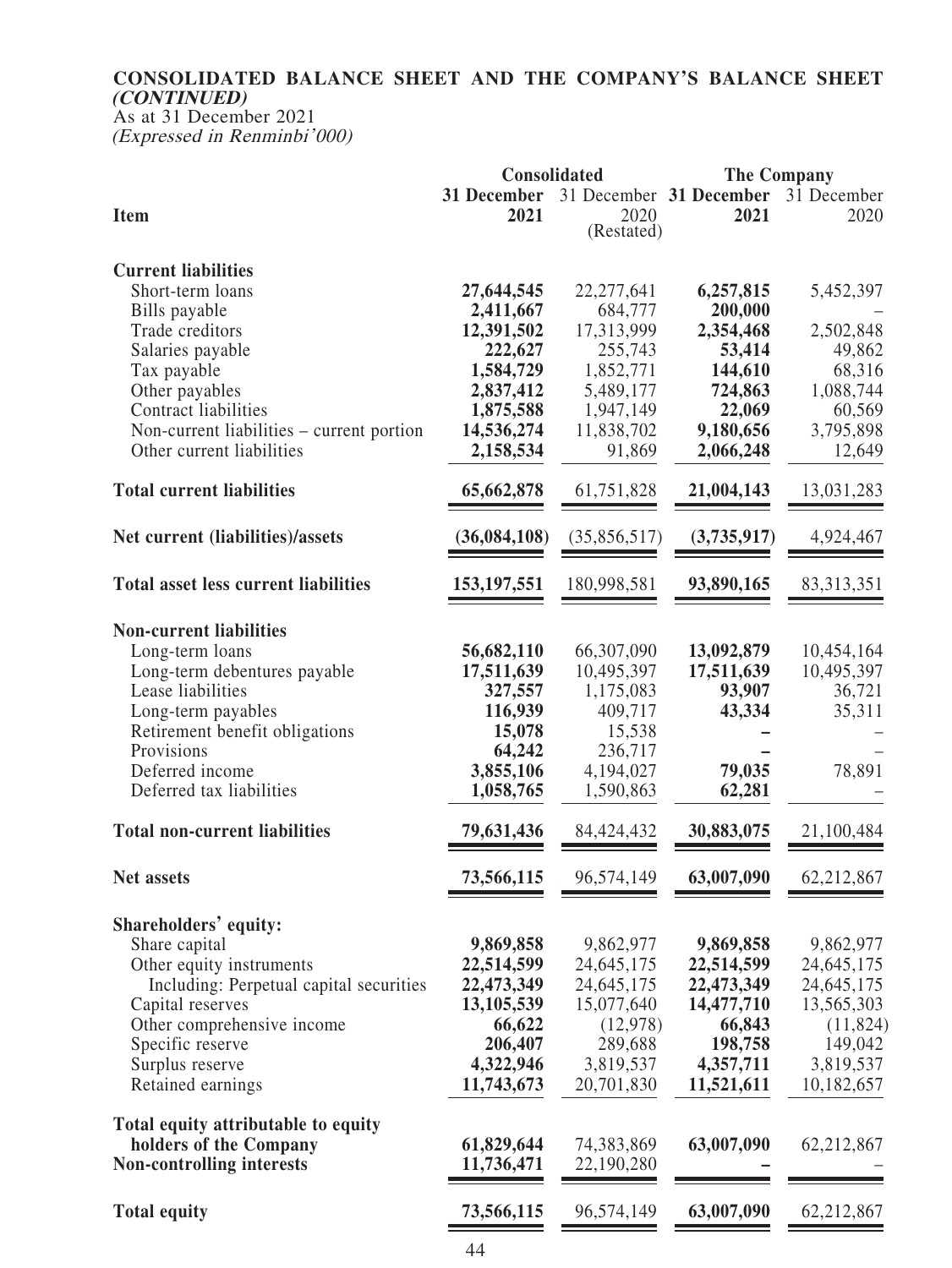**CONSOLIDATED BALANCE SHEET AND THE COMPANY'S BALANCE SHEET *(CONTINUED)***

As at 31 December 2021

*(Expressed in Renminbi'000)*

| Item | Consolidated | | The Company | |
|---|---|---|---|---|
| | **31 December 2021** | 31 December 2020 (Restated) | **31 December 2021** | 31 December 2020 |
| **Current liabilities** | | | | |
| Short-term loans | **27,644,545** | 22,277,641 | **6,257,815** | 5,452,397 |
| Bills payable | **2,411,667** | 684,777 | **200,000** | – |
| Trade creditors | **12,391,502** | 17,313,999 | **2,354,468** | 2,502,848 |
| Salaries payable | **222,627** | 255,743 | **53,414** | 49,862 |
| Tax payable | **1,584,729** | 1,852,771 | **144,610** | 68,316 |
| Other payables | **2,837,412** | 5,489,177 | **724,863** | 1,088,744 |
| Contract liabilities | **1,875,588** | 1,947,149 | **22,069** | 60,569 |
| Non-current liabilities – current portion | **14,536,274** | 11,838,702 | **9,180,656** | 3,795,898 |
| Other current liabilities | **2,158,534** | 91,869 | **2,066,248** | 12,649 |
| **Total current liabilities** | **65,662,878** | 61,751,828 | **21,004,143** | 13,031,283 |
| **Net current (liabilities)/assets** | **(36,084,108)** | (35,856,517) | **(3,735,917)** | 4,924,467 |
| **Total asset less current liabilities** | **153,197,551** | 180,998,581 | **93,890,165** | 83,313,351 |
| **Non-current liabilities** | | | | |
| Long-term loans | **56,682,110** | 66,307,090 | **13,092,879** | 10,454,164 |
| Long-term debentures payable | **17,511,639** | 10,495,397 | **17,511,639** | 10,495,397 |
| Lease liabilities | **327,557** | 1,175,083 | **93,907** | 36,721 |
| Long-term payables | **116,939** | 409,717 | **43,334** | 35,311 |
| Retirement benefit obligations | **15,078** | 15,538 | **–** | – |
| Provisions | **64,242** | 236,717 | **–** | – |
| Deferred income | **3,855,106** | 4,194,027 | **79,035** | 78,891 |
| Deferred tax liabilities | **1,058,765** | 1,590,863 | **62,281** | – |
| **Total non-current liabilities** | **79,631,436** | 84,424,432 | **30,883,075** | 21,100,484 |
| **Net assets** | **73,566,115** | 96,574,149 | **63,007,090** | 62,212,867 |
| **Shareholders' equity:** | | | | |
| Share capital | **9,869,858** | 9,862,977 | **9,869,858** | 9,862,977 |
| Other equity instruments | **22,514,599** | 24,645,175 | **22,514,599** | 24,645,175 |
| Including: Perpetual capital securities | **22,473,349** | 24,645,175 | **22,473,349** | 24,645,175 |
| Capital reserves | **13,105,539** | 15,077,640 | **14,477,710** | 13,565,303 |
| Other comprehensive income | **66,622** | (12,978) | **66,843** | (11,824) |
| Specific reserve | **206,407** | 289,688 | **198,758** | 149,042 |
| Surplus reserve | **4,322,946** | 3,819,537 | **4,357,711** | 3,819,537 |
| Retained earnings | **11,743,673** | 20,701,830 | **11,521,611** | 10,182,657 |
| **Total equity attributable to equity holders of the Company** | **61,829,644** | 74,383,869 | **63,007,090** | 62,212,867 |
| **Non-controlling interests** | **11,736,471** | 22,190,280 | **–** | – |
| **Total equity** | **73,566,115** | 96,574,149 | **63,007,090** | 62,212,867 |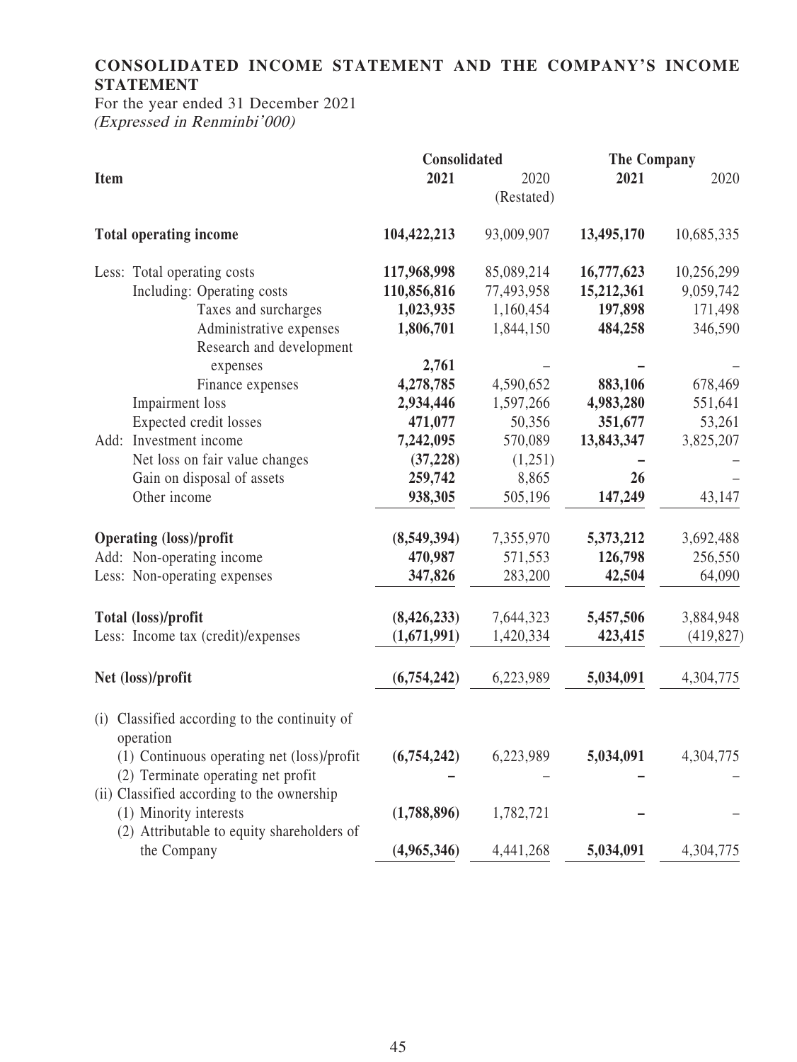## CONSOLIDATED INCOME STATEMENT AND THE COMPANY'S INCOME STATEMENT

For the year ended 31 December 2021

*(Expressed in Renminbi'000)*

| Item | Consolidated | | The Company | |
|---|---|---|---|---|
| | **2021** | 2020 (Restated) | **2021** | 2020 |
| **Total operating income** | **104,422,213** | 93,009,907 | **13,495,170** | 10,685,335 |
| Less: Total operating costs | **117,968,998** | 85,089,214 | **16,777,623** | 10,256,299 |
| Including: Operating costs | **110,856,816** | 77,493,958 | **15,212,361** | 9,059,742 |
| Taxes and surcharges | **1,023,935** | 1,160,454 | **197,898** | 171,498 |
| Administrative expenses | **1,806,701** | 1,844,150 | **484,258** | 346,590 |
| Research and development expenses | **2,761** | – | **–** | – |
| Finance expenses | **4,278,785** | 4,590,652 | **883,106** | 678,469 |
| Impairment loss | **2,934,446** | 1,597,266 | **4,983,280** | 551,641 |
| Expected credit losses | **471,077** | 50,356 | **351,677** | 53,261 |
| Add: Investment income | **7,242,095** | 570,089 | **13,843,347** | 3,825,207 |
| Net loss on fair value changes | **(37,228)** | (1,251) | **–** | – |
| Gain on disposal of assets | **259,742** | 8,865 | **26** | – |
| Other income | **938,305** | 505,196 | **147,249** | 43,147 |
| **Operating (loss)/profit** | **(8,549,394)** | 7,355,970 | **5,373,212** | 3,692,488 |
| Add: Non-operating income | **470,987** | 571,553 | **126,798** | 256,550 |
| Less: Non-operating expenses | **347,826** | 283,200 | **42,504** | 64,090 |
| **Total (loss)/profit** | **(8,426,233)** | 7,644,323 | **5,457,506** | 3,884,948 |
| Less: Income tax (credit)/expenses | **(1,671,991)** | 1,420,334 | **423,415** | (419,827) |
| **Net (loss)/profit** | **(6,754,242)** | 6,223,989 | **5,034,091** | 4,304,775 |
| (i) Classified according to the continuity of operation | | | | |
| (1) Continuous operating net (loss)/profit | **(6,754,242)** | 6,223,989 | **5,034,091** | 4,304,775 |
| (2) Terminate operating net profit | **–** | – | **–** | – |
| (ii) Classified according to the ownership | | | | |
| (1) Minority interests | **(1,788,896)** | 1,782,721 | **–** | – |
| (2) Attributable to equity shareholders of the Company | **(4,965,346)** | 4,441,268 | **5,034,091** | 4,304,775 |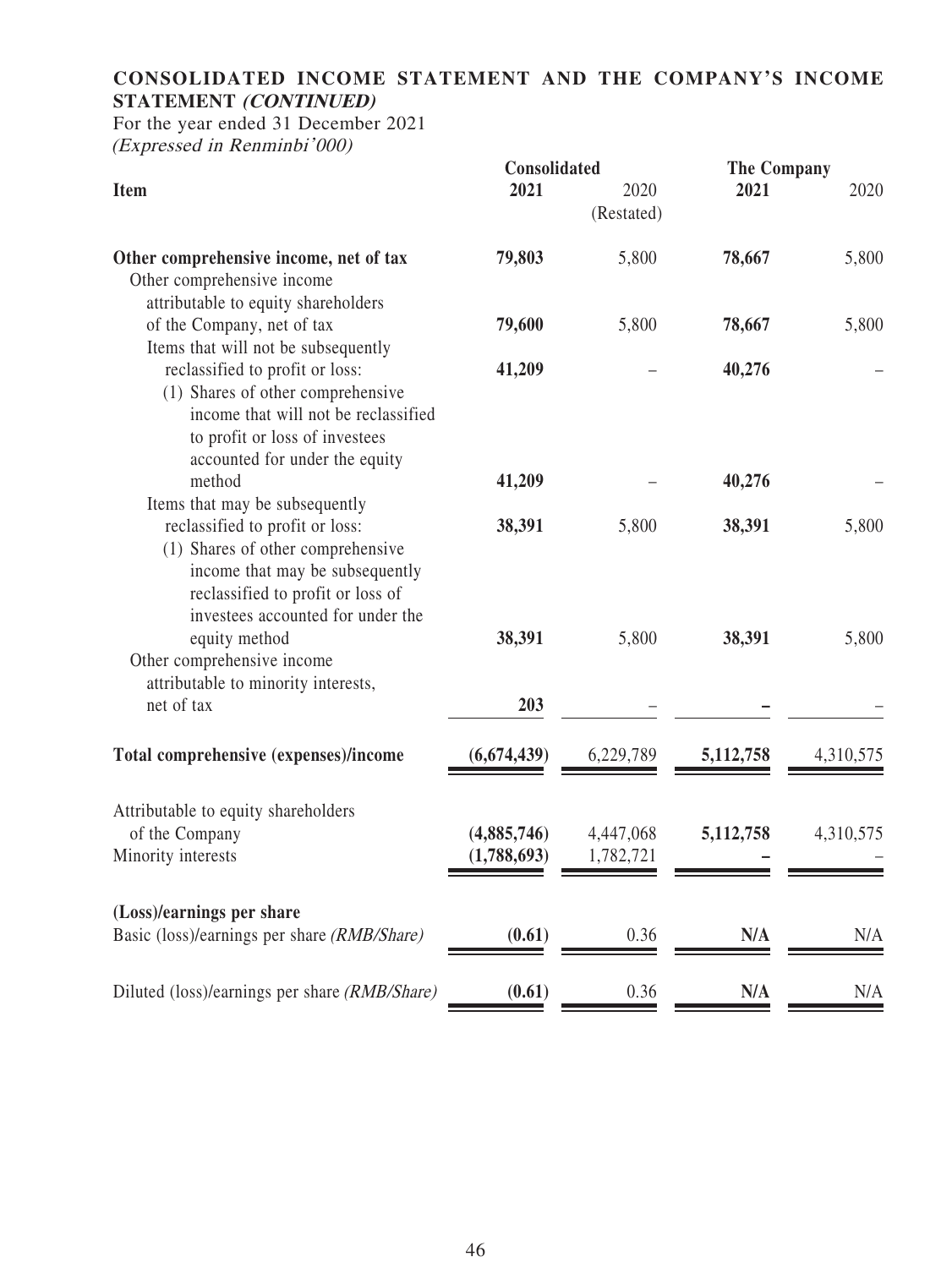## CONSOLIDATED INCOME STATEMENT AND THE COMPANY'S INCOME STATEMENT *(CONTINUED)*

For the year ended 31 December 2021

*(Expressed in Renminbi'000)*

| Item | Consolidated | | The Company | |
|---|---|---|---|---|
| | **2021** | 2020 (Restated) | **2021** | 2020 |
| **Other comprehensive income, net of tax** | **79,803** | 5,800 | **78,667** | 5,800 |
| Other comprehensive income attributable to equity shareholders of the Company, net of tax | **79,600** | 5,800 | **78,667** | 5,800 |
| Items that will not be subsequently reclassified to profit or loss: | **41,209** | – | **40,276** | – |
| (1) Shares of other comprehensive income that will not be reclassified to profit or loss of investees accounted for under the equity method | **41,209** | – | **40,276** | – |
| Items that may be subsequently reclassified to profit or loss: | **38,391** | 5,800 | **38,391** | 5,800 |
| (1) Shares of other comprehensive income that may be subsequently reclassified to profit or loss of investees accounted for under the equity method | **38,391** | 5,800 | **38,391** | 5,800 |
| Other comprehensive income attributable to minority interests, net of tax | **203** | – | **–** | – |
| **Total comprehensive (expenses)/income** | **(6,674,439)** | 6,229,789 | **5,112,758** | 4,310,575 |
| Attributable to equity shareholders of the Company | **(4,885,746)** | 4,447,068 | **5,112,758** | 4,310,575 |
| Minority interests | **(1,788,693)** | 1,782,721 | **–** | – |
| **(Loss)/earnings per share** | | | | |
| Basic (loss)/earnings per share *(RMB/Share)* | **(0.61)** | 0.36 | **N/A** | N/A |
| Diluted (loss)/earnings per share *(RMB/Share)* | **(0.61)** | 0.36 | **N/A** | N/A |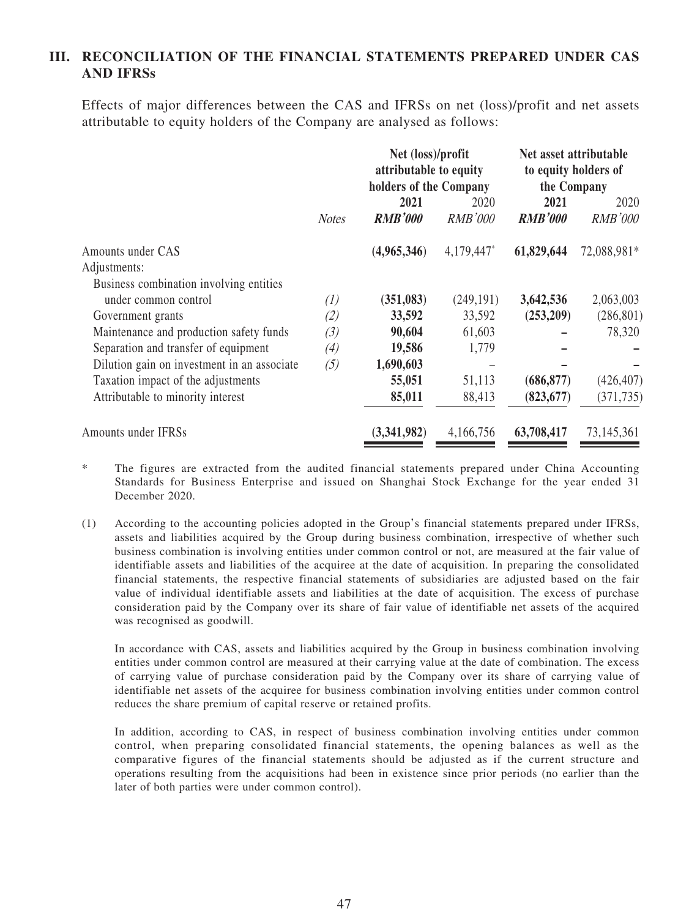## III. RECONCILIATION OF THE FINANCIAL STATEMENTS PREPARED UNDER CAS AND IFRSs

Effects of major differences between the CAS and IFRSs on net (loss)/profit and net assets attributable to equity holders of the Company are analysed as follows:

| | | Net (loss)/profit attributable to equity holders of the Company | | Net asset attributable to equity holders of the Company | |
|---|---|---|---|---|---|
| | *Notes* | **2021** | 2020 | **2021** | 2020 |
| | | ***RMB'000*** | *RMB'000* | ***RMB'000*** | *RMB'000* |
| Amounts under CAS | | **(4,965,346)** | 4,179,447* | **61,829,644** | 72,088,981* |
| Adjustments: | | | | | |
| Business combination involving entities under common control | *(1)* | **(351,083)** | (249,191) | **3,642,536** | 2,063,003 |
| Government grants | *(2)* | **33,592** | 33,592 | **(253,209)** | (286,801) |
| Maintenance and production safety funds | *(3)* | **90,604** | 61,603 | **–** | 78,320 |
| Separation and transfer of equipment | *(4)* | **19,586** | 1,779 | **–** | – |
| Dilution gain on investment in an associate | *(5)* | **1,690,603** | – | **–** | – |
| Taxation impact of the adjustments | | **55,051** | 51,113 | **(686,877)** | (426,407) |
| Attributable to minority interest | | **85,011** | 88,413 | **(823,677)** | (371,735) |
| Amounts under IFRSs | | **(3,341,982)** | 4,166,756 | **63,708,417** | 73,145,361 |

\* The figures are extracted from the audited financial statements prepared under China Accounting Standards for Business Enterprise and issued on Shanghai Stock Exchange for the year ended 31 December 2020.

(1) According to the accounting policies adopted in the Group's financial statements prepared under IFRSs, assets and liabilities acquired by the Group during business combination, irrespective of whether such business combination is involving entities under common control or not, are measured at the fair value of identifiable assets and liabilities of the acquiree at the date of acquisition. In preparing the consolidated financial statements, the respective financial statements of subsidiaries are adjusted based on the fair value of individual identifiable assets and liabilities at the date of acquisition. The excess of purchase consideration paid by the Company over its share of fair value of identifiable net assets of the acquired was recognised as goodwill.

In accordance with CAS, assets and liabilities acquired by the Group in business combination involving entities under common control are measured at their carrying value at the date of combination. The excess of carrying value of purchase consideration paid by the Company over its share of carrying value of identifiable net assets of the acquiree for business combination involving entities under common control reduces the share premium of capital reserve or retained profits.

In addition, according to CAS, in respect of business combination involving entities under common control, when preparing consolidated financial statements, the opening balances as well as the comparative figures of the financial statements should be adjusted as if the current structure and operations resulting from the acquisitions had been in existence since prior periods (no earlier than the later of both parties were under common control).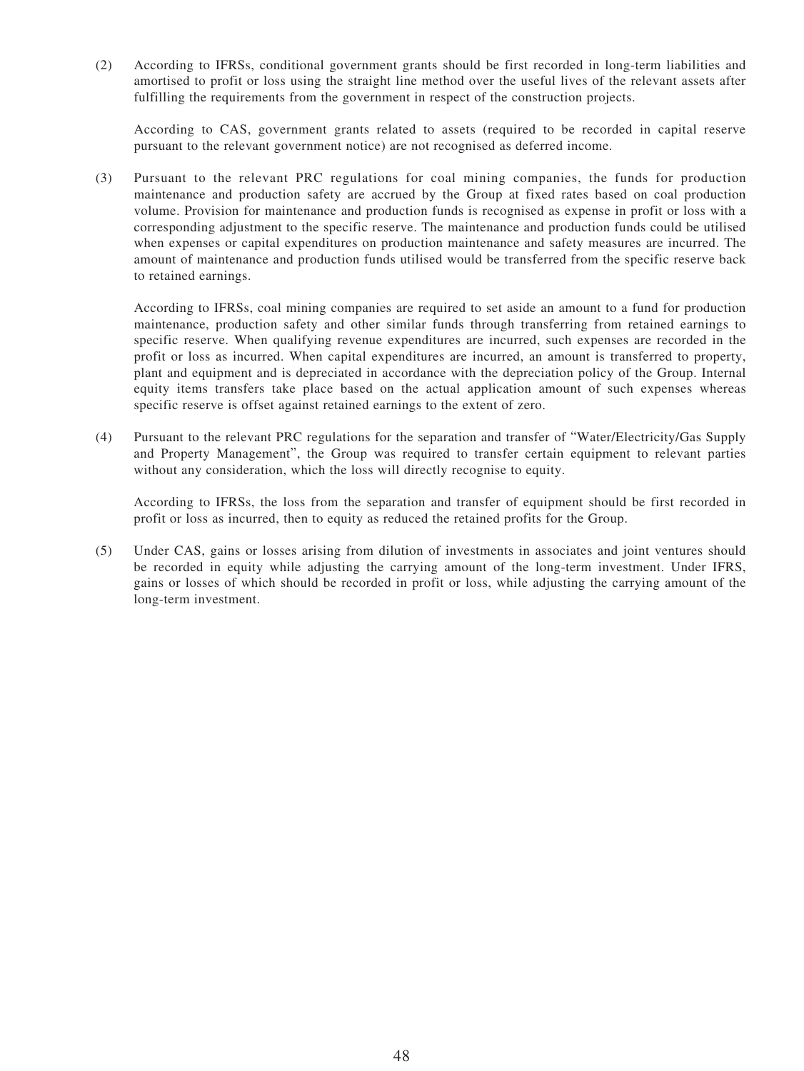(2) According to IFRSs, conditional government grants should be first recorded in long-term liabilities and amortised to profit or loss using the straight line method over the useful lives of the relevant assets after fulfilling the requirements from the government in respect of the construction projects.

According to CAS, government grants related to assets (required to be recorded in capital reserve pursuant to the relevant government notice) are not recognised as deferred income.

(3) Pursuant to the relevant PRC regulations for coal mining companies, the funds for production maintenance and production safety are accrued by the Group at fixed rates based on coal production volume. Provision for maintenance and production funds is recognised as expense in profit or loss with a corresponding adjustment to the specific reserve. The maintenance and production funds could be utilised when expenses or capital expenditures on production maintenance and safety measures are incurred. The amount of maintenance and production funds utilised would be transferred from the specific reserve back to retained earnings.

According to IFRSs, coal mining companies are required to set aside an amount to a fund for production maintenance, production safety and other similar funds through transferring from retained earnings to specific reserve. When qualifying revenue expenditures are incurred, such expenses are recorded in the profit or loss as incurred. When capital expenditures are incurred, an amount is transferred to property, plant and equipment and is depreciated in accordance with the depreciation policy of the Group. Internal equity items transfers take place based on the actual application amount of such expenses whereas specific reserve is offset against retained earnings to the extent of zero.

(4) Pursuant to the relevant PRC regulations for the separation and transfer of "Water/Electricity/Gas Supply and Property Management", the Group was required to transfer certain equipment to relevant parties without any consideration, which the loss will directly recognise to equity.

According to IFRSs, the loss from the separation and transfer of equipment should be first recorded in profit or loss as incurred, then to equity as reduced the retained profits for the Group.

(5) Under CAS, gains or losses arising from dilution of investments in associates and joint ventures should be recorded in equity while adjusting the carrying amount of the long-term investment. Under IFRS, gains or losses of which should be recorded in profit or loss, while adjusting the carrying amount of the long-term investment.